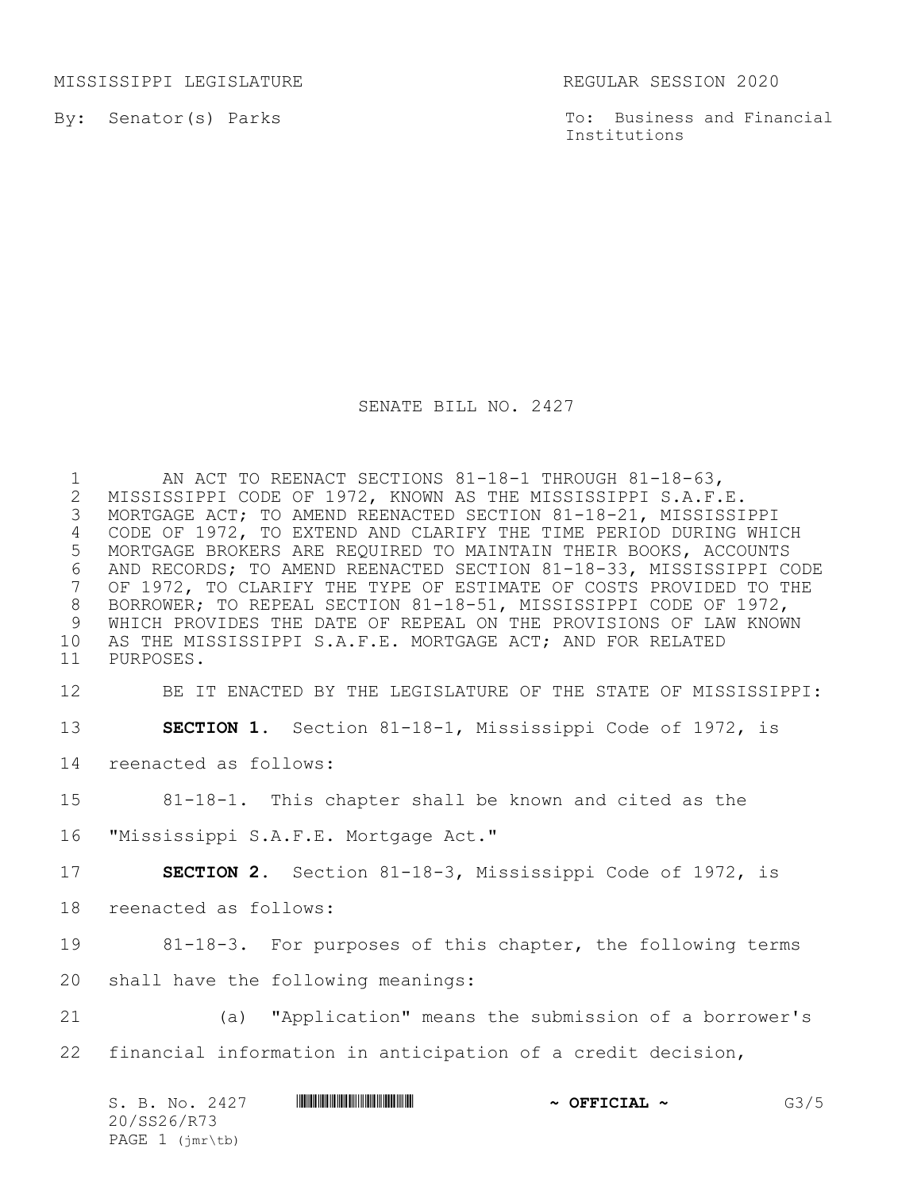MISSISSIPPI LEGISLATURE REGULAR SESSION 2020

By: Senator(s) Parks

To: Business and Financial Institutions

# SENATE BILL NO. 2427

AN ACT TO REENACT SECTIONS 81-18-1 THROUGH 81-18-63, MISSISSIPPI CODE OF 1972, KNOWN AS THE MISSISSIPPI S.A.F.E. MORTGAGE ACT; TO AMEND REENACTED SECTION 81-18-21, MISSISSIPPI CODE OF 1972, TO EXTEND AND CLARIFY THE TIME PERIOD DURING WHICH MORTGAGE BROKERS ARE REQUIRED TO MAINTAIN THEIR BOOKS, ACCOUNTS AND RECORDS; TO AMEND REENACTED SECTION 81-18-33, MISSISSIPPI CODE OF 1972, TO CLARIFY THE TYPE OF ESTIMATE OF COSTS PROVIDED TO THE BORROWER; TO REPEAL SECTION 81-18-51, MISSISSIPPI CODE OF 1972, WHICH PROVIDES THE DATE OF REPEAL ON THE PROVISIONS OF LAW KNOWN AS THE MISSISSIPPI S.A.F.E. MORTGAGE ACT; AND FOR RELATED PURPOSES.

BE IT ENACTED BY THE LEGISLATURE OF THE STATE OF MISSISSIPPI:

**SECTION 1.** Section 81-18-1, Mississippi Code of 1972, is reenacted as follows:

81-18-1. This chapter shall be known and cited as the "Mississippi S.A.F.E. Mortgage Act."

**SECTION 2.** Section 81-18-3, Mississippi Code of 1972, is reenacted as follows:

81-18-3. For purposes of this chapter, the following terms shall have the following meanings:

(a) "Application" means the submission of a borrower's financial information in anticipation of a credit decision,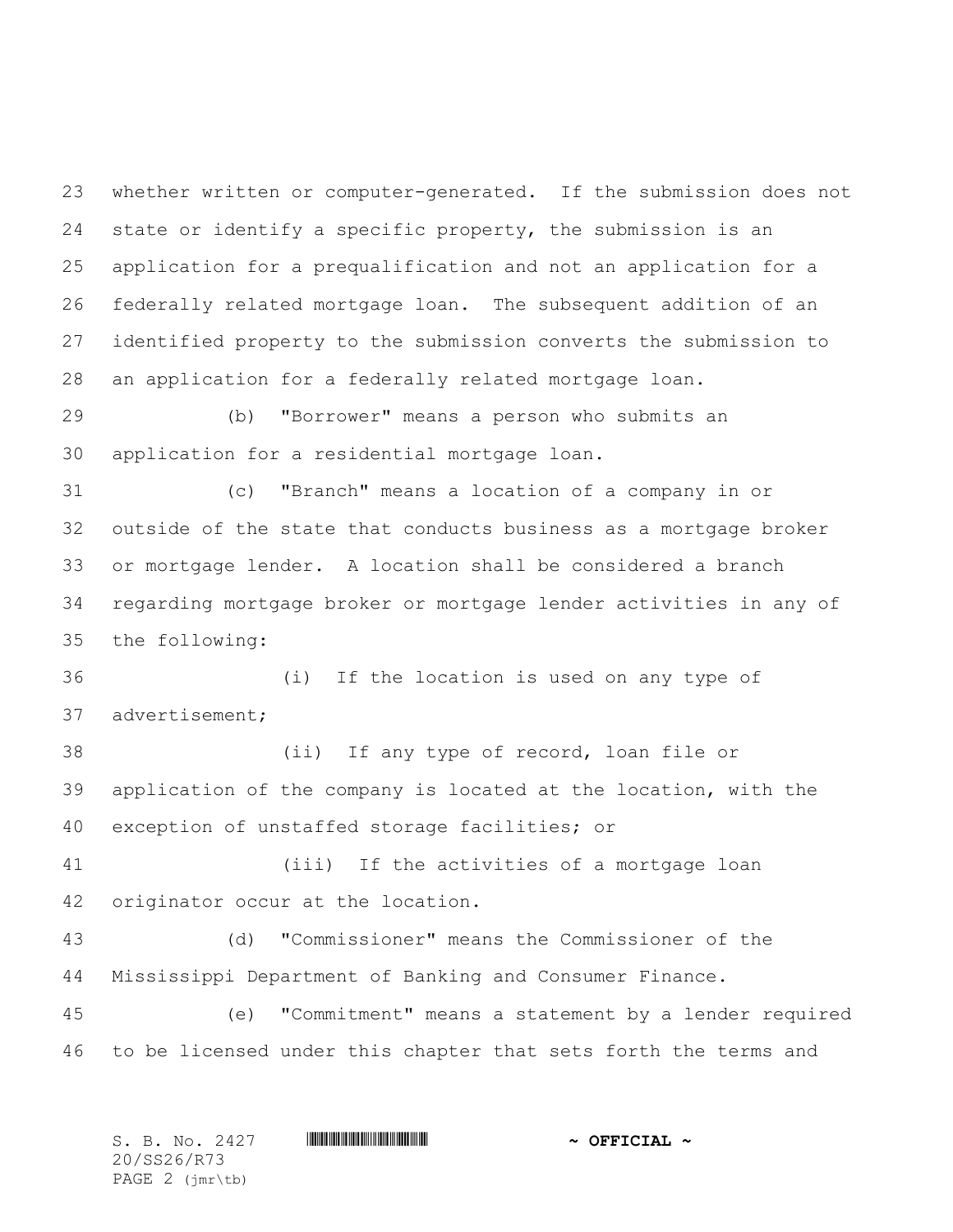whether written or computer-generated. If the submission does not state or identify a specific property, the submission is an application for a prequalification and not an application for a federally related mortgage loan. The subsequent addition of an identified property to the submission converts the submission to an application for a federally related mortgage loan.

(b) "Borrower" means a person who submits an application for a residential mortgage loan.

(c) "Branch" means a location of a company in or outside of the state that conducts business as a mortgage broker or mortgage lender. A location shall be considered a branch regarding mortgage broker or mortgage lender activities in any of the following:

(i) If the location is used on any type of advertisement;

(ii) If any type of record, loan file or application of the company is located at the location, with the exception of unstaffed storage facilities; or

(iii) If the activities of a mortgage loan originator occur at the location.

(d) "Commissioner" means the Commissioner of the Mississippi Department of Banking and Consumer Finance.

(e) "Commitment" means a statement by a lender required to be licensed under this chapter that sets forth the terms and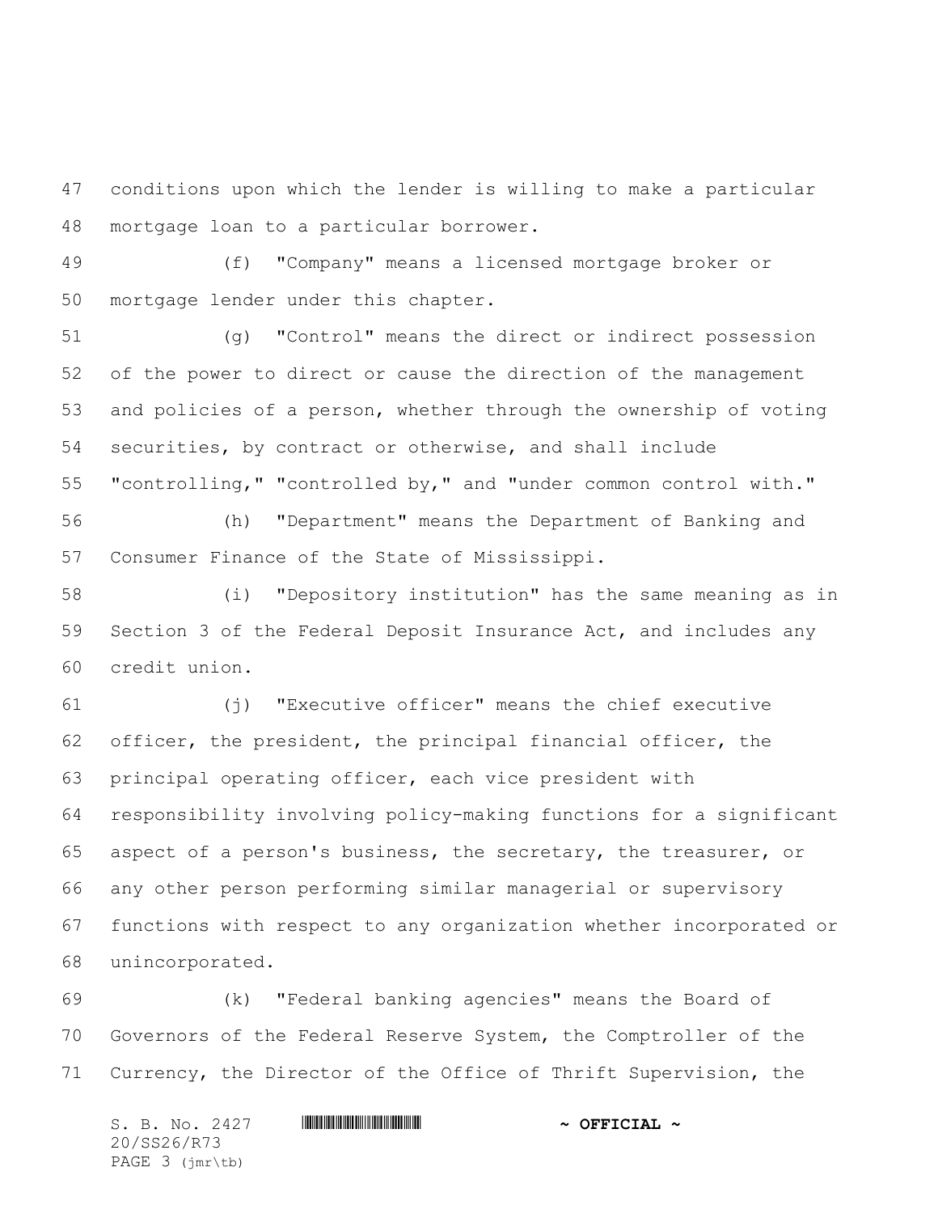conditions upon which the lender is willing to make a particular mortgage loan to a particular borrower.

(f) "Company" means a licensed mortgage broker or mortgage lender under this chapter.

(g) "Control" means the direct or indirect possession of the power to direct or cause the direction of the management and policies of a person, whether through the ownership of voting securities, by contract or otherwise, and shall include "controlling," "controlled by," and "under common control with."

(h) "Department" means the Department of Banking and Consumer Finance of the State of Mississippi.

(i) "Depository institution" has the same meaning as in Section 3 of the Federal Deposit Insurance Act, and includes any credit union.

(j) "Executive officer" means the chief executive officer, the president, the principal financial officer, the principal operating officer, each vice president with responsibility involving policy-making functions for a significant aspect of a person's business, the secretary, the treasurer, or any other person performing similar managerial or supervisory functions with respect to any organization whether incorporated or unincorporated.

(k) "Federal banking agencies" means the Board of Governors of the Federal Reserve System, the Comptroller of the Currency, the Director of the Office of Thrift Supervision, the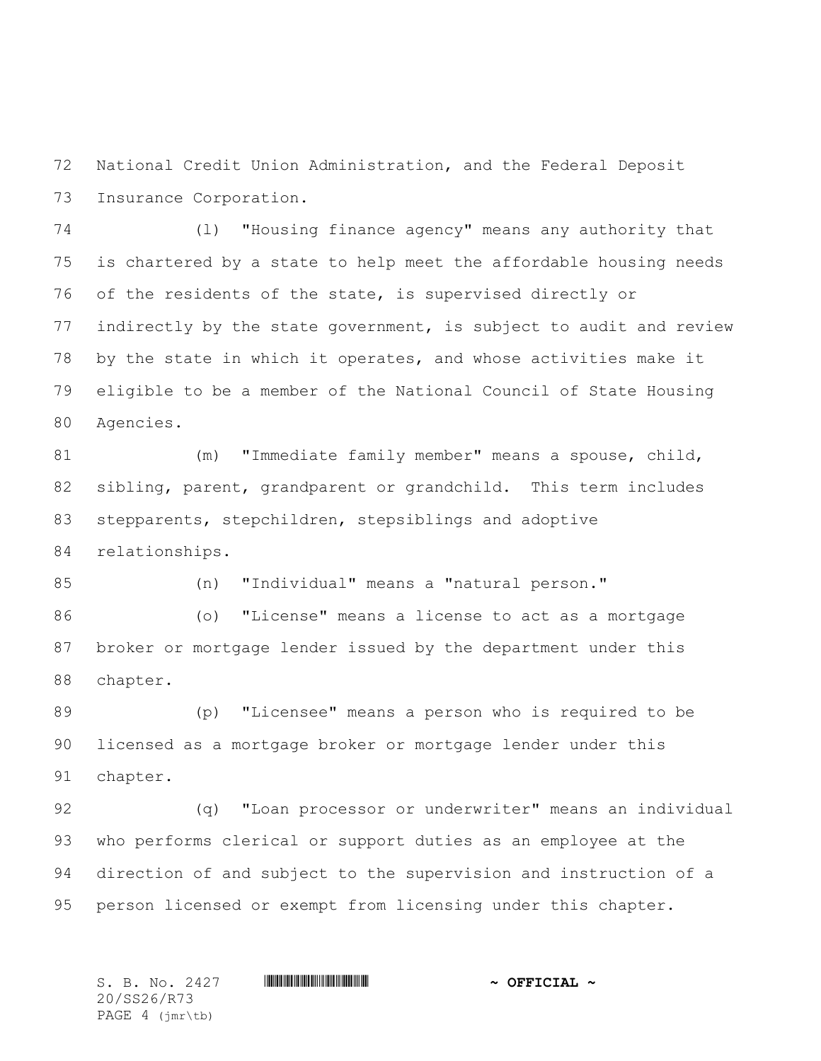National Credit Union Administration, and the Federal Deposit Insurance Corporation.

(l) "Housing finance agency" means any authority that is chartered by a state to help meet the affordable housing needs of the residents of the state, is supervised directly or indirectly by the state government, is subject to audit and review by the state in which it operates, and whose activities make it eligible to be a member of the National Council of State Housing Agencies.

(m) "Immediate family member" means a spouse, child, sibling, parent, grandparent or grandchild. This term includes stepparents, stepchildren, stepsiblings and adoptive relationships.

(n) "Individual" means a "natural person."

(o) "License" means a license to act as a mortgage broker or mortgage lender issued by the department under this chapter.

(p) "Licensee" means a person who is required to be licensed as a mortgage broker or mortgage lender under this chapter.

(q) "Loan processor or underwriter" means an individual who performs clerical or support duties as an employee at the direction of and subject to the supervision and instruction of a person licensed or exempt from licensing under this chapter.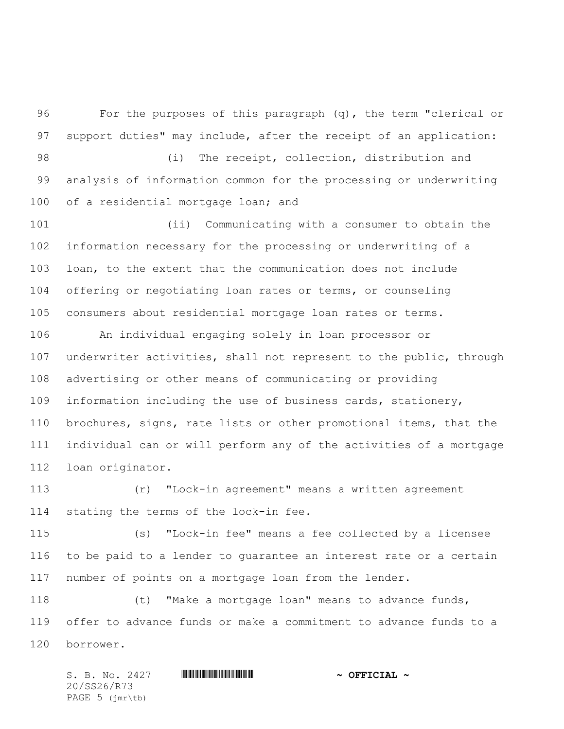For the purposes of this paragraph (q), the term "clerical or support duties" may include, after the receipt of an application:

(i) The receipt, collection, distribution and analysis of information common for the processing or underwriting of a residential mortgage loan; and

(ii) Communicating with a consumer to obtain the information necessary for the processing or underwriting of a loan, to the extent that the communication does not include offering or negotiating loan rates or terms, or counseling consumers about residential mortgage loan rates or terms.

An individual engaging solely in loan processor or underwriter activities, shall not represent to the public, through advertising or other means of communicating or providing information including the use of business cards, stationery, brochures, signs, rate lists or other promotional items, that the individual can or will perform any of the activities of a mortgage loan originator.

(r) "Lock-in agreement" means a written agreement stating the terms of the lock-in fee.

(s) "Lock-in fee" means a fee collected by a licensee to be paid to a lender to guarantee an interest rate or a certain number of points on a mortgage loan from the lender.

(t) "Make a mortgage loan" means to advance funds, offer to advance funds or make a commitment to advance funds to a borrower.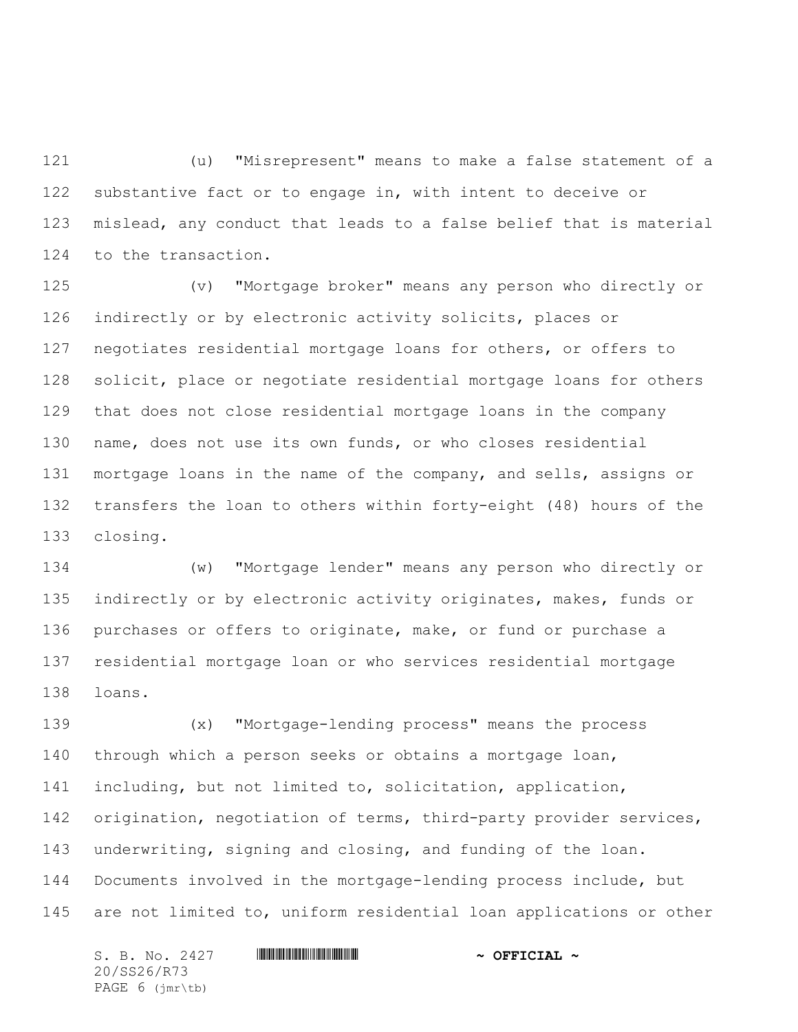(u) "Misrepresent" means to make a false statement of a substantive fact or to engage in, with intent to deceive or mislead, any conduct that leads to a false belief that is material to the transaction.

(v) "Mortgage broker" means any person who directly or indirectly or by electronic activity solicits, places or negotiates residential mortgage loans for others, or offers to solicit, place or negotiate residential mortgage loans for others that does not close residential mortgage loans in the company name, does not use its own funds, or who closes residential mortgage loans in the name of the company, and sells, assigns or transfers the loan to others within forty-eight (48) hours of the closing.

(w) "Mortgage lender" means any person who directly or indirectly or by electronic activity originates, makes, funds or purchases or offers to originate, make, or fund or purchase a residential mortgage loan or who services residential mortgage loans.

(x) "Mortgage-lending process" means the process through which a person seeks or obtains a mortgage loan, including, but not limited to, solicitation, application, origination, negotiation of terms, third-party provider services, underwriting, signing and closing, and funding of the loan. Documents involved in the mortgage-lending process include, but are not limited to, uniform residential loan applications or other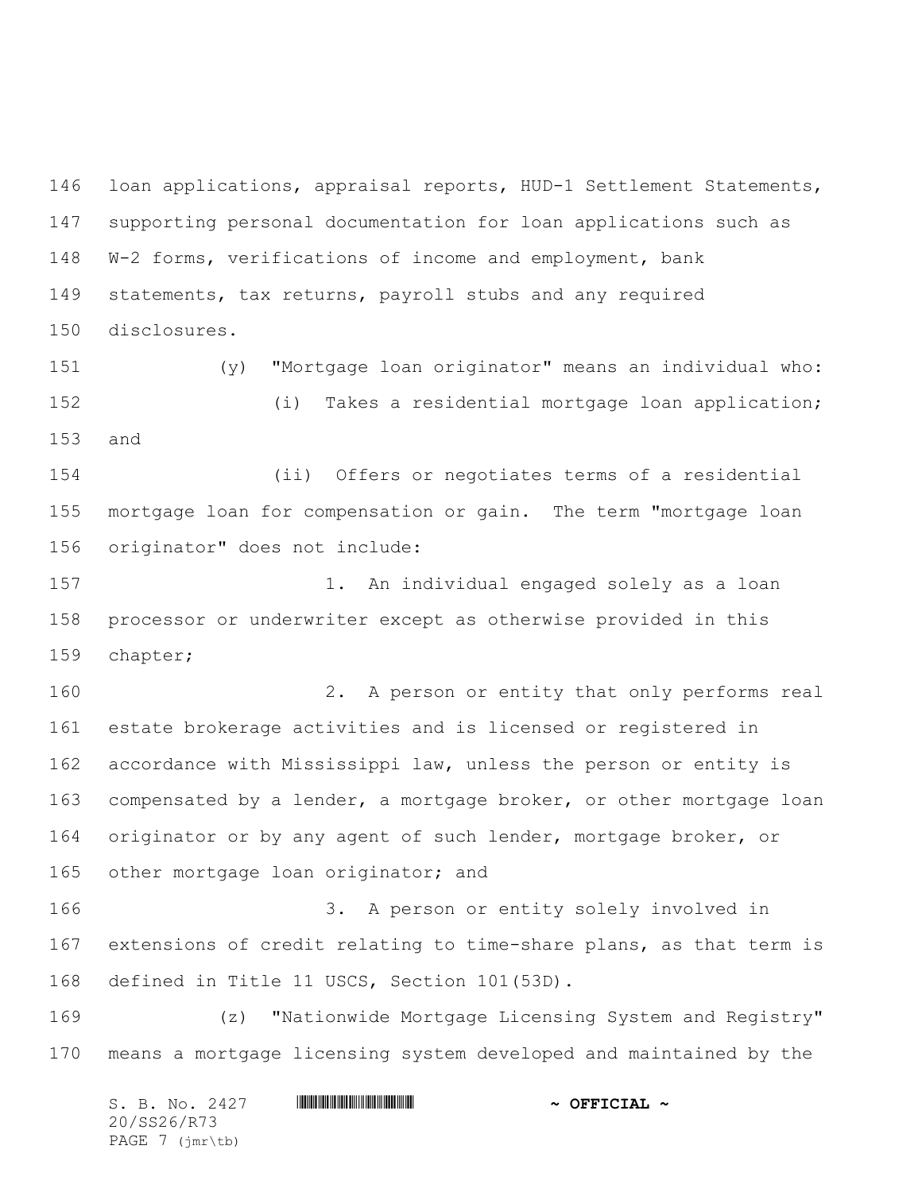loan applications, appraisal reports, HUD-1 Settlement Statements, supporting personal documentation for loan applications such as W-2 forms, verifications of income and employment, bank statements, tax returns, payroll stubs and any required disclosures.

(y) "Mortgage loan originator" means an individual who:

(i) Takes a residential mortgage loan application; and

(ii) Offers or negotiates terms of a residential mortgage loan for compensation or gain. The term "mortgage loan originator" does not include:

1. An individual engaged solely as a loan processor or underwriter except as otherwise provided in this chapter;

2. A person or entity that only performs real estate brokerage activities and is licensed or registered in accordance with Mississippi law, unless the person or entity is compensated by a lender, a mortgage broker, or other mortgage loan originator or by any agent of such lender, mortgage broker, or other mortgage loan originator; and

3. A person or entity solely involved in extensions of credit relating to time-share plans, as that term is defined in Title 11 USCS, Section 101(53D).

(z) "Nationwide Mortgage Licensing System and Registry" means a mortgage licensing system developed and maintained by the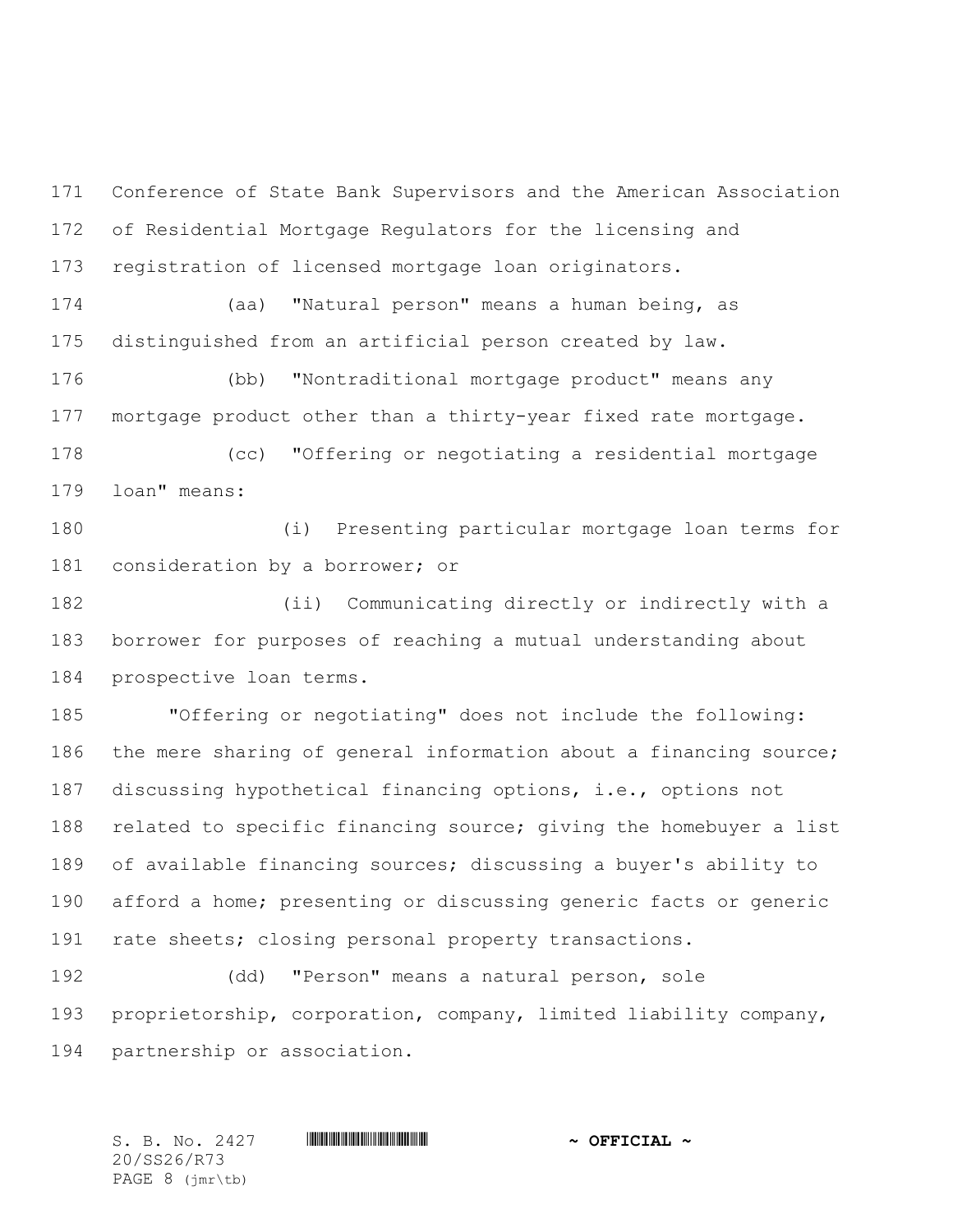Conference of State Bank Supervisors and the American Association of Residential Mortgage Regulators for the licensing and registration of licensed mortgage loan originators.

(aa) "Natural person" means a human being, as distinguished from an artificial person created by law.

(bb) "Nontraditional mortgage product" means any mortgage product other than a thirty-year fixed rate mortgage.

(cc) "Offering or negotiating a residential mortgage loan" means:

(i) Presenting particular mortgage loan terms for consideration by a borrower; or

(ii) Communicating directly or indirectly with a borrower for purposes of reaching a mutual understanding about prospective loan terms.

"Offering or negotiating" does not include the following: the mere sharing of general information about a financing source; discussing hypothetical financing options, i.e., options not related to specific financing source; giving the homebuyer a list of available financing sources; discussing a buyer's ability to afford a home; presenting or discussing generic facts or generic rate sheets; closing personal property transactions.

(dd) "Person" means a natural person, sole proprietorship, corporation, company, limited liability company, partnership or association.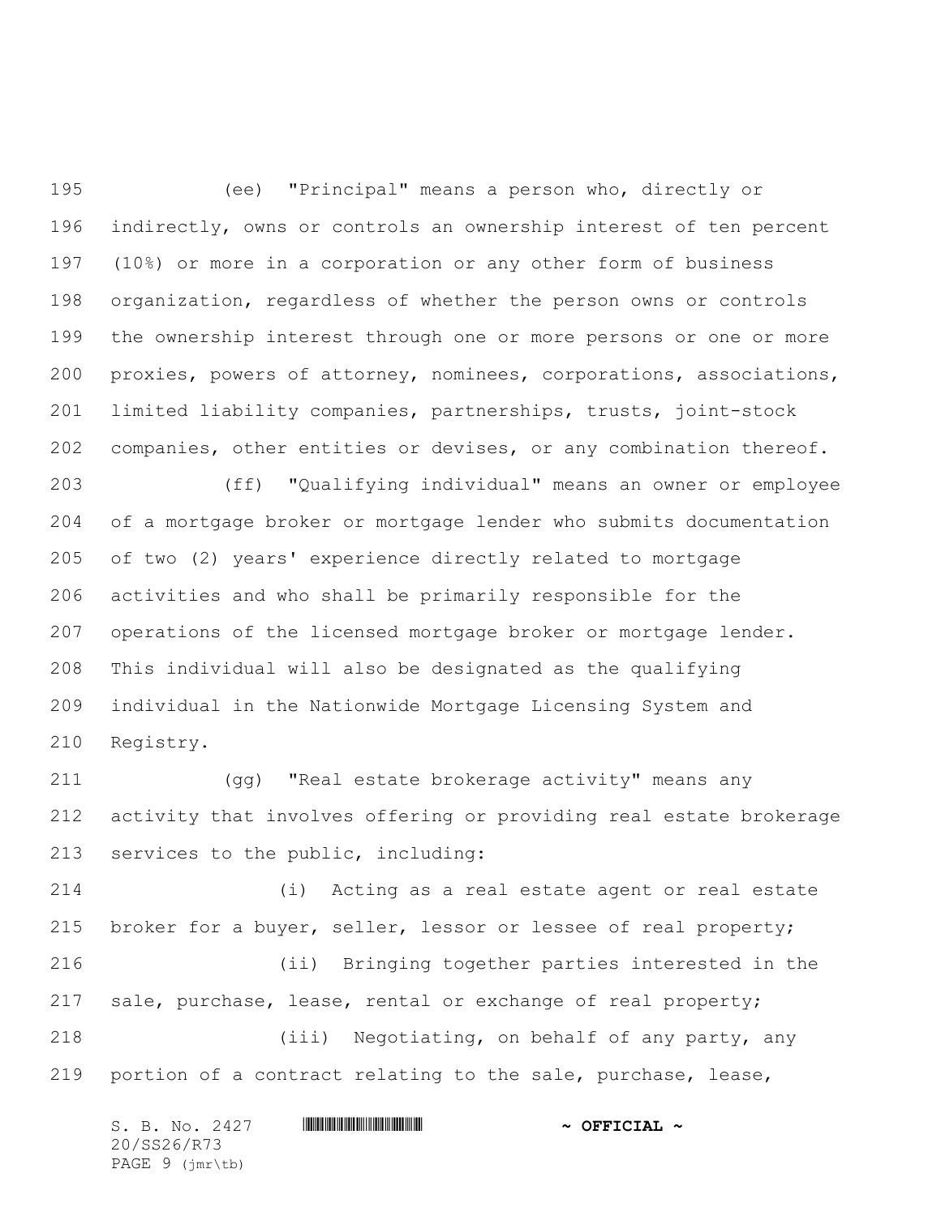(ee) "Principal" means a person who, directly or indirectly, owns or controls an ownership interest of ten percent (10%) or more in a corporation or any other form of business organization, regardless of whether the person owns or controls the ownership interest through one or more persons or one or more proxies, powers of attorney, nominees, corporations, associations, limited liability companies, partnerships, trusts, joint-stock companies, other entities or devises, or any combination thereof.

(ff) "Qualifying individual" means an owner or employee of a mortgage broker or mortgage lender who submits documentation of two (2) years' experience directly related to mortgage activities and who shall be primarily responsible for the operations of the licensed mortgage broker or mortgage lender. This individual will also be designated as the qualifying individual in the Nationwide Mortgage Licensing System and Registry.

(gg) "Real estate brokerage activity" means any activity that involves offering or providing real estate brokerage services to the public, including:

(i) Acting as a real estate agent or real estate broker for a buyer, seller, lessor or lessee of real property;

(ii) Bringing together parties interested in the sale, purchase, lease, rental or exchange of real property;

(iii) Negotiating, on behalf of any party, any portion of a contract relating to the sale, purchase, lease,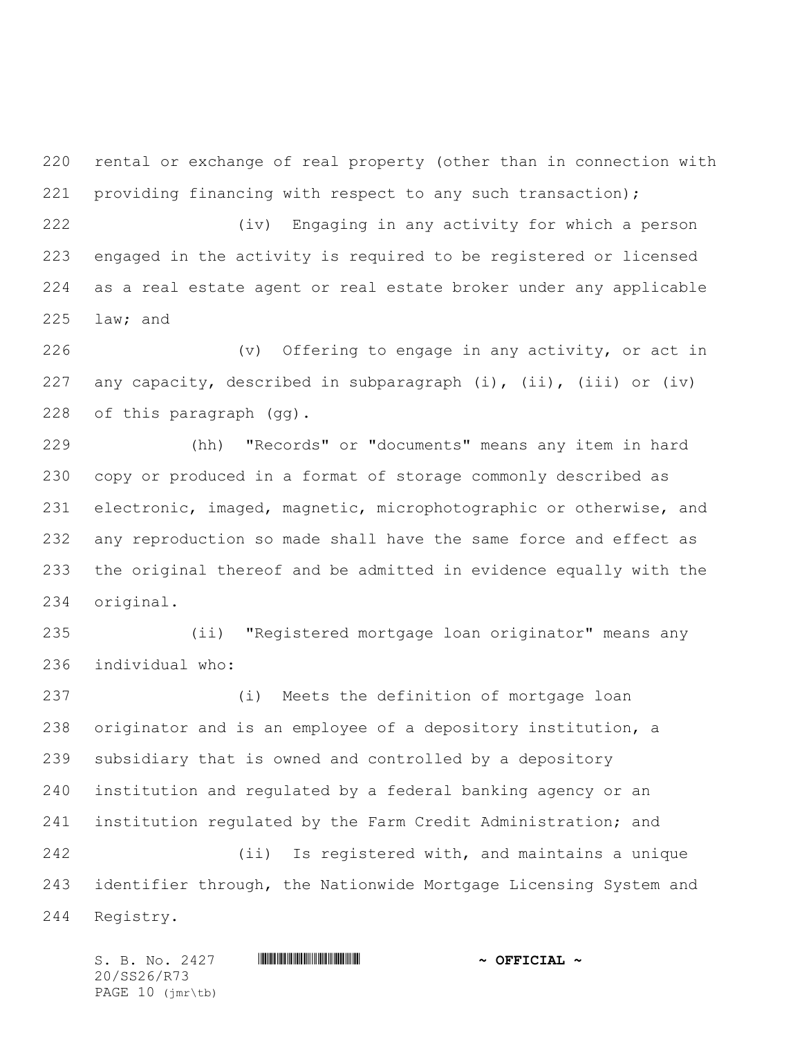rental or exchange of real property (other than in connection with providing financing with respect to any such transaction);

(iv) Engaging in any activity for which a person engaged in the activity is required to be registered or licensed as a real estate agent or real estate broker under any applicable law; and

(v) Offering to engage in any activity, or act in any capacity, described in subparagraph (i), (ii), (iii) or (iv) of this paragraph (gg).

(hh) "Records" or "documents" means any item in hard copy or produced in a format of storage commonly described as electronic, imaged, magnetic, microphotographic or otherwise, and any reproduction so made shall have the same force and effect as the original thereof and be admitted in evidence equally with the original.

(ii) "Registered mortgage loan originator" means any individual who:

(i) Meets the definition of mortgage loan originator and is an employee of a depository institution, a subsidiary that is owned and controlled by a depository institution and regulated by a federal banking agency or an institution regulated by the Farm Credit Administration; and

(ii) Is registered with, and maintains a unique identifier through, the Nationwide Mortgage Licensing System and Registry.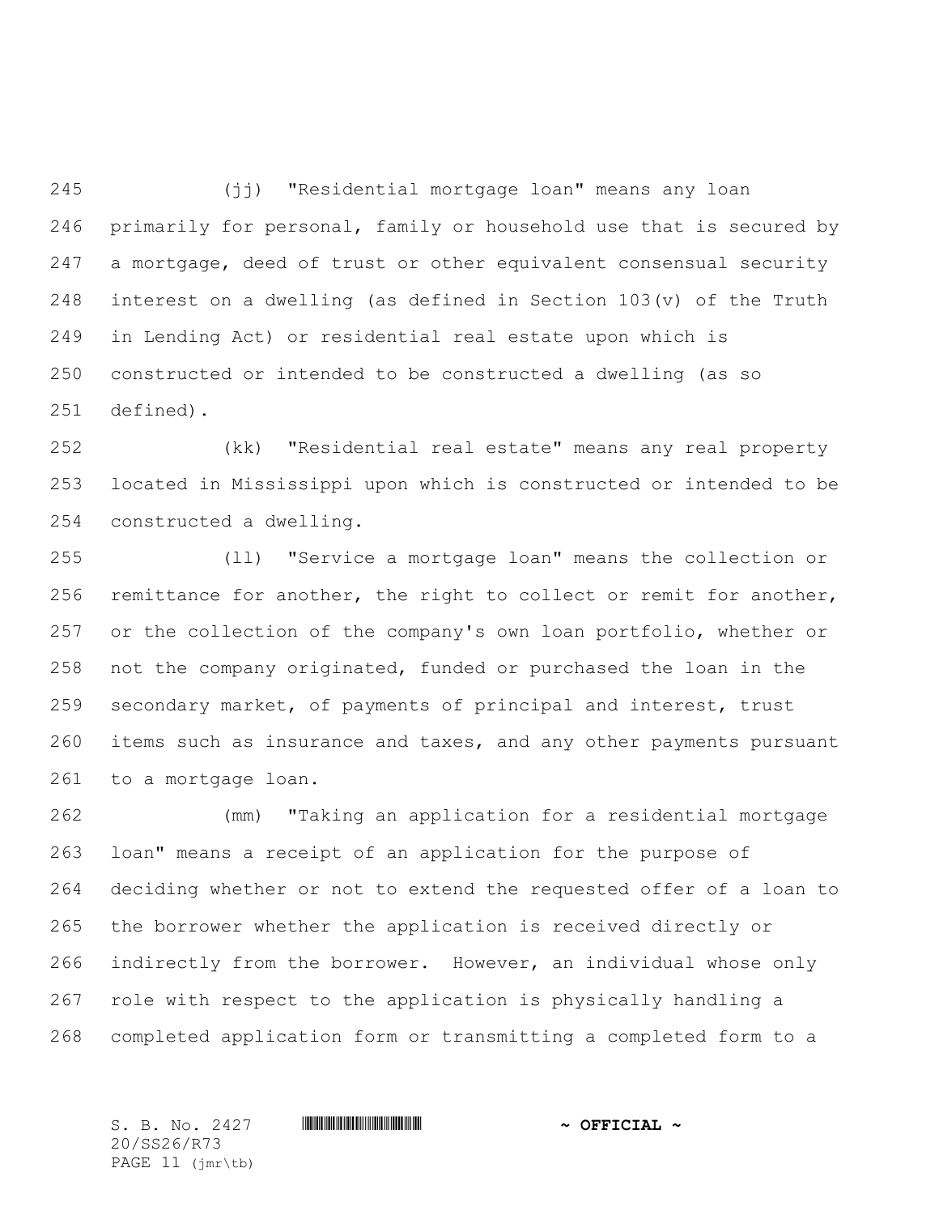(jj) "Residential mortgage loan" means any loan primarily for personal, family or household use that is secured by a mortgage, deed of trust or other equivalent consensual security interest on a dwelling (as defined in Section 103(v) of the Truth in Lending Act) or residential real estate upon which is constructed or intended to be constructed a dwelling (as so defined).

(kk) "Residential real estate" means any real property located in Mississippi upon which is constructed or intended to be constructed a dwelling.

(ll) "Service a mortgage loan" means the collection or remittance for another, the right to collect or remit for another, or the collection of the company's own loan portfolio, whether or not the company originated, funded or purchased the loan in the secondary market, of payments of principal and interest, trust items such as insurance and taxes, and any other payments pursuant to a mortgage loan.

(mm) "Taking an application for a residential mortgage loan" means a receipt of an application for the purpose of deciding whether or not to extend the requested offer of a loan to the borrower whether the application is received directly or indirectly from the borrower. However, an individual whose only role with respect to the application is physically handling a completed application form or transmitting a completed form to a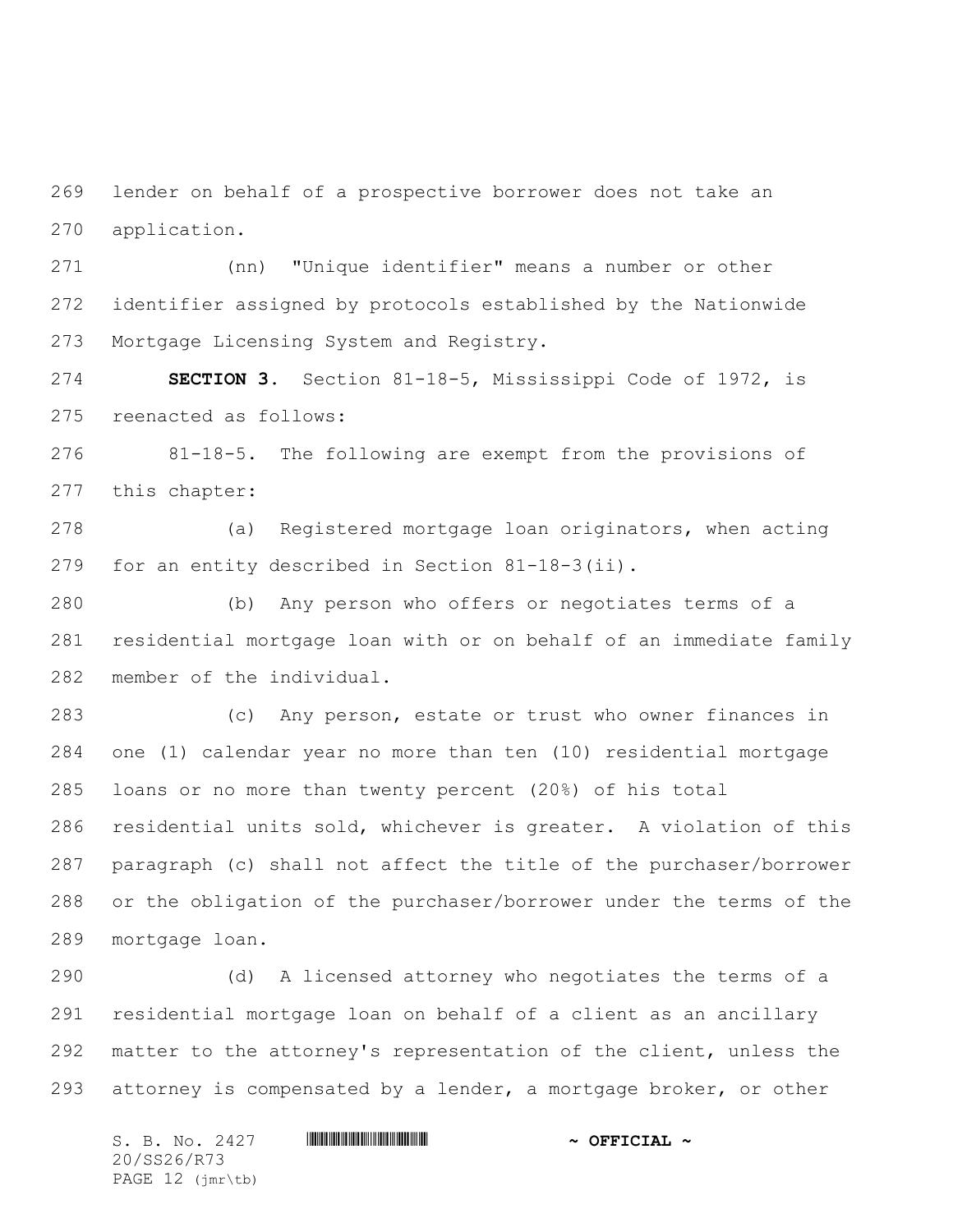lender on behalf of a prospective borrower does not take an application.

(nn) "Unique identifier" means a number or other identifier assigned by protocols established by the Nationwide Mortgage Licensing System and Registry.

**SECTION 3.** Section 81-18-5, Mississippi Code of 1972, is reenacted as follows:

81-18-5. The following are exempt from the provisions of this chapter:

(a) Registered mortgage loan originators, when acting for an entity described in Section 81-18-3(ii).

(b) Any person who offers or negotiates terms of a residential mortgage loan with or on behalf of an immediate family member of the individual.

(c) Any person, estate or trust who owner finances in one (1) calendar year no more than ten (10) residential mortgage loans or no more than twenty percent (20%) of his total residential units sold, whichever is greater. A violation of this paragraph (c) shall not affect the title of the purchaser/borrower or the obligation of the purchaser/borrower under the terms of the mortgage loan.

(d) A licensed attorney who negotiates the terms of a residential mortgage loan on behalf of a client as an ancillary matter to the attorney's representation of the client, unless the attorney is compensated by a lender, a mortgage broker, or other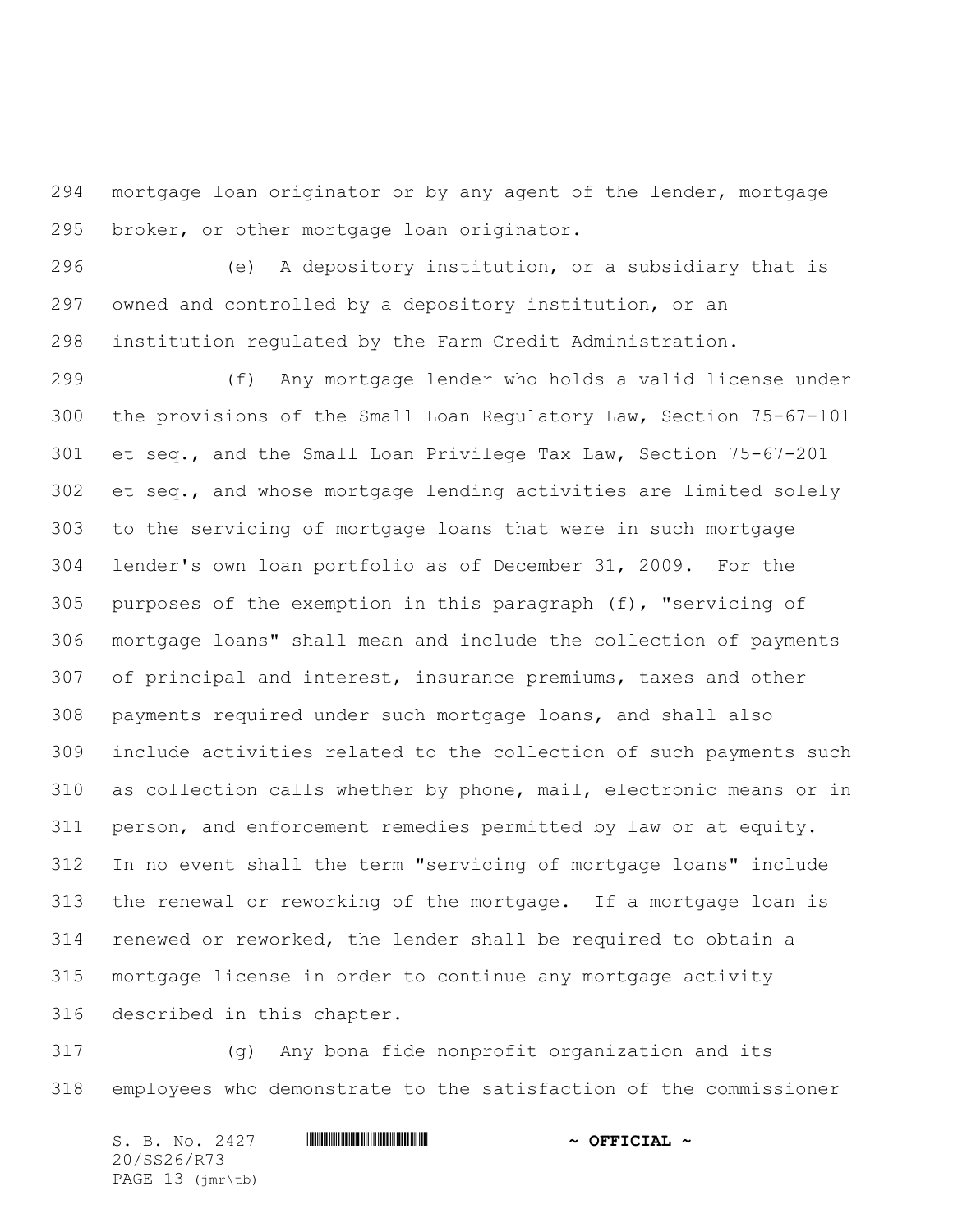mortgage loan originator or by any agent of the lender, mortgage broker, or other mortgage loan originator.

(e) A depository institution, or a subsidiary that is owned and controlled by a depository institution, or an institution regulated by the Farm Credit Administration.

(f) Any mortgage lender who holds a valid license under the provisions of the Small Loan Regulatory Law, Section 75-67-101 et seq., and the Small Loan Privilege Tax Law, Section 75-67-201 et seq., and whose mortgage lending activities are limited solely to the servicing of mortgage loans that were in such mortgage lender's own loan portfolio as of December 31, 2009. For the purposes of the exemption in this paragraph (f), "servicing of mortgage loans" shall mean and include the collection of payments of principal and interest, insurance premiums, taxes and other payments required under such mortgage loans, and shall also include activities related to the collection of such payments such as collection calls whether by phone, mail, electronic means or in person, and enforcement remedies permitted by law or at equity. In no event shall the term "servicing of mortgage loans" include the renewal or reworking of the mortgage. If a mortgage loan is renewed or reworked, the lender shall be required to obtain a mortgage license in order to continue any mortgage activity described in this chapter.

(g) Any bona fide nonprofit organization and its employees who demonstrate to the satisfaction of the commissioner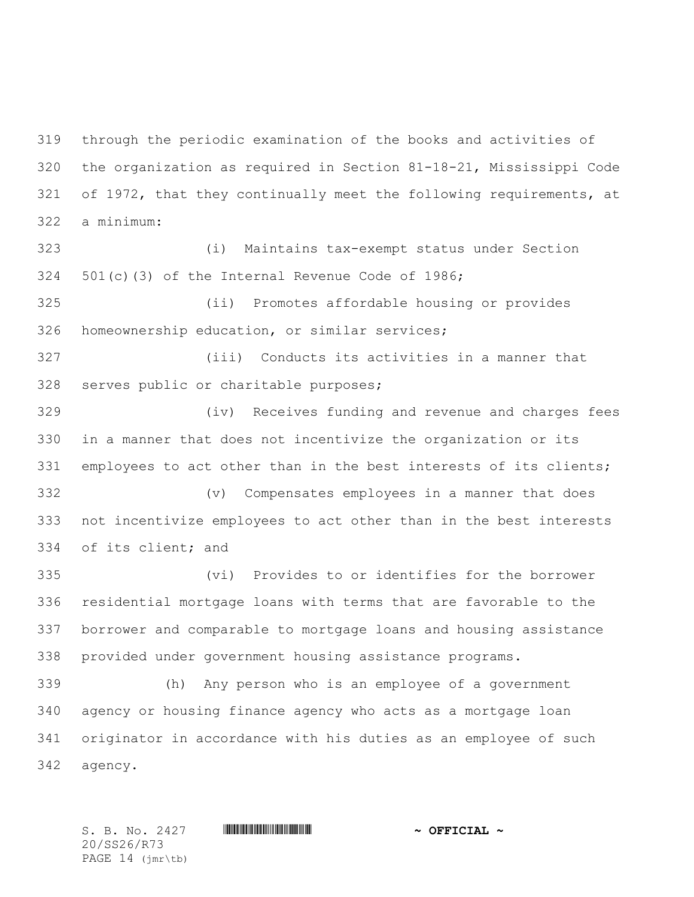through the periodic examination of the books and activities of the organization as required in Section 81-18-21, Mississippi Code of 1972, that they continually meet the following requirements, at a minimum:

(i) Maintains tax-exempt status under Section 501(c)(3) of the Internal Revenue Code of 1986;

(ii) Promotes affordable housing or provides homeownership education, or similar services;

(iii) Conducts its activities in a manner that serves public or charitable purposes;

(iv) Receives funding and revenue and charges fees in a manner that does not incentivize the organization or its employees to act other than in the best interests of its clients;

(v) Compensates employees in a manner that does not incentivize employees to act other than in the best interests of its client; and

(vi) Provides to or identifies for the borrower residential mortgage loans with terms that are favorable to the borrower and comparable to mortgage loans and housing assistance provided under government housing assistance programs.

(h) Any person who is an employee of a government agency or housing finance agency who acts as a mortgage loan originator in accordance with his duties as an employee of such agency.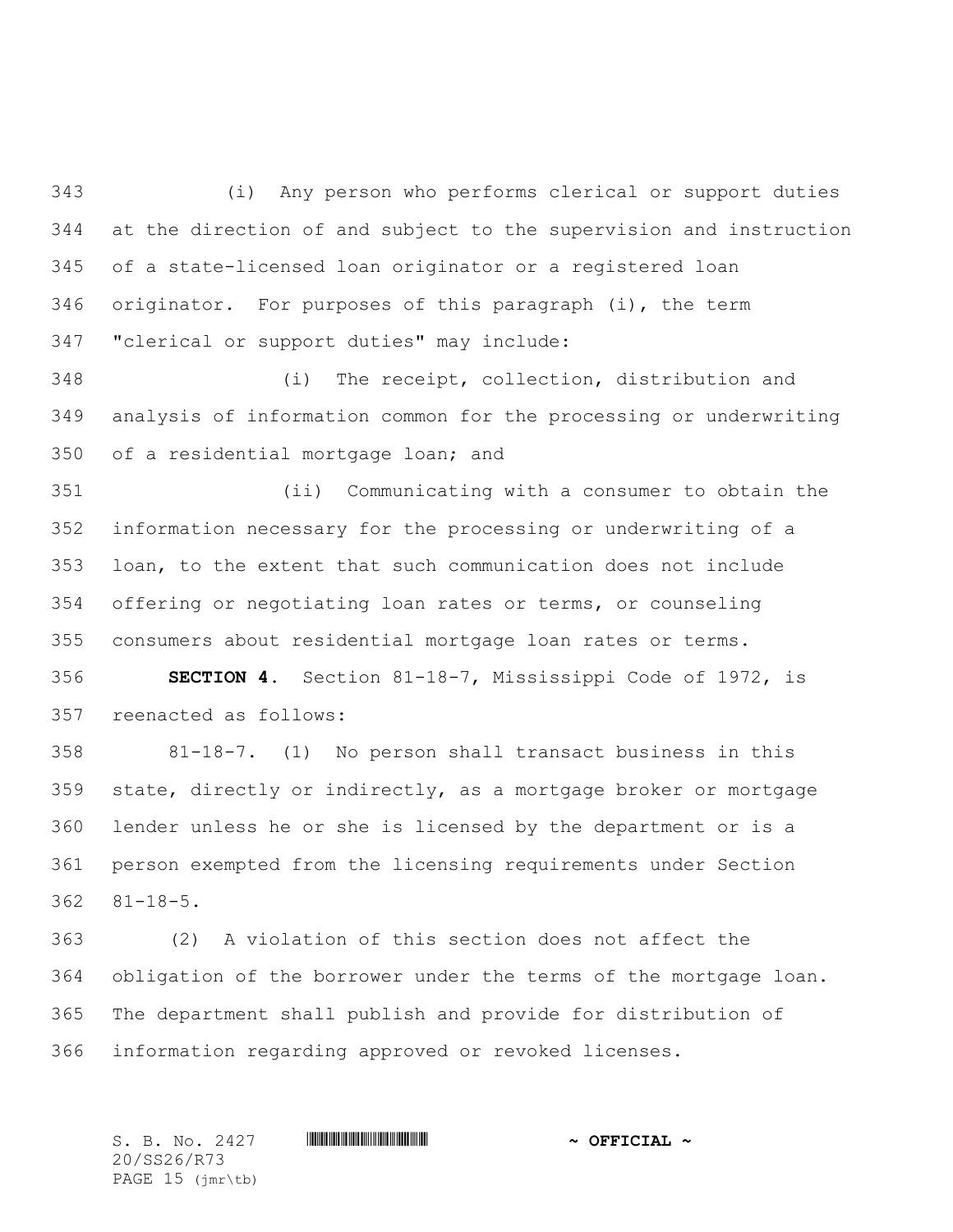(i) Any person who performs clerical or support duties at the direction of and subject to the supervision and instruction of a state-licensed loan originator or a registered loan originator. For purposes of this paragraph (i), the term "clerical or support duties" may include:

(i) The receipt, collection, distribution and analysis of information common for the processing or underwriting of a residential mortgage loan; and

(ii) Communicating with a consumer to obtain the information necessary for the processing or underwriting of a loan, to the extent that such communication does not include offering or negotiating loan rates or terms, or counseling consumers about residential mortgage loan rates or terms.

**SECTION 4.** Section 81-18-7, Mississippi Code of 1972, is reenacted as follows:

81-18-7. (1) No person shall transact business in this state, directly or indirectly, as a mortgage broker or mortgage lender unless he or she is licensed by the department or is a person exempted from the licensing requirements under Section 81-18-5.

(2) A violation of this section does not affect the obligation of the borrower under the terms of the mortgage loan. The department shall publish and provide for distribution of information regarding approved or revoked licenses.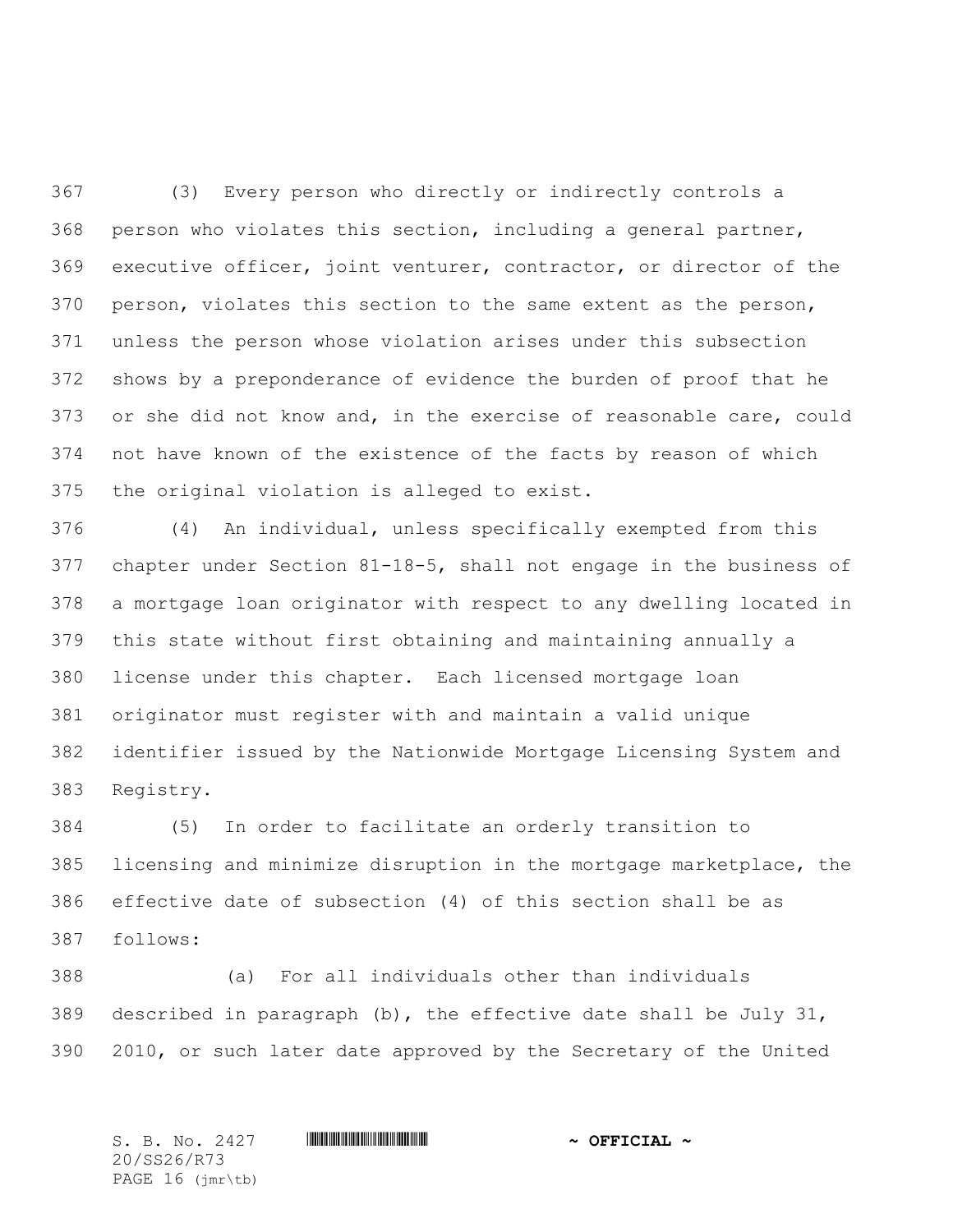(3) Every person who directly or indirectly controls a person who violates this section, including a general partner, executive officer, joint venturer, contractor, or director of the person, violates this section to the same extent as the person, unless the person whose violation arises under this subsection shows by a preponderance of evidence the burden of proof that he or she did not know and, in the exercise of reasonable care, could not have known of the existence of the facts by reason of which the original violation is alleged to exist.

(4) An individual, unless specifically exempted from this chapter under Section 81-18-5, shall not engage in the business of a mortgage loan originator with respect to any dwelling located in this state without first obtaining and maintaining annually a license under this chapter. Each licensed mortgage loan originator must register with and maintain a valid unique identifier issued by the Nationwide Mortgage Licensing System and Registry.

(5) In order to facilitate an orderly transition to licensing and minimize disruption in the mortgage marketplace, the effective date of subsection (4) of this section shall be as follows:

(a) For all individuals other than individuals described in paragraph (b), the effective date shall be July 31, 2010, or such later date approved by the Secretary of the United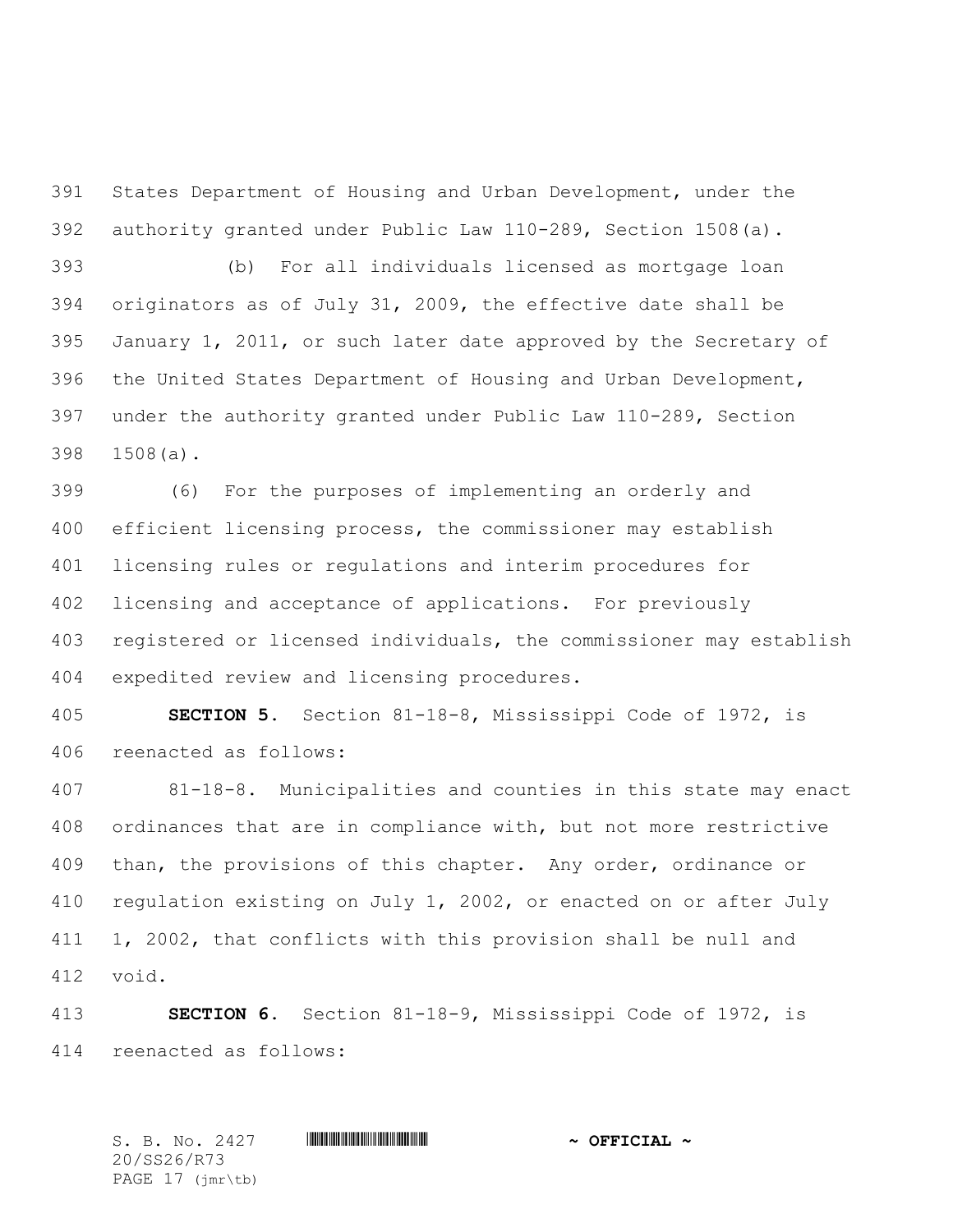States Department of Housing and Urban Development, under the authority granted under Public Law 110-289, Section 1508(a).

(b) For all individuals licensed as mortgage loan originators as of July 31, 2009, the effective date shall be January 1, 2011, or such later date approved by the Secretary of the United States Department of Housing and Urban Development, under the authority granted under Public Law 110-289, Section 1508(a).

(6) For the purposes of implementing an orderly and efficient licensing process, the commissioner may establish licensing rules or regulations and interim procedures for licensing and acceptance of applications. For previously registered or licensed individuals, the commissioner may establish expedited review and licensing procedures.

**SECTION 5.** Section 81-18-8, Mississippi Code of 1972, is reenacted as follows:

81-18-8. Municipalities and counties in this state may enact ordinances that are in compliance with, but not more restrictive than, the provisions of this chapter. Any order, ordinance or regulation existing on July 1, 2002, or enacted on or after July 1, 2002, that conflicts with this provision shall be null and void.

**SECTION 6.** Section 81-18-9, Mississippi Code of 1972, is reenacted as follows: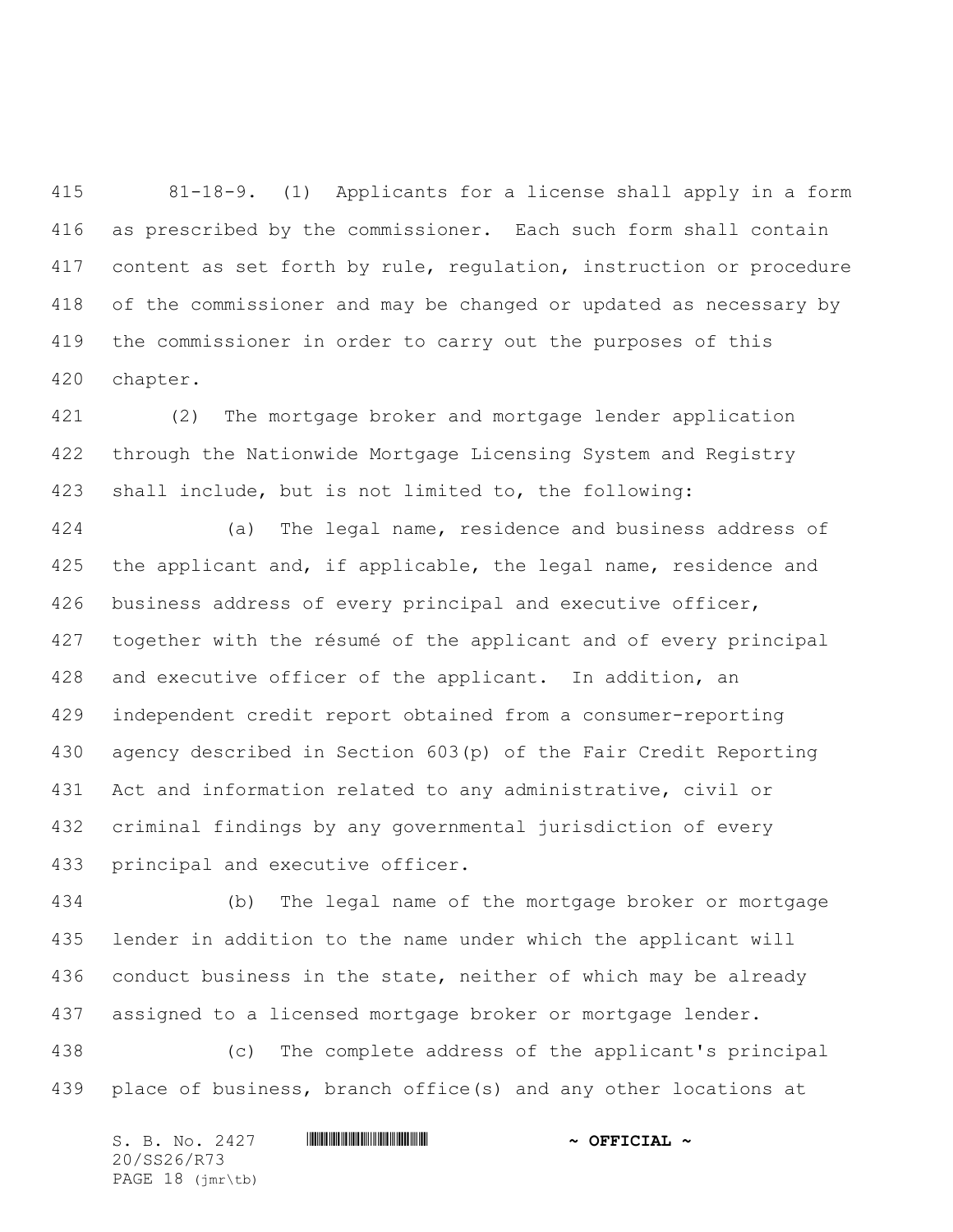81-18-9. (1) Applicants for a license shall apply in a form as prescribed by the commissioner. Each such form shall contain content as set forth by rule, regulation, instruction or procedure of the commissioner and may be changed or updated as necessary by the commissioner in order to carry out the purposes of this chapter.

(2) The mortgage broker and mortgage lender application through the Nationwide Mortgage Licensing System and Registry shall include, but is not limited to, the following:

(a) The legal name, residence and business address of the applicant and, if applicable, the legal name, residence and business address of every principal and executive officer, together with the résumé of the applicant and of every principal and executive officer of the applicant. In addition, an independent credit report obtained from a consumer-reporting agency described in Section 603(p) of the Fair Credit Reporting Act and information related to any administrative, civil or criminal findings by any governmental jurisdiction of every principal and executive officer.

(b) The legal name of the mortgage broker or mortgage lender in addition to the name under which the applicant will conduct business in the state, neither of which may be already assigned to a licensed mortgage broker or mortgage lender.

(c) The complete address of the applicant's principal place of business, branch office(s) and any other locations at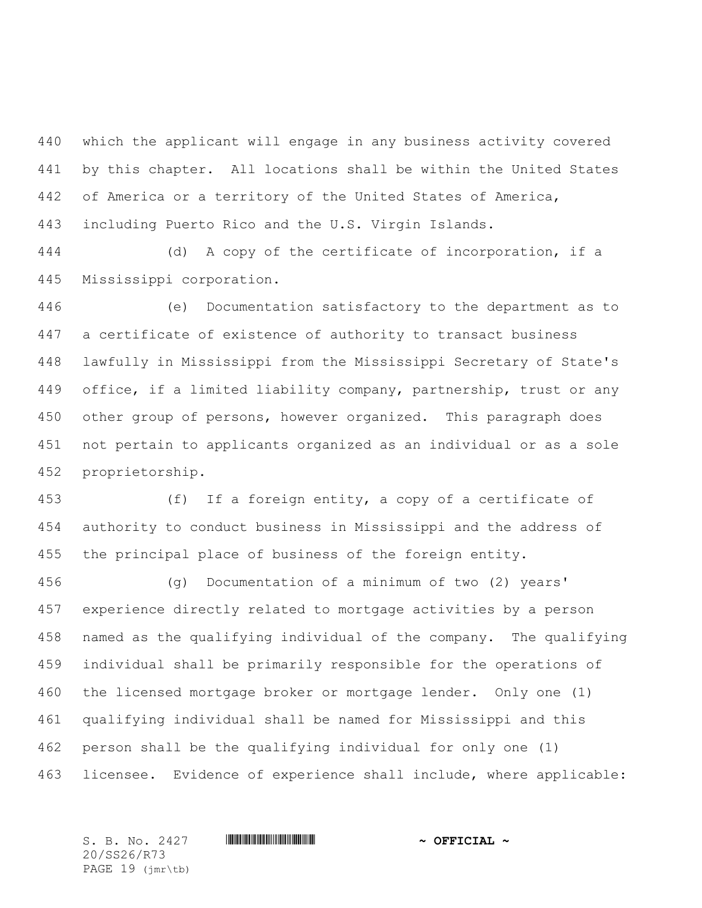which the applicant will engage in any business activity covered by this chapter. All locations shall be within the United States of America or a territory of the United States of America, including Puerto Rico and the U.S. Virgin Islands.

(d) A copy of the certificate of incorporation, if a Mississippi corporation.

(e) Documentation satisfactory to the department as to a certificate of existence of authority to transact business lawfully in Mississippi from the Mississippi Secretary of State's office, if a limited liability company, partnership, trust or any other group of persons, however organized. This paragraph does not pertain to applicants organized as an individual or as a sole proprietorship.

(f) If a foreign entity, a copy of a certificate of authority to conduct business in Mississippi and the address of the principal place of business of the foreign entity.

(g) Documentation of a minimum of two (2) years' experience directly related to mortgage activities by a person named as the qualifying individual of the company. The qualifying individual shall be primarily responsible for the operations of the licensed mortgage broker or mortgage lender. Only one (1) qualifying individual shall be named for Mississippi and this person shall be the qualifying individual for only one (1) licensee. Evidence of experience shall include, where applicable: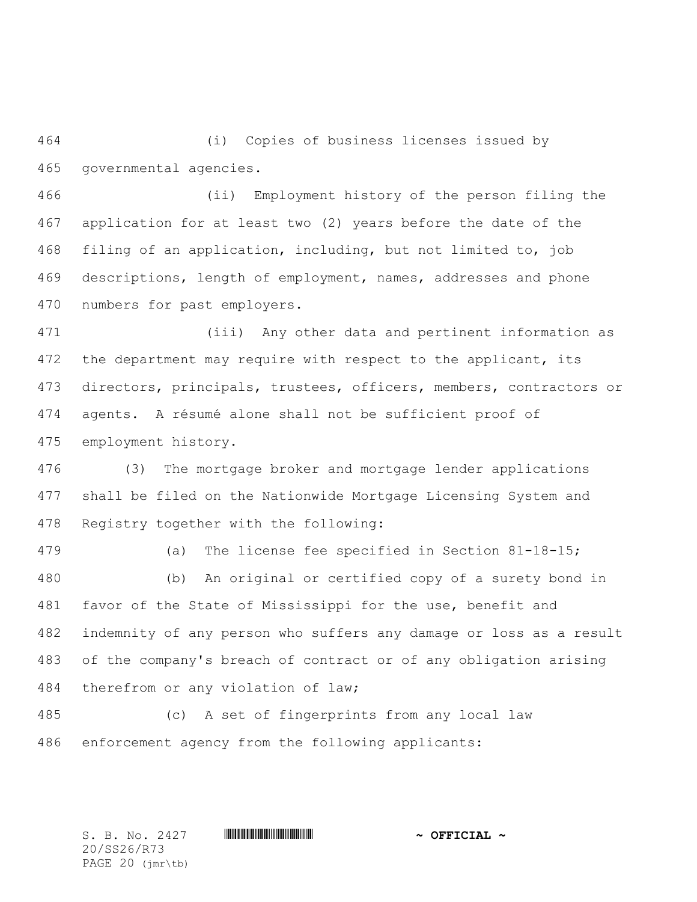(i) Copies of business licenses issued by governmental agencies.

(ii) Employment history of the person filing the application for at least two (2) years before the date of the filing of an application, including, but not limited to, job descriptions, length of employment, names, addresses and phone numbers for past employers.

(iii) Any other data and pertinent information as the department may require with respect to the applicant, its directors, principals, trustees, officers, members, contractors or agents. A résumé alone shall not be sufficient proof of employment history.

(3) The mortgage broker and mortgage lender applications shall be filed on the Nationwide Mortgage Licensing System and Registry together with the following:

(a) The license fee specified in Section 81-18-15;

(b) An original or certified copy of a surety bond in favor of the State of Mississippi for the use, benefit and indemnity of any person who suffers any damage or loss as a result of the company's breach of contract or of any obligation arising therefrom or any violation of law;

(c) A set of fingerprints from any local law enforcement agency from the following applicants: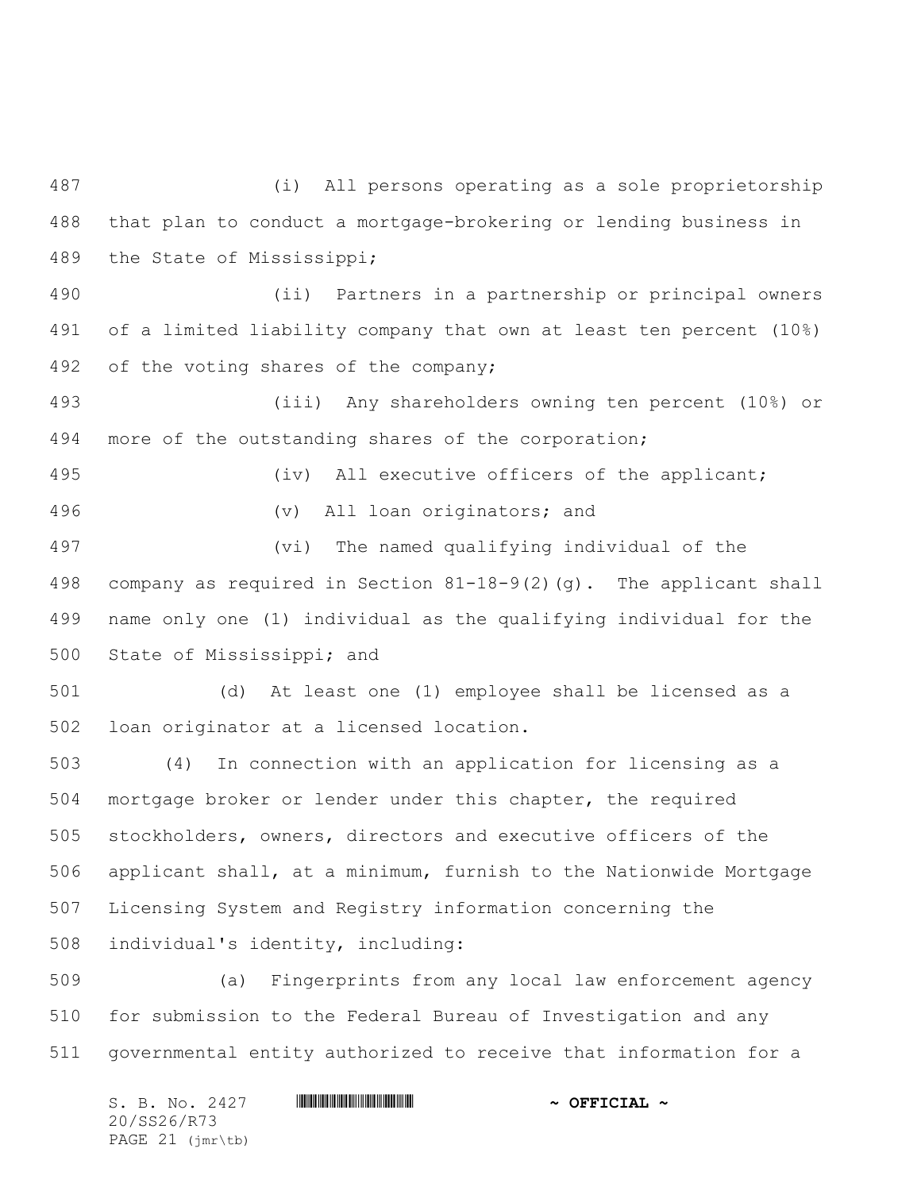(i) All persons operating as a sole proprietorship that plan to conduct a mortgage-brokering or lending business in the State of Mississippi;

(ii) Partners in a partnership or principal owners of a limited liability company that own at least ten percent (10%) of the voting shares of the company;

(iii) Any shareholders owning ten percent (10%) or more of the outstanding shares of the corporation;

(iv) All executive officers of the applicant;

(v) All loan originators; and

(vi) The named qualifying individual of the company as required in Section 81-18-9(2)(g). The applicant shall name only one (1) individual as the qualifying individual for the State of Mississippi; and

(d) At least one (1) employee shall be licensed as a loan originator at a licensed location.

(4) In connection with an application for licensing as a mortgage broker or lender under this chapter, the required stockholders, owners, directors and executive officers of the applicant shall, at a minimum, furnish to the Nationwide Mortgage Licensing System and Registry information concerning the individual's identity, including:

(a) Fingerprints from any local law enforcement agency for submission to the Federal Bureau of Investigation and any governmental entity authorized to receive that information for a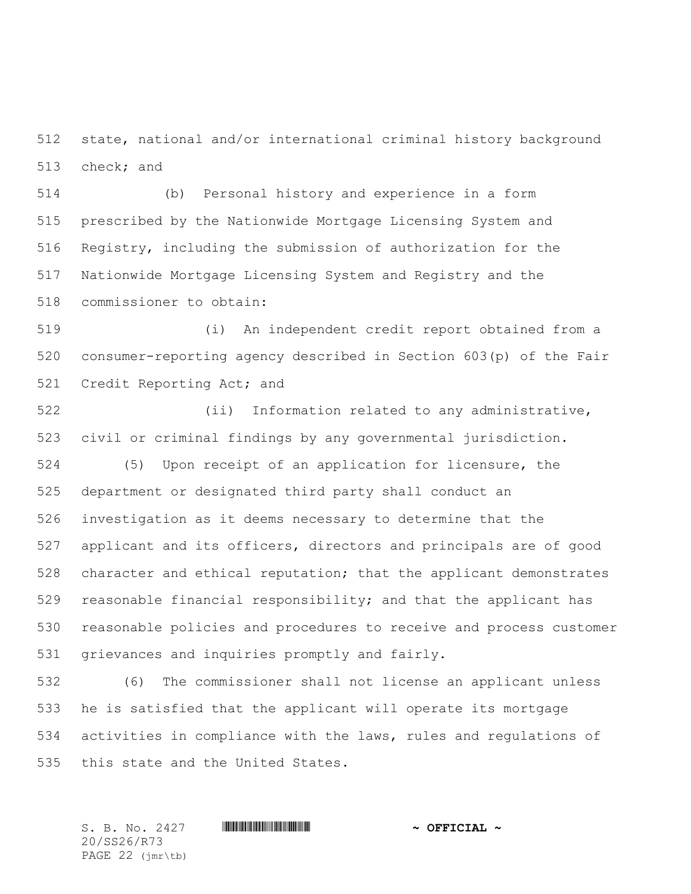state, national and/or international criminal history background check; and

(b) Personal history and experience in a form prescribed by the Nationwide Mortgage Licensing System and Registry, including the submission of authorization for the Nationwide Mortgage Licensing System and Registry and the commissioner to obtain:

(i) An independent credit report obtained from a consumer-reporting agency described in Section 603(p) of the Fair Credit Reporting Act; and

(ii) Information related to any administrative, civil or criminal findings by any governmental jurisdiction.

(5) Upon receipt of an application for licensure, the department or designated third party shall conduct an investigation as it deems necessary to determine that the applicant and its officers, directors and principals are of good character and ethical reputation; that the applicant demonstrates reasonable financial responsibility; and that the applicant has reasonable policies and procedures to receive and process customer grievances and inquiries promptly and fairly.

(6) The commissioner shall not license an applicant unless he is satisfied that the applicant will operate its mortgage activities in compliance with the laws, rules and regulations of this state and the United States.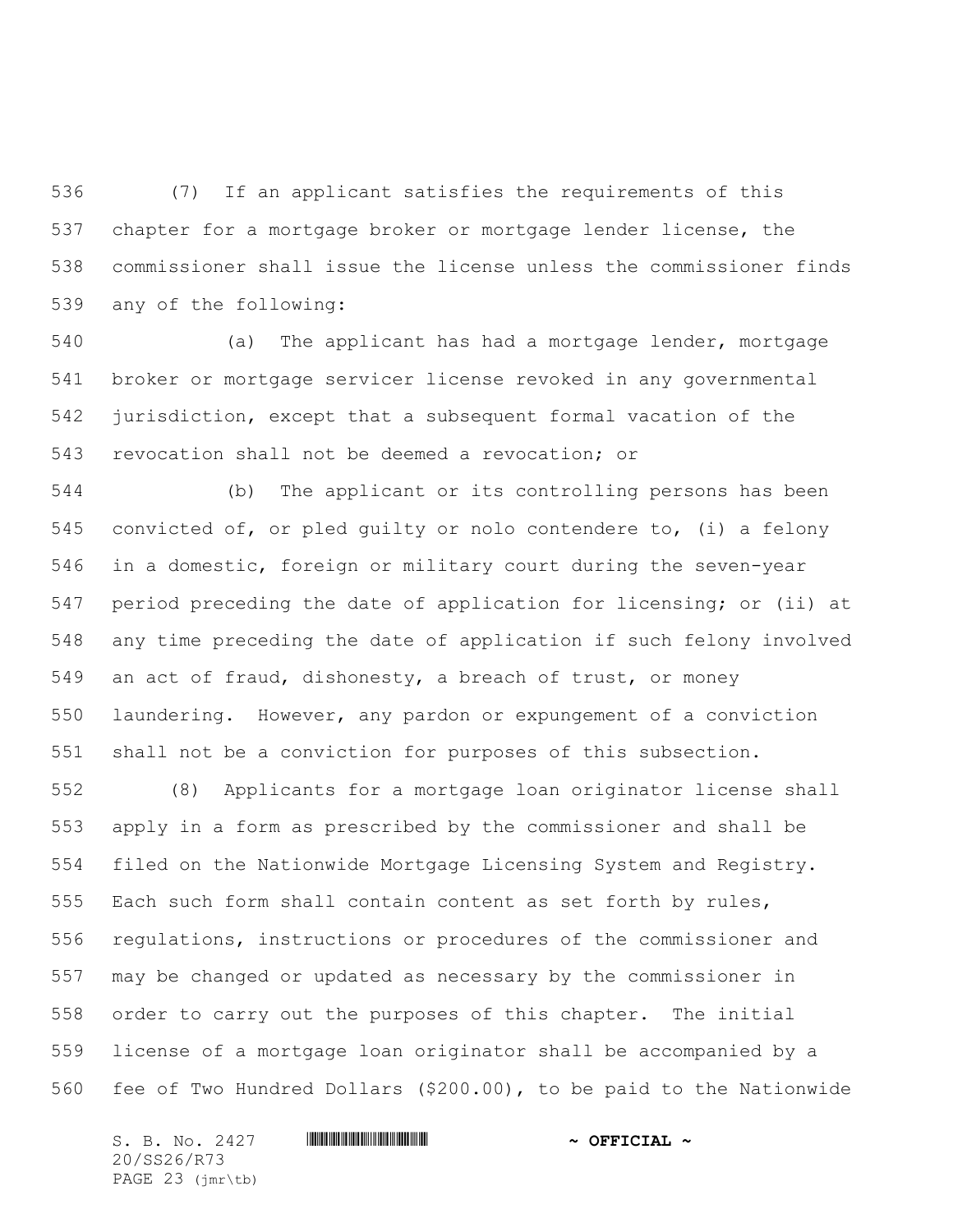(7) If an applicant satisfies the requirements of this chapter for a mortgage broker or mortgage lender license, the commissioner shall issue the license unless the commissioner finds any of the following:

(a) The applicant has had a mortgage lender, mortgage broker or mortgage servicer license revoked in any governmental jurisdiction, except that a subsequent formal vacation of the revocation shall not be deemed a revocation; or

(b) The applicant or its controlling persons has been convicted of, or pled guilty or nolo contendere to, (i) a felony in a domestic, foreign or military court during the seven-year period preceding the date of application for licensing; or (ii) at any time preceding the date of application if such felony involved an act of fraud, dishonesty, a breach of trust, or money laundering. However, any pardon or expungement of a conviction shall not be a conviction for purposes of this subsection.

(8) Applicants for a mortgage loan originator license shall apply in a form as prescribed by the commissioner and shall be filed on the Nationwide Mortgage Licensing System and Registry. Each such form shall contain content as set forth by rules, regulations, instructions or procedures of the commissioner and may be changed or updated as necessary by the commissioner in order to carry out the purposes of this chapter. The initial license of a mortgage loan originator shall be accompanied by a fee of Two Hundred Dollars ($200.00), to be paid to the Nationwide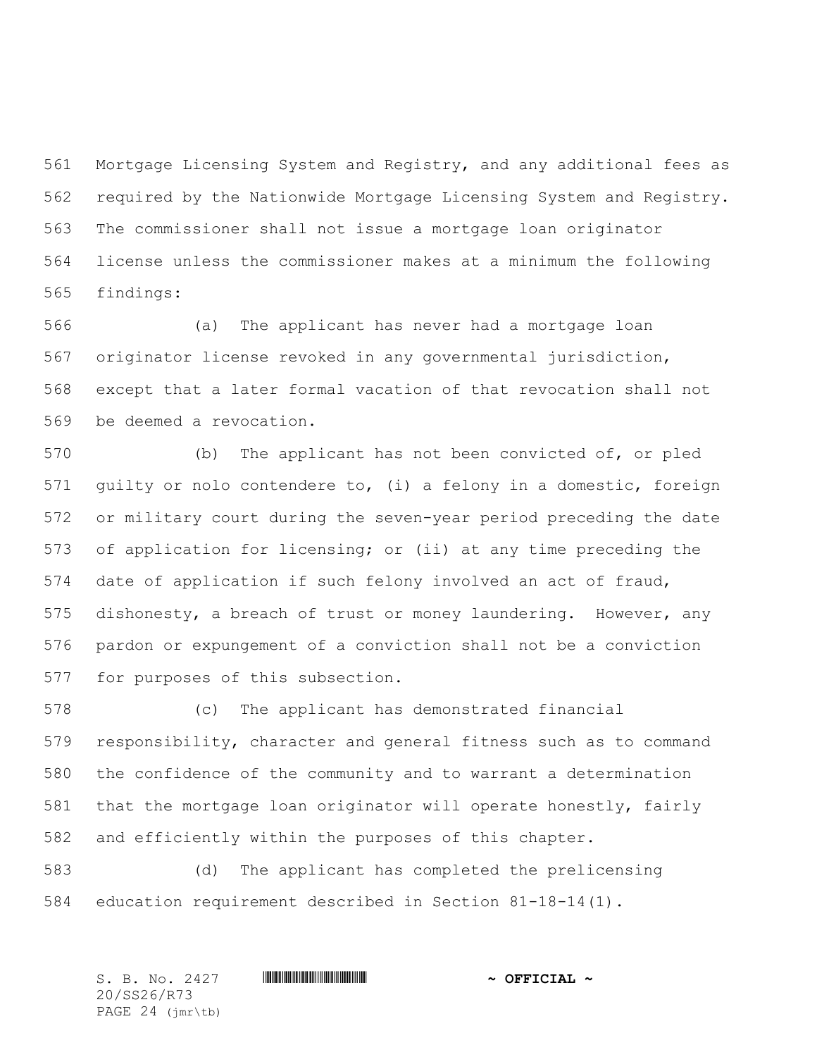Mortgage Licensing System and Registry, and any additional fees as required by the Nationwide Mortgage Licensing System and Registry. The commissioner shall not issue a mortgage loan originator license unless the commissioner makes at a minimum the following findings:

(a) The applicant has never had a mortgage loan originator license revoked in any governmental jurisdiction, except that a later formal vacation of that revocation shall not be deemed a revocation.

(b) The applicant has not been convicted of, or pled guilty or nolo contendere to, (i) a felony in a domestic, foreign or military court during the seven-year period preceding the date of application for licensing; or (ii) at any time preceding the date of application if such felony involved an act of fraud, dishonesty, a breach of trust or money laundering. However, any pardon or expungement of a conviction shall not be a conviction for purposes of this subsection.

(c) The applicant has demonstrated financial responsibility, character and general fitness such as to command the confidence of the community and to warrant a determination that the mortgage loan originator will operate honestly, fairly and efficiently within the purposes of this chapter.

(d) The applicant has completed the prelicensing education requirement described in Section 81-18-14(1).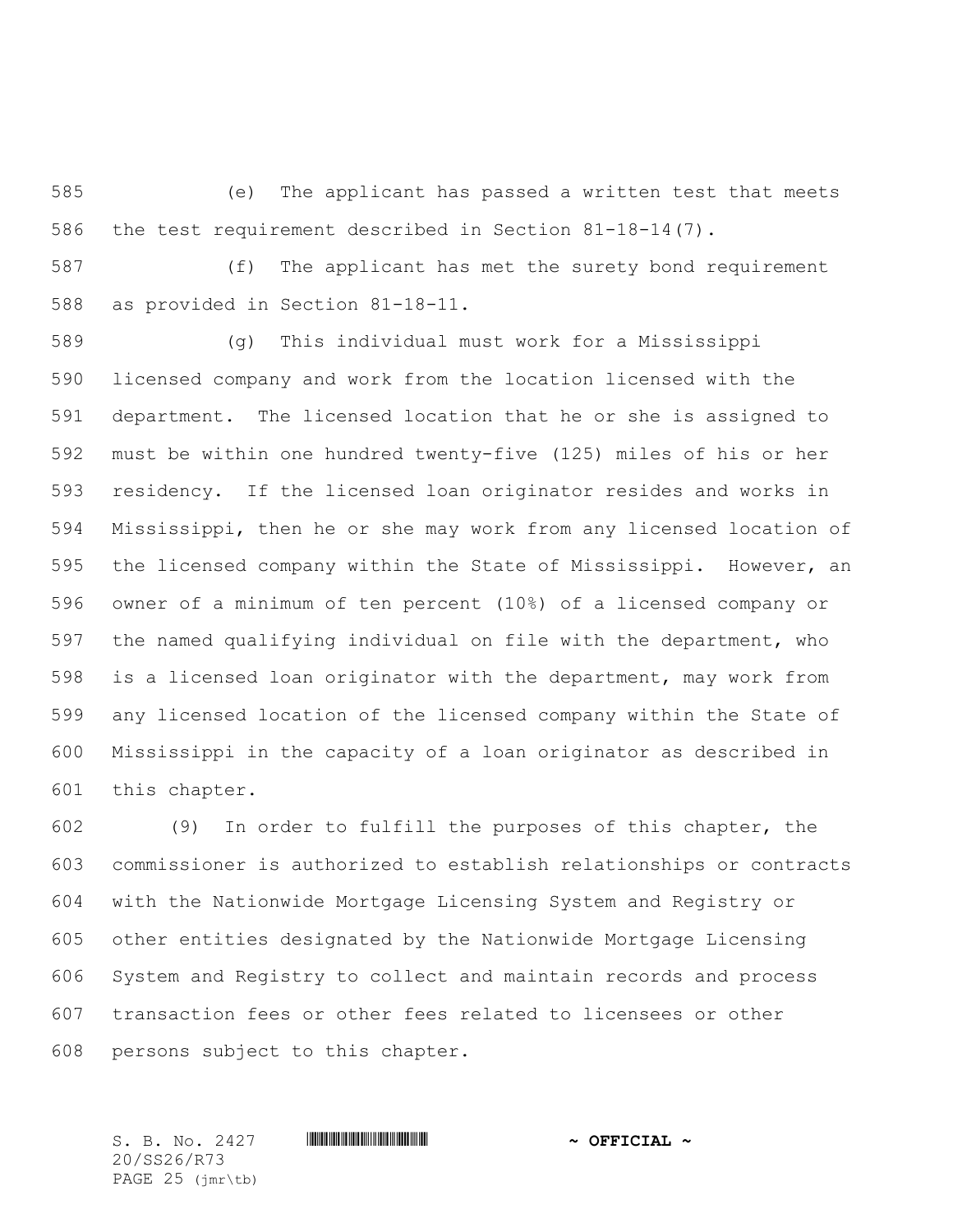(e) The applicant has passed a written test that meets the test requirement described in Section 81-18-14(7).

(f) The applicant has met the surety bond requirement as provided in Section 81-18-11.

(g) This individual must work for a Mississippi licensed company and work from the location licensed with the department. The licensed location that he or she is assigned to must be within one hundred twenty-five (125) miles of his or her residency. If the licensed loan originator resides and works in Mississippi, then he or she may work from any licensed location of the licensed company within the State of Mississippi. However, an owner of a minimum of ten percent (10%) of a licensed company or the named qualifying individual on file with the department, who is a licensed loan originator with the department, may work from any licensed location of the licensed company within the State of Mississippi in the capacity of a loan originator as described in this chapter.

(9) In order to fulfill the purposes of this chapter, the commissioner is authorized to establish relationships or contracts with the Nationwide Mortgage Licensing System and Registry or other entities designated by the Nationwide Mortgage Licensing System and Registry to collect and maintain records and process transaction fees or other fees related to licensees or other persons subject to this chapter.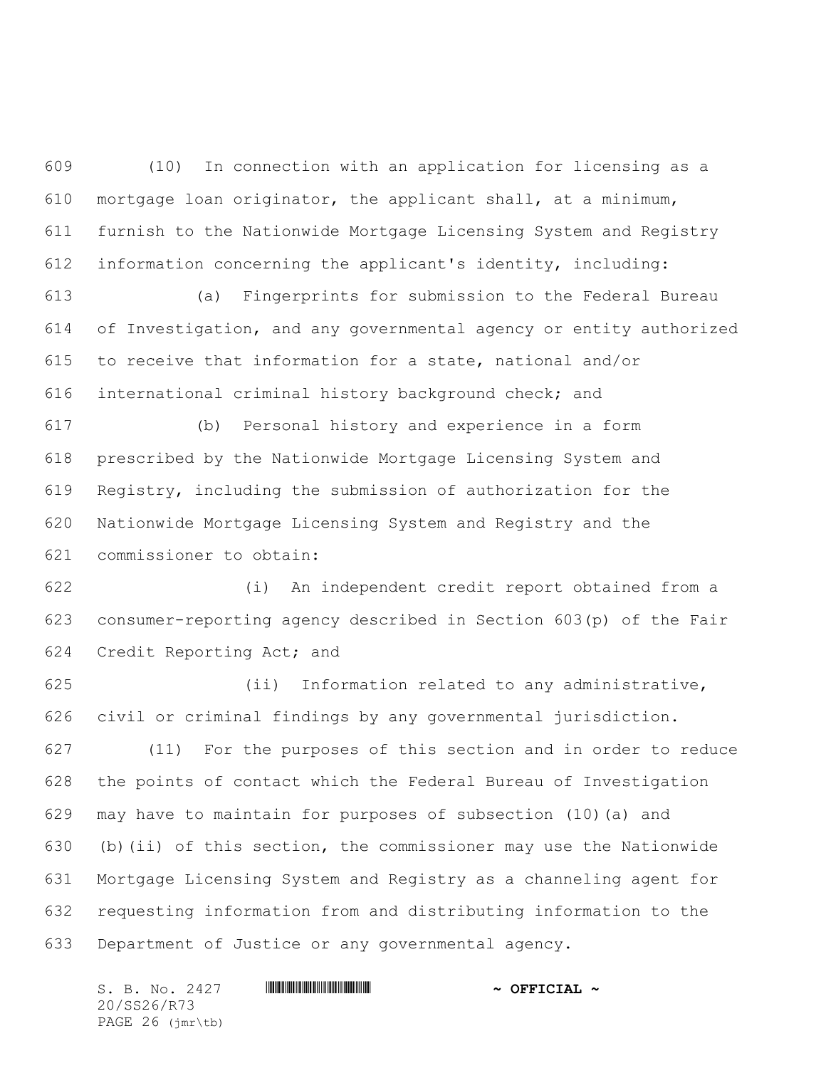(10) In connection with an application for licensing as a mortgage loan originator, the applicant shall, at a minimum, furnish to the Nationwide Mortgage Licensing System and Registry information concerning the applicant's identity, including:

(a) Fingerprints for submission to the Federal Bureau of Investigation, and any governmental agency or entity authorized to receive that information for a state, national and/or international criminal history background check; and

(b) Personal history and experience in a form prescribed by the Nationwide Mortgage Licensing System and Registry, including the submission of authorization for the Nationwide Mortgage Licensing System and Registry and the commissioner to obtain:

(i) An independent credit report obtained from a consumer-reporting agency described in Section 603(p) of the Fair Credit Reporting Act; and

(ii) Information related to any administrative, civil or criminal findings by any governmental jurisdiction.

(11) For the purposes of this section and in order to reduce the points of contact which the Federal Bureau of Investigation may have to maintain for purposes of subsection (10)(a) and (b)(ii) of this section, the commissioner may use the Nationwide Mortgage Licensing System and Registry as a channeling agent for requesting information from and distributing information to the Department of Justice or any governmental agency.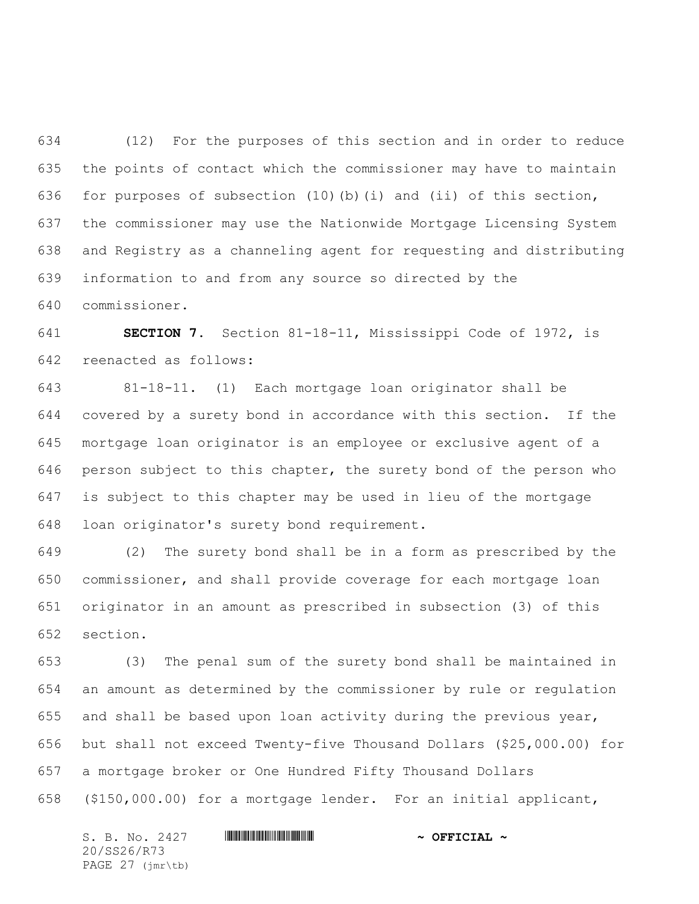(12) For the purposes of this section and in order to reduce the points of contact which the commissioner may have to maintain for purposes of subsection (10)(b)(i) and (ii) of this section, the commissioner may use the Nationwide Mortgage Licensing System and Registry as a channeling agent for requesting and distributing information to and from any source so directed by the commissioner.

**SECTION 7.** Section 81-18-11, Mississippi Code of 1972, is reenacted as follows:

81-18-11. (1) Each mortgage loan originator shall be covered by a surety bond in accordance with this section. If the mortgage loan originator is an employee or exclusive agent of a person subject to this chapter, the surety bond of the person who is subject to this chapter may be used in lieu of the mortgage loan originator's surety bond requirement.

(2) The surety bond shall be in a form as prescribed by the commissioner, and shall provide coverage for each mortgage loan originator in an amount as prescribed in subsection (3) of this section.

(3) The penal sum of the surety bond shall be maintained in an amount as determined by the commissioner by rule or regulation and shall be based upon loan activity during the previous year, but shall not exceed Twenty-five Thousand Dollars ($25,000.00) for a mortgage broker or One Hundred Fifty Thousand Dollars ($150,000.00) for a mortgage lender. For an initial applicant,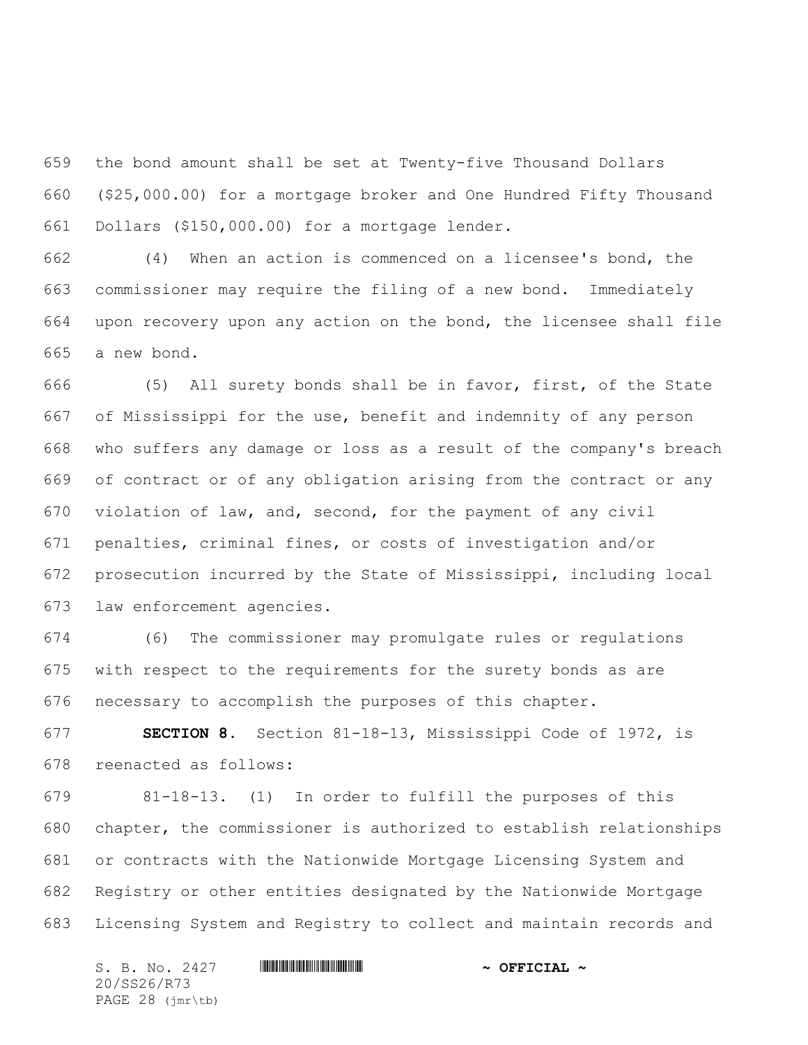the bond amount shall be set at Twenty-five Thousand Dollars ($25,000.00) for a mortgage broker and One Hundred Fifty Thousand Dollars ($150,000.00) for a mortgage lender.

(4) When an action is commenced on a licensee's bond, the commissioner may require the filing of a new bond. Immediately upon recovery upon any action on the bond, the licensee shall file a new bond.

(5) All surety bonds shall be in favor, first, of the State of Mississippi for the use, benefit and indemnity of any person who suffers any damage or loss as a result of the company's breach of contract or of any obligation arising from the contract or any violation of law, and, second, for the payment of any civil penalties, criminal fines, or costs of investigation and/or prosecution incurred by the State of Mississippi, including local law enforcement agencies.

(6) The commissioner may promulgate rules or regulations with respect to the requirements for the surety bonds as are necessary to accomplish the purposes of this chapter.

**SECTION 8.** Section 81-18-13, Mississippi Code of 1972, is reenacted as follows:

81-18-13. (1) In order to fulfill the purposes of this chapter, the commissioner is authorized to establish relationships or contracts with the Nationwide Mortgage Licensing System and Registry or other entities designated by the Nationwide Mortgage Licensing System and Registry to collect and maintain records and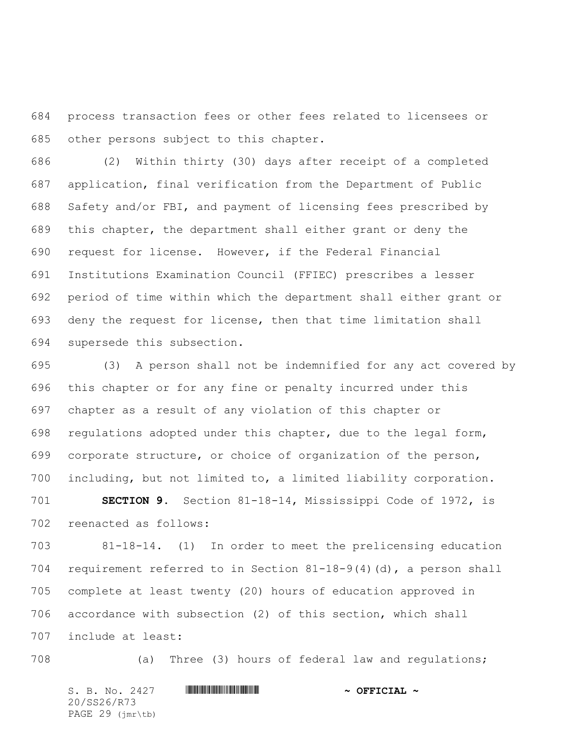process transaction fees or other fees related to licensees or other persons subject to this chapter.

(2) Within thirty (30) days after receipt of a completed application, final verification from the Department of Public Safety and/or FBI, and payment of licensing fees prescribed by this chapter, the department shall either grant or deny the request for license. However, if the Federal Financial Institutions Examination Council (FFIEC) prescribes a lesser period of time within which the department shall either grant or deny the request for license, then that time limitation shall supersede this subsection.

(3) A person shall not be indemnified for any act covered by this chapter or for any fine or penalty incurred under this chapter as a result of any violation of this chapter or regulations adopted under this chapter, due to the legal form, corporate structure, or choice of organization of the person, including, but not limited to, a limited liability corporation.

**SECTION 9.** Section 81-18-14, Mississippi Code of 1972, is reenacted as follows:

81-18-14. (1) In order to meet the prelicensing education requirement referred to in Section 81-18-9(4)(d), a person shall complete at least twenty (20) hours of education approved in accordance with subsection (2) of this section, which shall include at least:

(a) Three (3) hours of federal law and regulations;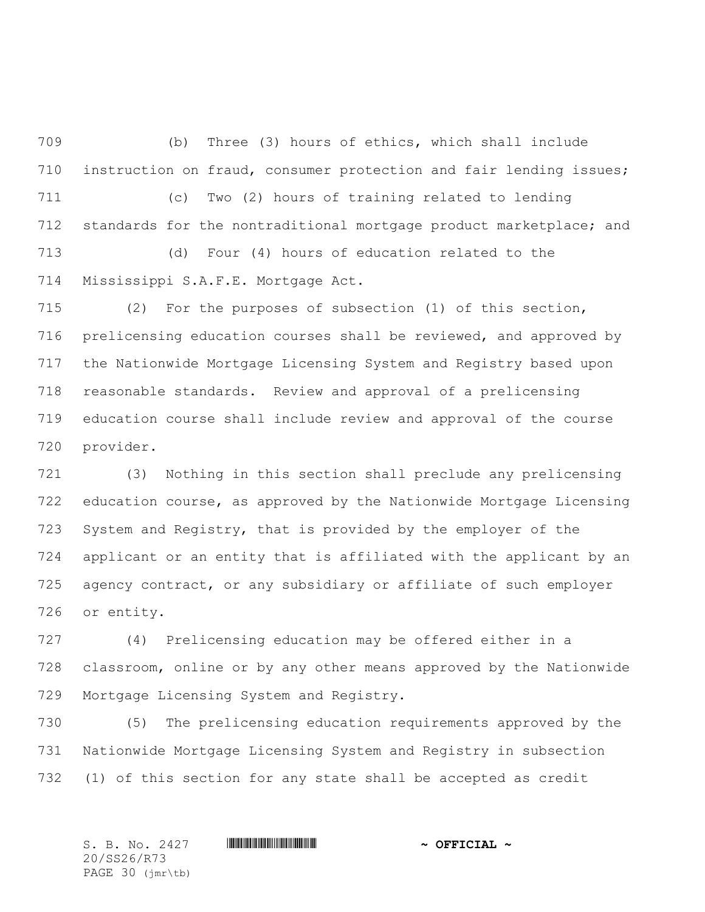(b) Three (3) hours of ethics, which shall include instruction on fraud, consumer protection and fair lending issues;

(c) Two (2) hours of training related to lending standards for the nontraditional mortgage product marketplace; and

(d) Four (4) hours of education related to the Mississippi S.A.F.E. Mortgage Act.

(2) For the purposes of subsection (1) of this section, prelicensing education courses shall be reviewed, and approved by the Nationwide Mortgage Licensing System and Registry based upon reasonable standards. Review and approval of a prelicensing education course shall include review and approval of the course provider.

(3) Nothing in this section shall preclude any prelicensing education course, as approved by the Nationwide Mortgage Licensing System and Registry, that is provided by the employer of the applicant or an entity that is affiliated with the applicant by an agency contract, or any subsidiary or affiliate of such employer or entity.

(4) Prelicensing education may be offered either in a classroom, online or by any other means approved by the Nationwide Mortgage Licensing System and Registry.

(5) The prelicensing education requirements approved by the Nationwide Mortgage Licensing System and Registry in subsection (1) of this section for any state shall be accepted as credit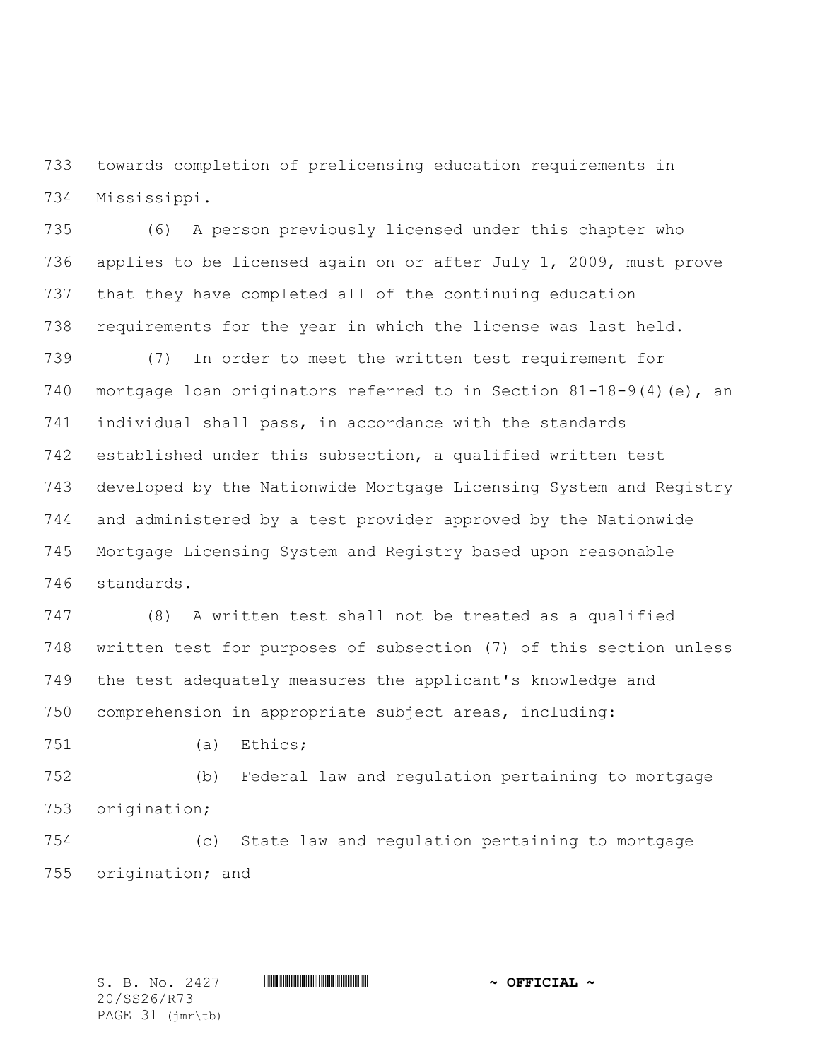towards completion of prelicensing education requirements in Mississippi.

(6) A person previously licensed under this chapter who applies to be licensed again on or after July 1, 2009, must prove that they have completed all of the continuing education requirements for the year in which the license was last held.

(7) In order to meet the written test requirement for mortgage loan originators referred to in Section 81-18-9(4)(e), an individual shall pass, in accordance with the standards established under this subsection, a qualified written test developed by the Nationwide Mortgage Licensing System and Registry and administered by a test provider approved by the Nationwide Mortgage Licensing System and Registry based upon reasonable standards.

(8) A written test shall not be treated as a qualified written test for purposes of subsection (7) of this section unless the test adequately measures the applicant's knowledge and comprehension in appropriate subject areas, including:

(a) Ethics;

(b) Federal law and regulation pertaining to mortgage origination;

(c) State law and regulation pertaining to mortgage origination; and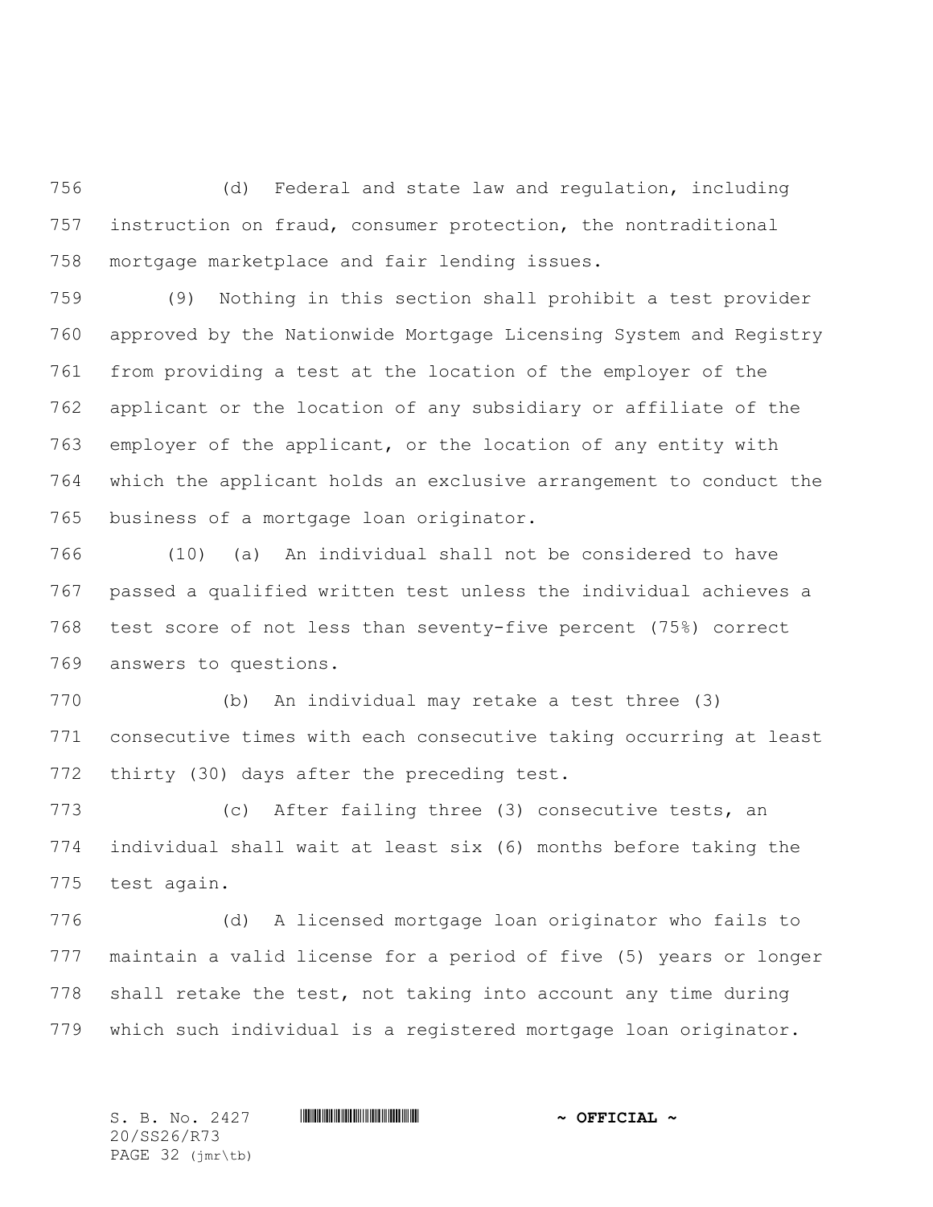(d) Federal and state law and regulation, including instruction on fraud, consumer protection, the nontraditional mortgage marketplace and fair lending issues.

(9) Nothing in this section shall prohibit a test provider approved by the Nationwide Mortgage Licensing System and Registry from providing a test at the location of the employer of the applicant or the location of any subsidiary or affiliate of the employer of the applicant, or the location of any entity with which the applicant holds an exclusive arrangement to conduct the business of a mortgage loan originator.

(10) (a) An individual shall not be considered to have passed a qualified written test unless the individual achieves a test score of not less than seventy-five percent (75%) correct answers to questions.

(b) An individual may retake a test three (3) consecutive times with each consecutive taking occurring at least thirty (30) days after the preceding test.

(c) After failing three (3) consecutive tests, an individual shall wait at least six (6) months before taking the test again.

(d) A licensed mortgage loan originator who fails to maintain a valid license for a period of five (5) years or longer shall retake the test, not taking into account any time during which such individual is a registered mortgage loan originator.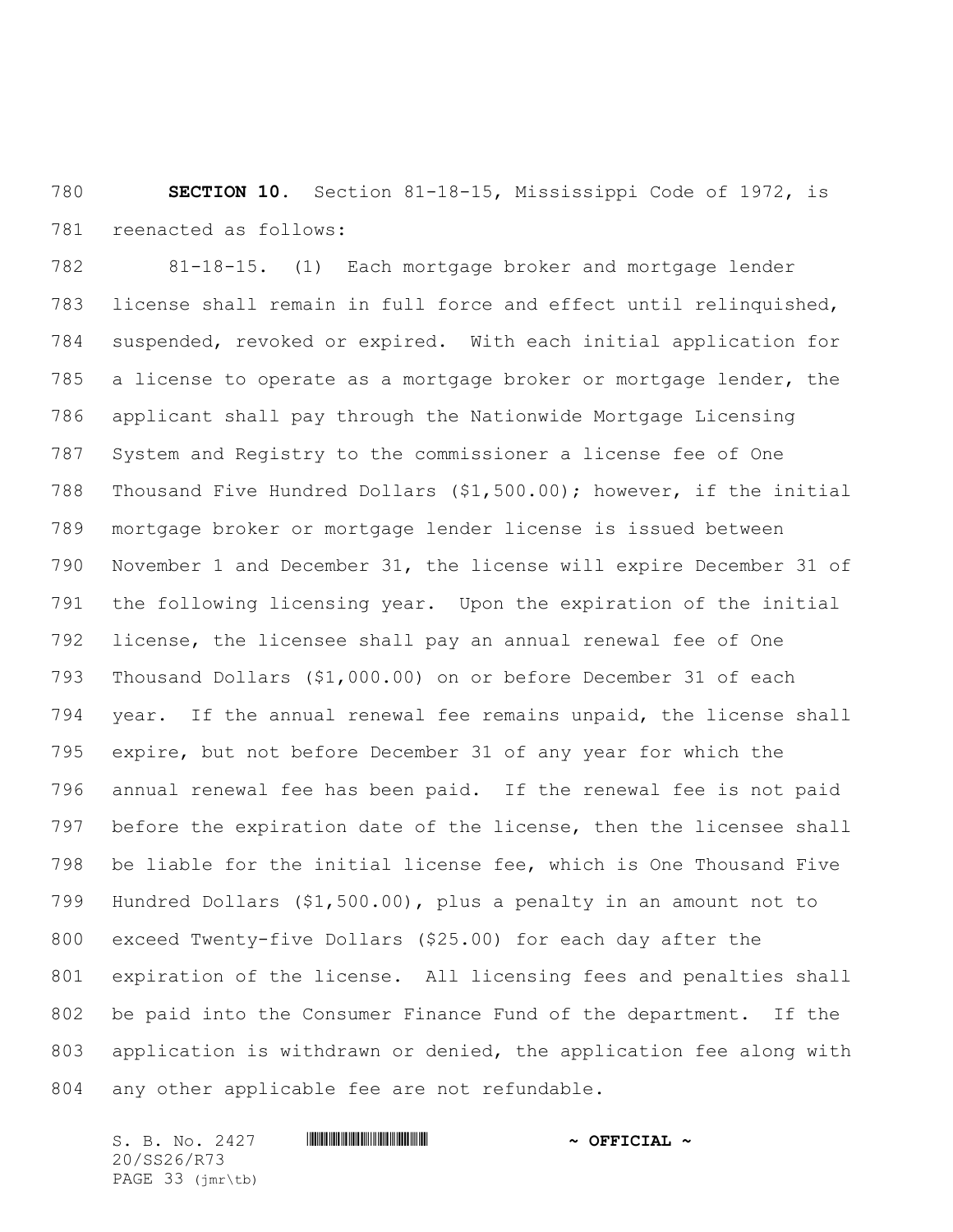**SECTION 10.** Section 81-18-15, Mississippi Code of 1972, is reenacted as follows:

81-18-15. (1) Each mortgage broker and mortgage lender license shall remain in full force and effect until relinquished, suspended, revoked or expired. With each initial application for a license to operate as a mortgage broker or mortgage lender, the applicant shall pay through the Nationwide Mortgage Licensing System and Registry to the commissioner a license fee of One Thousand Five Hundred Dollars ($1,500.00); however, if the initial mortgage broker or mortgage lender license is issued between November 1 and December 31, the license will expire December 31 of the following licensing year. Upon the expiration of the initial license, the licensee shall pay an annual renewal fee of One Thousand Dollars ($1,000.00) on or before December 31 of each year. If the annual renewal fee remains unpaid, the license shall expire, but not before December 31 of any year for which the annual renewal fee has been paid. If the renewal fee is not paid before the expiration date of the license, then the licensee shall be liable for the initial license fee, which is One Thousand Five Hundred Dollars ($1,500.00), plus a penalty in an amount not to exceed Twenty-five Dollars ($25.00) for each day after the expiration of the license. All licensing fees and penalties shall be paid into the Consumer Finance Fund of the department. If the application is withdrawn or denied, the application fee along with any other applicable fee are not refundable.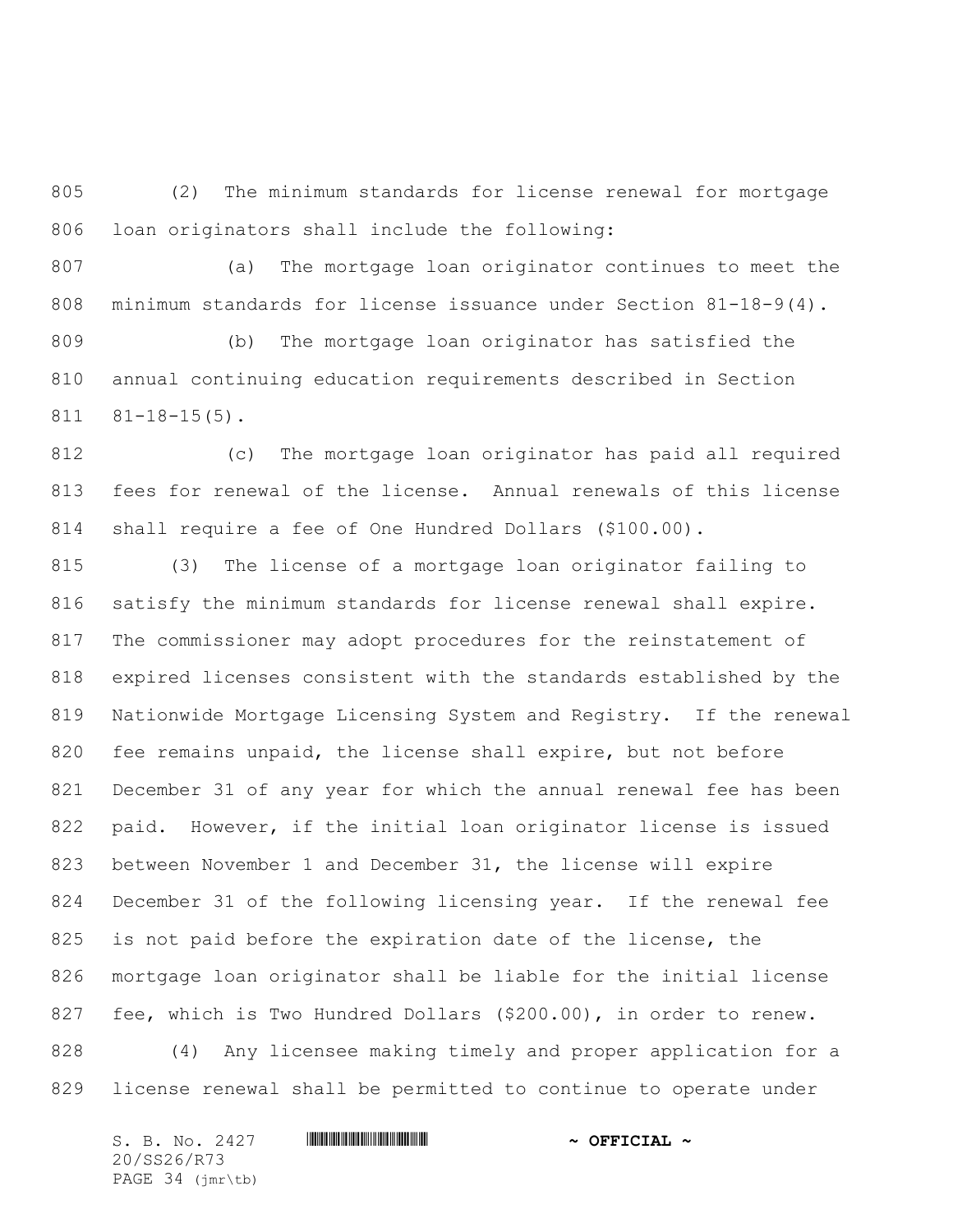(2) The minimum standards for license renewal for mortgage loan originators shall include the following:

(a) The mortgage loan originator continues to meet the minimum standards for license issuance under Section 81-18-9(4).

(b) The mortgage loan originator has satisfied the annual continuing education requirements described in Section 81-18-15(5).

(c) The mortgage loan originator has paid all required fees for renewal of the license. Annual renewals of this license shall require a fee of One Hundred Dollars ($100.00).

(3) The license of a mortgage loan originator failing to satisfy the minimum standards for license renewal shall expire. The commissioner may adopt procedures for the reinstatement of expired licenses consistent with the standards established by the Nationwide Mortgage Licensing System and Registry. If the renewal fee remains unpaid, the license shall expire, but not before December 31 of any year for which the annual renewal fee has been paid. However, if the initial loan originator license is issued between November 1 and December 31, the license will expire December 31 of the following licensing year. If the renewal fee is not paid before the expiration date of the license, the mortgage loan originator shall be liable for the initial license fee, which is Two Hundred Dollars ($200.00), in order to renew.

(4) Any licensee making timely and proper application for a license renewal shall be permitted to continue to operate under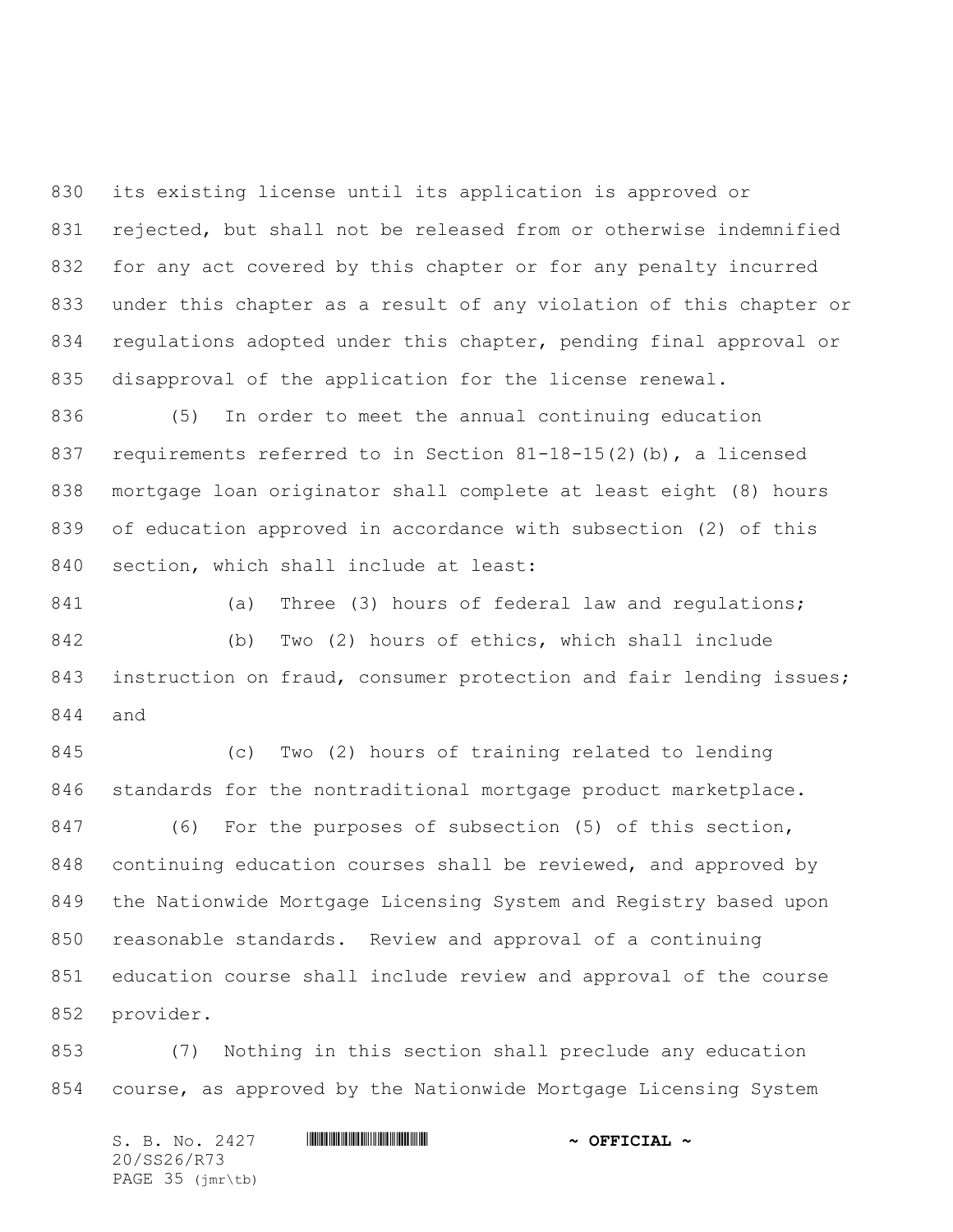its existing license until its application is approved or rejected, but shall not be released from or otherwise indemnified for any act covered by this chapter or for any penalty incurred under this chapter as a result of any violation of this chapter or regulations adopted under this chapter, pending final approval or disapproval of the application for the license renewal.

(5) In order to meet the annual continuing education requirements referred to in Section 81-18-15(2)(b), a licensed mortgage loan originator shall complete at least eight (8) hours of education approved in accordance with subsection (2) of this section, which shall include at least:

(a) Three (3) hours of federal law and regulations;

(b) Two (2) hours of ethics, which shall include instruction on fraud, consumer protection and fair lending issues; and

(c) Two (2) hours of training related to lending standards for the nontraditional mortgage product marketplace.

(6) For the purposes of subsection (5) of this section, continuing education courses shall be reviewed, and approved by the Nationwide Mortgage Licensing System and Registry based upon reasonable standards. Review and approval of a continuing education course shall include review and approval of the course provider.

(7) Nothing in this section shall preclude any education course, as approved by the Nationwide Mortgage Licensing System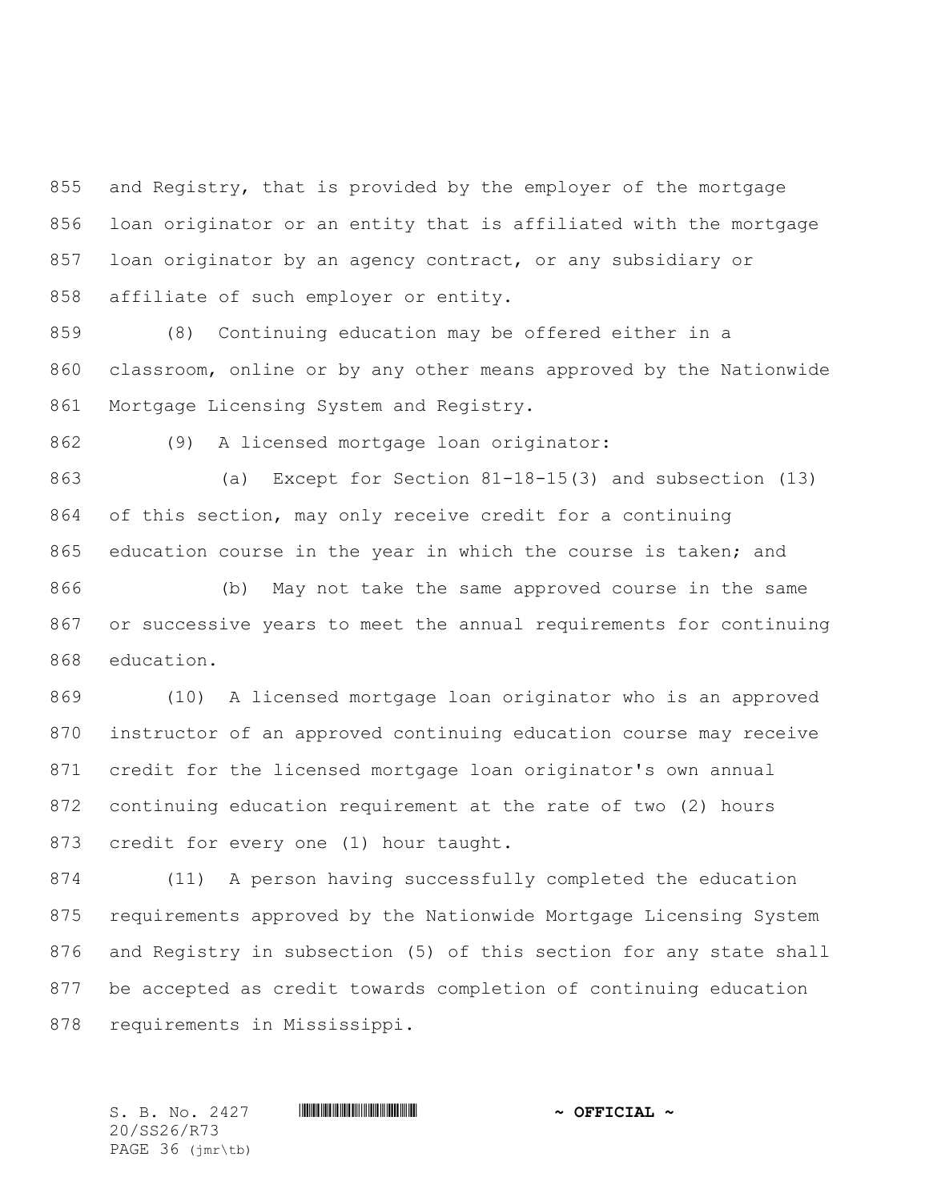and Registry, that is provided by the employer of the mortgage loan originator or an entity that is affiliated with the mortgage loan originator by an agency contract, or any subsidiary or affiliate of such employer or entity.

(8) Continuing education may be offered either in a classroom, online or by any other means approved by the Nationwide Mortgage Licensing System and Registry.

(9) A licensed mortgage loan originator:

(a) Except for Section 81-18-15(3) and subsection (13) of this section, may only receive credit for a continuing education course in the year in which the course is taken; and

(b) May not take the same approved course in the same or successive years to meet the annual requirements for continuing education.

(10) A licensed mortgage loan originator who is an approved instructor of an approved continuing education course may receive credit for the licensed mortgage loan originator's own annual continuing education requirement at the rate of two (2) hours credit for every one (1) hour taught.

(11) A person having successfully completed the education requirements approved by the Nationwide Mortgage Licensing System and Registry in subsection (5) of this section for any state shall be accepted as credit towards completion of continuing education requirements in Mississippi.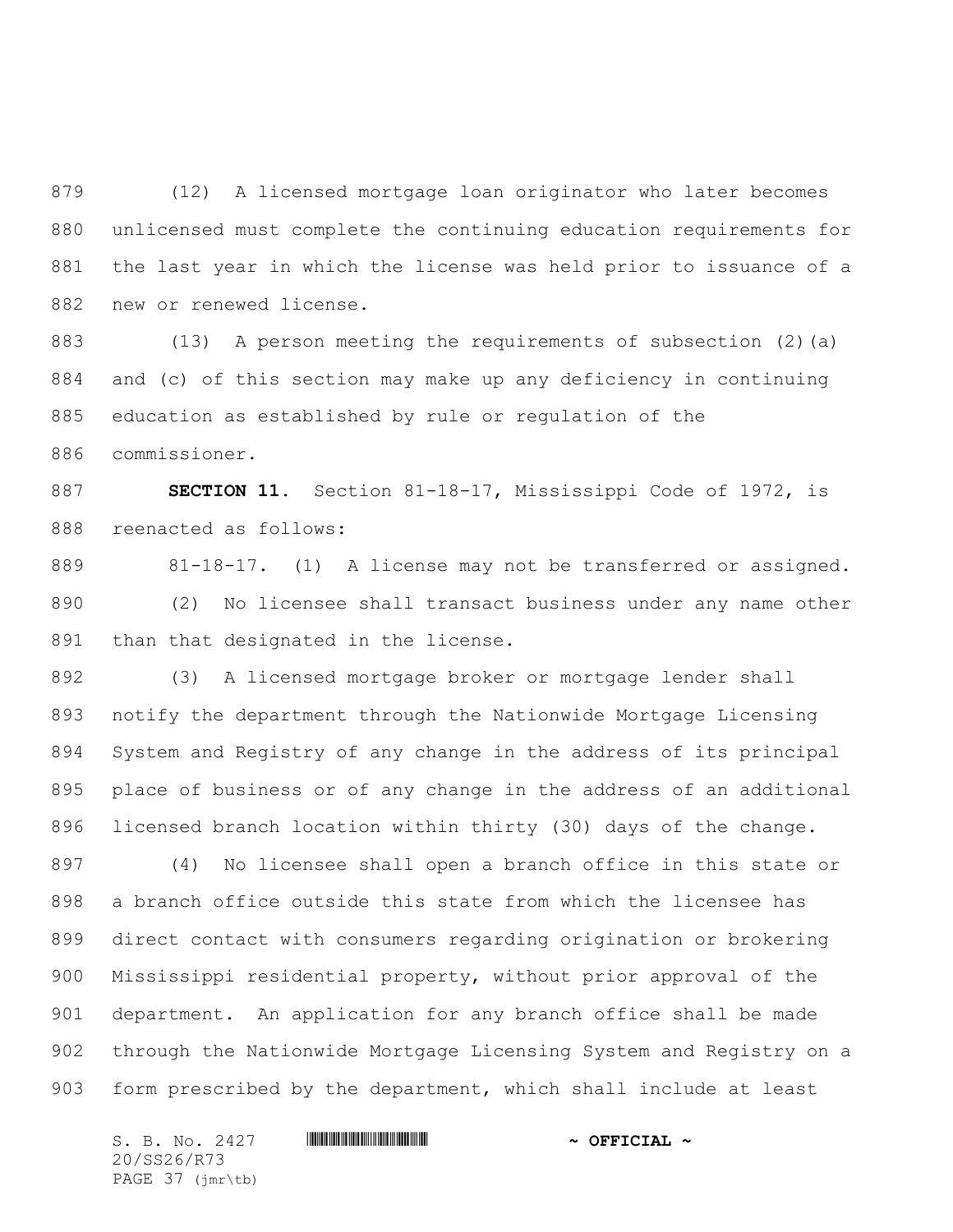(12) A licensed mortgage loan originator who later becomes unlicensed must complete the continuing education requirements for the last year in which the license was held prior to issuance of a new or renewed license.

(13) A person meeting the requirements of subsection (2)(a) and (c) of this section may make up any deficiency in continuing education as established by rule or regulation of the commissioner.

**SECTION 11.** Section 81-18-17, Mississippi Code of 1972, is reenacted as follows:

81-18-17. (1) A license may not be transferred or assigned.

(2) No licensee shall transact business under any name other than that designated in the license.

(3) A licensed mortgage broker or mortgage lender shall notify the department through the Nationwide Mortgage Licensing System and Registry of any change in the address of its principal place of business or of any change in the address of an additional licensed branch location within thirty (30) days of the change.

(4) No licensee shall open a branch office in this state or a branch office outside this state from which the licensee has direct contact with consumers regarding origination or brokering Mississippi residential property, without prior approval of the department. An application for any branch office shall be made through the Nationwide Mortgage Licensing System and Registry on a form prescribed by the department, which shall include at least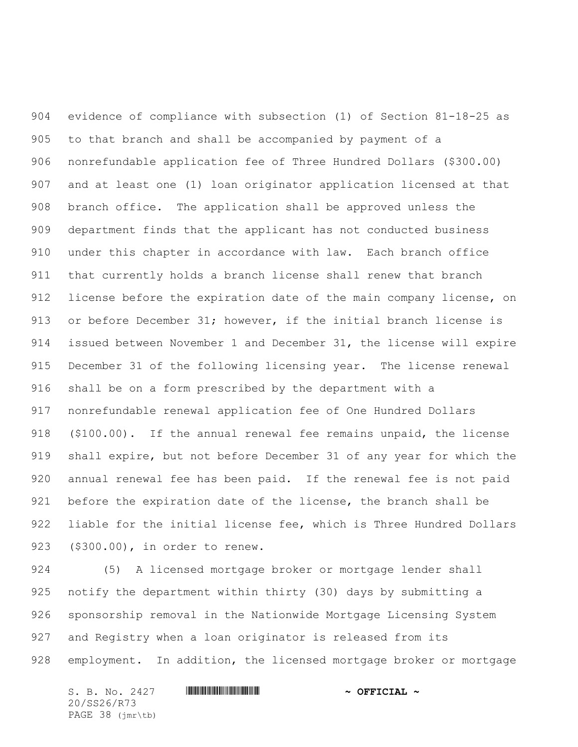evidence of compliance with subsection (1) of Section 81-18-25 as to that branch and shall be accompanied by payment of a nonrefundable application fee of Three Hundred Dollars ($300.00) and at least one (1) loan originator application licensed at that branch office. The application shall be approved unless the department finds that the applicant has not conducted business under this chapter in accordance with law. Each branch office that currently holds a branch license shall renew that branch license before the expiration date of the main company license, on or before December 31; however, if the initial branch license is issued between November 1 and December 31, the license will expire December 31 of the following licensing year. The license renewal shall be on a form prescribed by the department with a nonrefundable renewal application fee of One Hundred Dollars ($100.00). If the annual renewal fee remains unpaid, the license shall expire, but not before December 31 of any year for which the annual renewal fee has been paid. If the renewal fee is not paid before the expiration date of the license, the branch shall be liable for the initial license fee, which is Three Hundred Dollars ($300.00), in order to renew.

(5) A licensed mortgage broker or mortgage lender shall notify the department within thirty (30) days by submitting a sponsorship removal in the Nationwide Mortgage Licensing System and Registry when a loan originator is released from its employment. In addition, the licensed mortgage broker or mortgage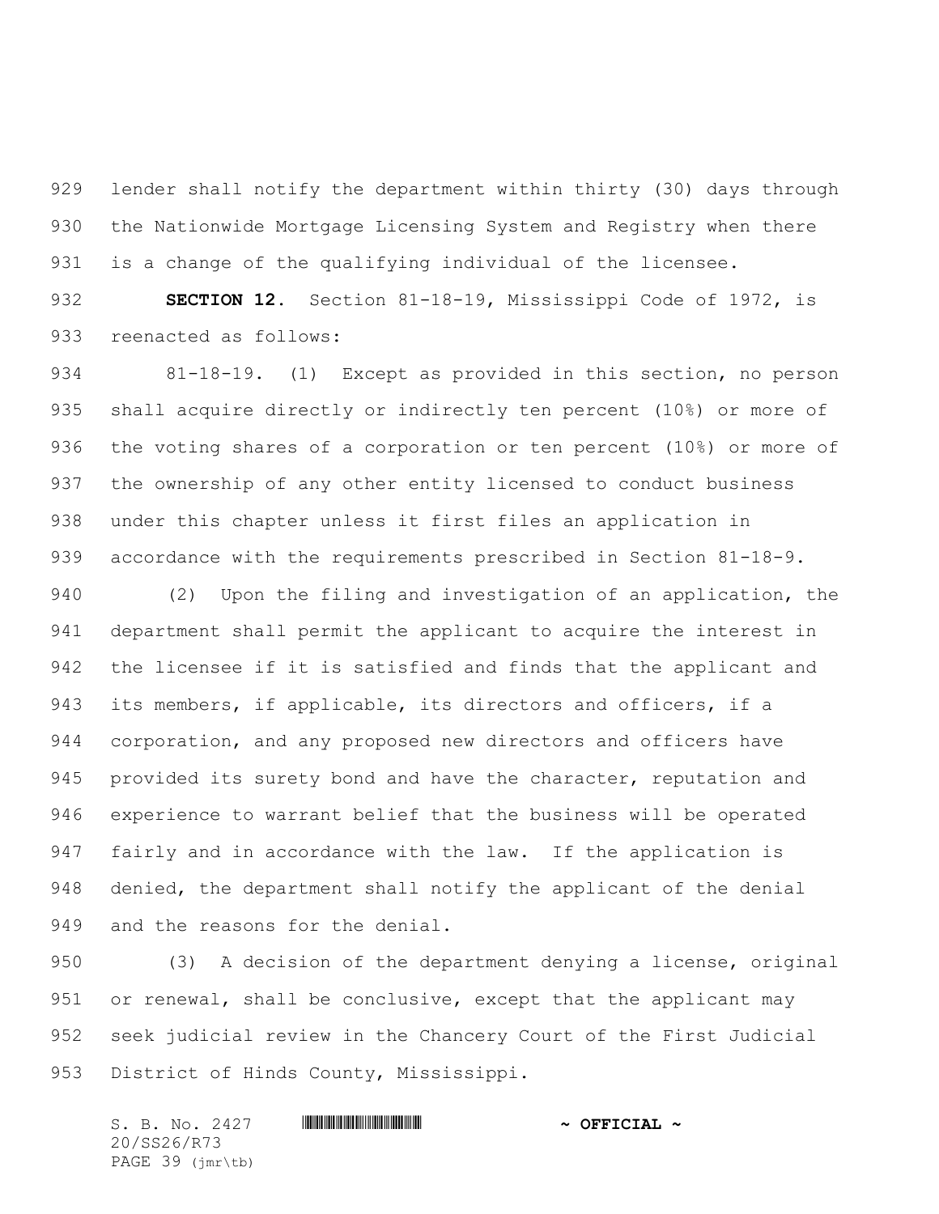lender shall notify the department within thirty (30) days through the Nationwide Mortgage Licensing System and Registry when there is a change of the qualifying individual of the licensee.

**SECTION 12.** Section 81-18-19, Mississippi Code of 1972, is reenacted as follows:

81-18-19. (1) Except as provided in this section, no person shall acquire directly or indirectly ten percent (10%) or more of the voting shares of a corporation or ten percent (10%) or more of the ownership of any other entity licensed to conduct business under this chapter unless it first files an application in accordance with the requirements prescribed in Section 81-18-9.

(2) Upon the filing and investigation of an application, the department shall permit the applicant to acquire the interest in the licensee if it is satisfied and finds that the applicant and its members, if applicable, its directors and officers, if a corporation, and any proposed new directors and officers have provided its surety bond and have the character, reputation and experience to warrant belief that the business will be operated fairly and in accordance with the law. If the application is denied, the department shall notify the applicant of the denial and the reasons for the denial.

(3) A decision of the department denying a license, original or renewal, shall be conclusive, except that the applicant may seek judicial review in the Chancery Court of the First Judicial District of Hinds County, Mississippi.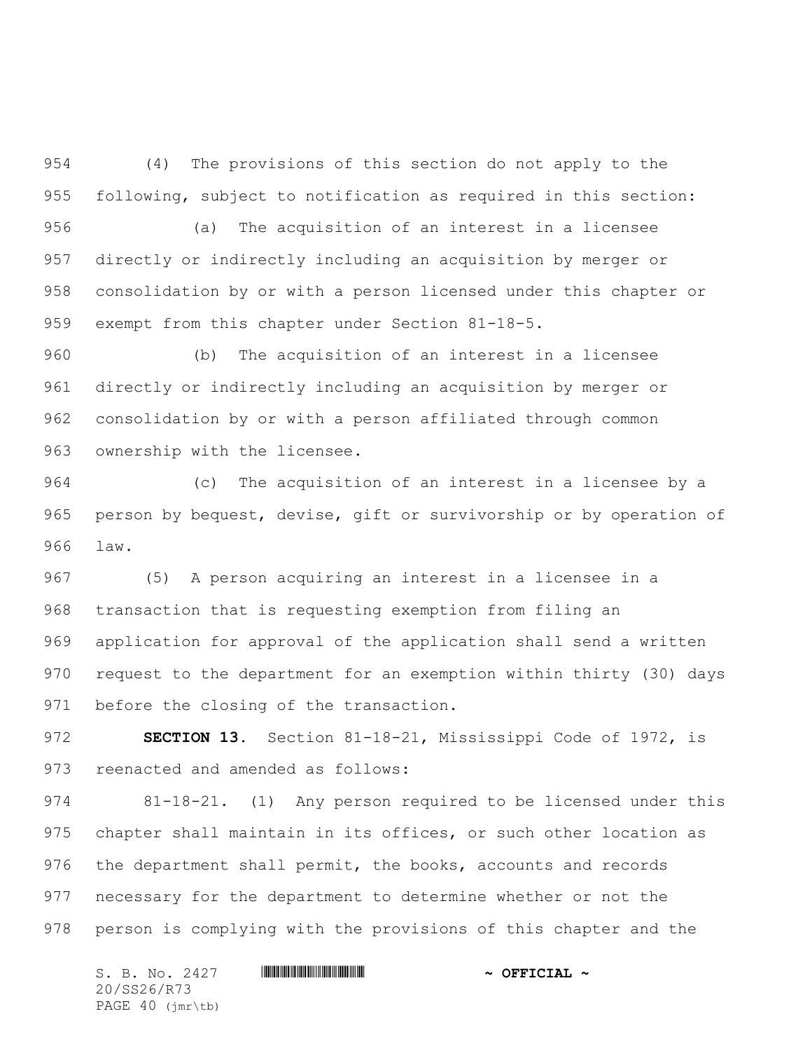(4) The provisions of this section do not apply to the following, subject to notification as required in this section:

(a) The acquisition of an interest in a licensee directly or indirectly including an acquisition by merger or consolidation by or with a person licensed under this chapter or exempt from this chapter under Section 81-18-5.

(b) The acquisition of an interest in a licensee directly or indirectly including an acquisition by merger or consolidation by or with a person affiliated through common ownership with the licensee.

(c) The acquisition of an interest in a licensee by a person by bequest, devise, gift or survivorship or by operation of law.

(5) A person acquiring an interest in a licensee in a transaction that is requesting exemption from filing an application for approval of the application shall send a written request to the department for an exemption within thirty (30) days before the closing of the transaction.

**SECTION 13.** Section 81-18-21, Mississippi Code of 1972, is reenacted and amended as follows:

81-18-21. (1) Any person required to be licensed under this chapter shall maintain in its offices, or such other location as the department shall permit, the books, accounts and records necessary for the department to determine whether or not the person is complying with the provisions of this chapter and the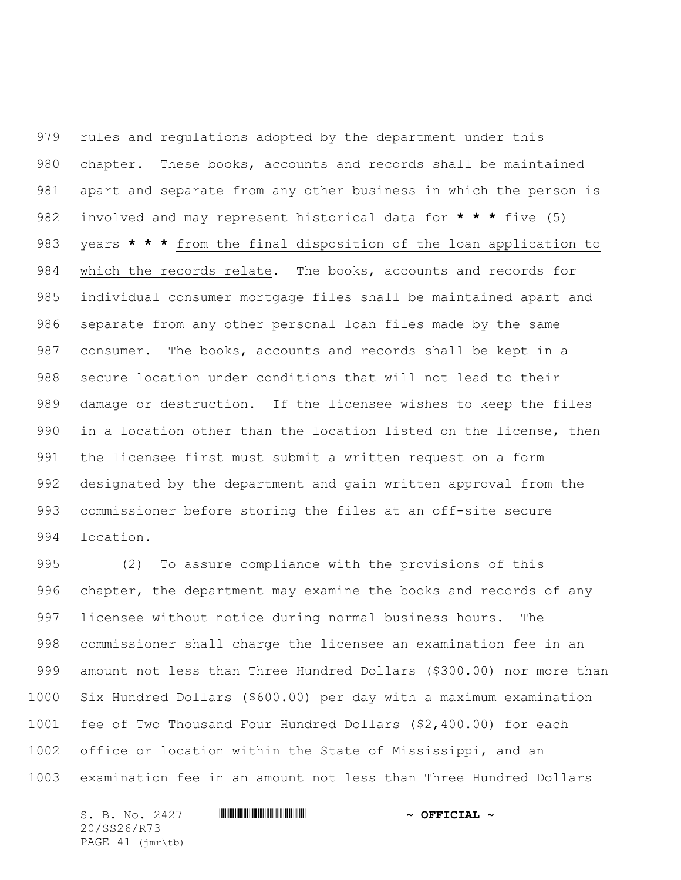rules and regulations adopted by the department under this chapter. These books, accounts and records shall be maintained apart and separate from any other business in which the person is involved and may represent historical data for **\* \* \*** five (5) years **\* \* \*** from the final disposition of the loan application to which the records relate. The books, accounts and records for individual consumer mortgage files shall be maintained apart and separate from any other personal loan files made by the same consumer. The books, accounts and records shall be kept in a secure location under conditions that will not lead to their damage or destruction. If the licensee wishes to keep the files in a location other than the location listed on the license, then the licensee first must submit a written request on a form designated by the department and gain written approval from the commissioner before storing the files at an off-site secure location.

(2) To assure compliance with the provisions of this chapter, the department may examine the books and records of any licensee without notice during normal business hours. The commissioner shall charge the licensee an examination fee in an amount not less than Three Hundred Dollars ($300.00) nor more than Six Hundred Dollars ($600.00) per day with a maximum examination fee of Two Thousand Four Hundred Dollars ($2,400.00) for each office or location within the State of Mississippi, and an examination fee in an amount not less than Three Hundred Dollars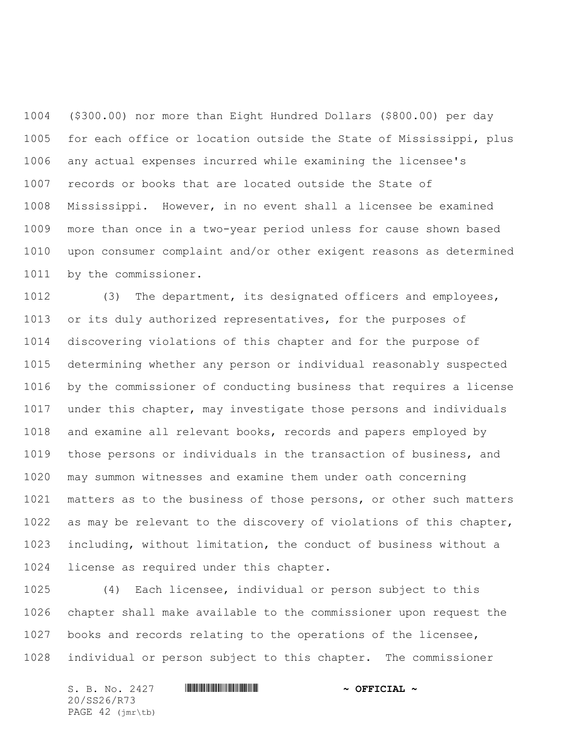($300.00) nor more than Eight Hundred Dollars ($800.00) per day for each office or location outside the State of Mississippi, plus any actual expenses incurred while examining the licensee's records or books that are located outside the State of Mississippi. However, in no event shall a licensee be examined more than once in a two-year period unless for cause shown based upon consumer complaint and/or other exigent reasons as determined by the commissioner.

(3) The department, its designated officers and employees, or its duly authorized representatives, for the purposes of discovering violations of this chapter and for the purpose of determining whether any person or individual reasonably suspected by the commissioner of conducting business that requires a license under this chapter, may investigate those persons and individuals and examine all relevant books, records and papers employed by those persons or individuals in the transaction of business, and may summon witnesses and examine them under oath concerning matters as to the business of those persons, or other such matters as may be relevant to the discovery of violations of this chapter, including, without limitation, the conduct of business without a license as required under this chapter.

(4) Each licensee, individual or person subject to this chapter shall make available to the commissioner upon request the books and records relating to the operations of the licensee, individual or person subject to this chapter. The commissioner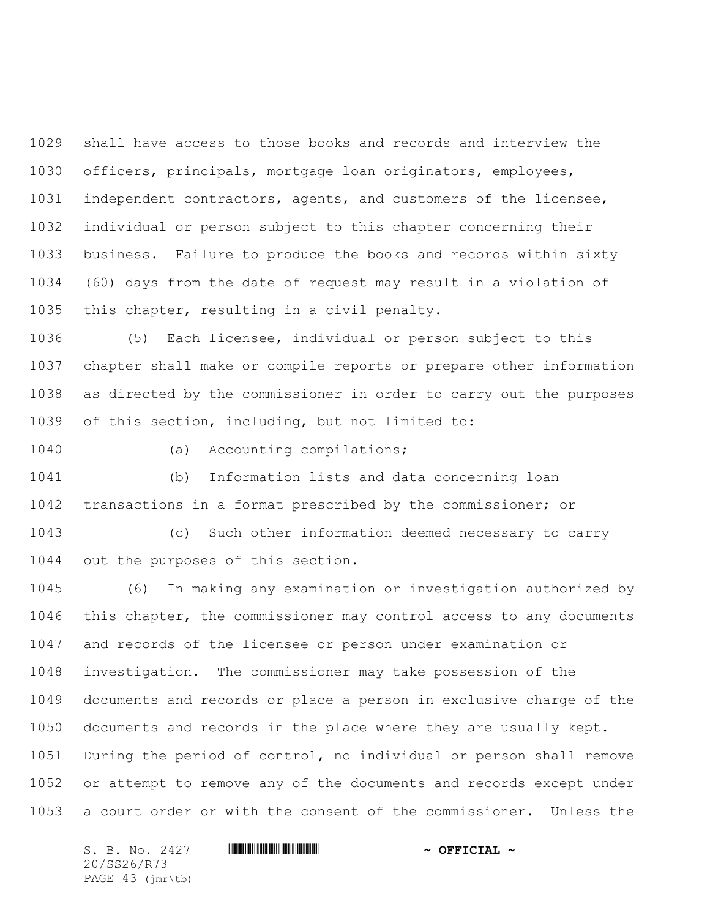shall have access to those books and records and interview the officers, principals, mortgage loan originators, employees, independent contractors, agents, and customers of the licensee, individual or person subject to this chapter concerning their business. Failure to produce the books and records within sixty (60) days from the date of request may result in a violation of this chapter, resulting in a civil penalty.

(5) Each licensee, individual or person subject to this chapter shall make or compile reports or prepare other information as directed by the commissioner in order to carry out the purposes of this section, including, but not limited to:

(a) Accounting compilations;

(b) Information lists and data concerning loan transactions in a format prescribed by the commissioner; or

(c) Such other information deemed necessary to carry out the purposes of this section.

(6) In making any examination or investigation authorized by this chapter, the commissioner may control access to any documents and records of the licensee or person under examination or investigation. The commissioner may take possession of the documents and records or place a person in exclusive charge of the documents and records in the place where they are usually kept. During the period of control, no individual or person shall remove or attempt to remove any of the documents and records except under a court order or with the consent of the commissioner. Unless the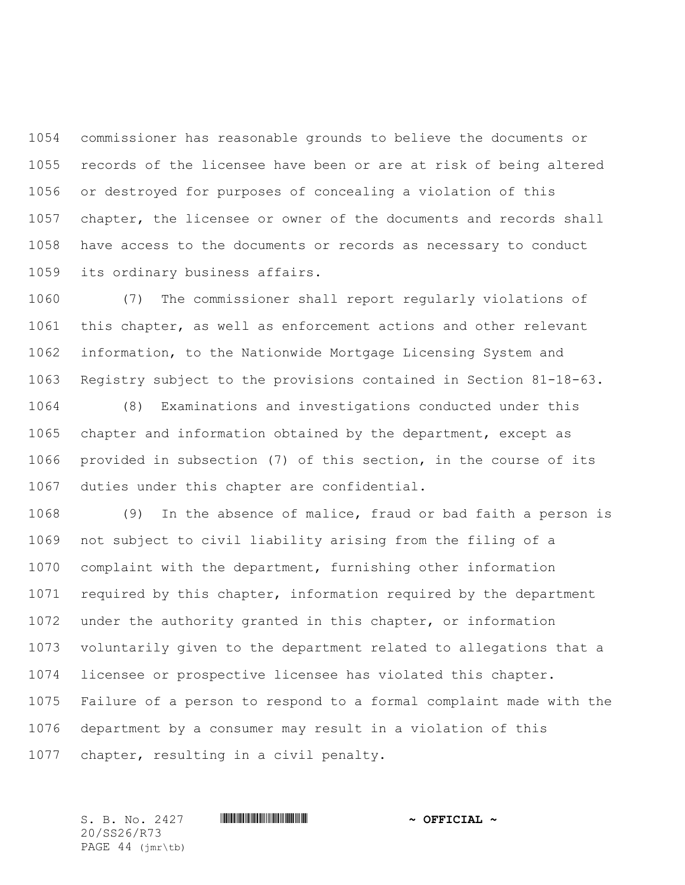commissioner has reasonable grounds to believe the documents or records of the licensee have been or are at risk of being altered or destroyed for purposes of concealing a violation of this chapter, the licensee or owner of the documents and records shall have access to the documents or records as necessary to conduct its ordinary business affairs.

(7) The commissioner shall report regularly violations of this chapter, as well as enforcement actions and other relevant information, to the Nationwide Mortgage Licensing System and Registry subject to the provisions contained in Section 81-18-63.

(8) Examinations and investigations conducted under this chapter and information obtained by the department, except as provided in subsection (7) of this section, in the course of its duties under this chapter are confidential.

(9) In the absence of malice, fraud or bad faith a person is not subject to civil liability arising from the filing of a complaint with the department, furnishing other information required by this chapter, information required by the department under the authority granted in this chapter, or information voluntarily given to the department related to allegations that a licensee or prospective licensee has violated this chapter. Failure of a person to respond to a formal complaint made with the department by a consumer may result in a violation of this chapter, resulting in a civil penalty.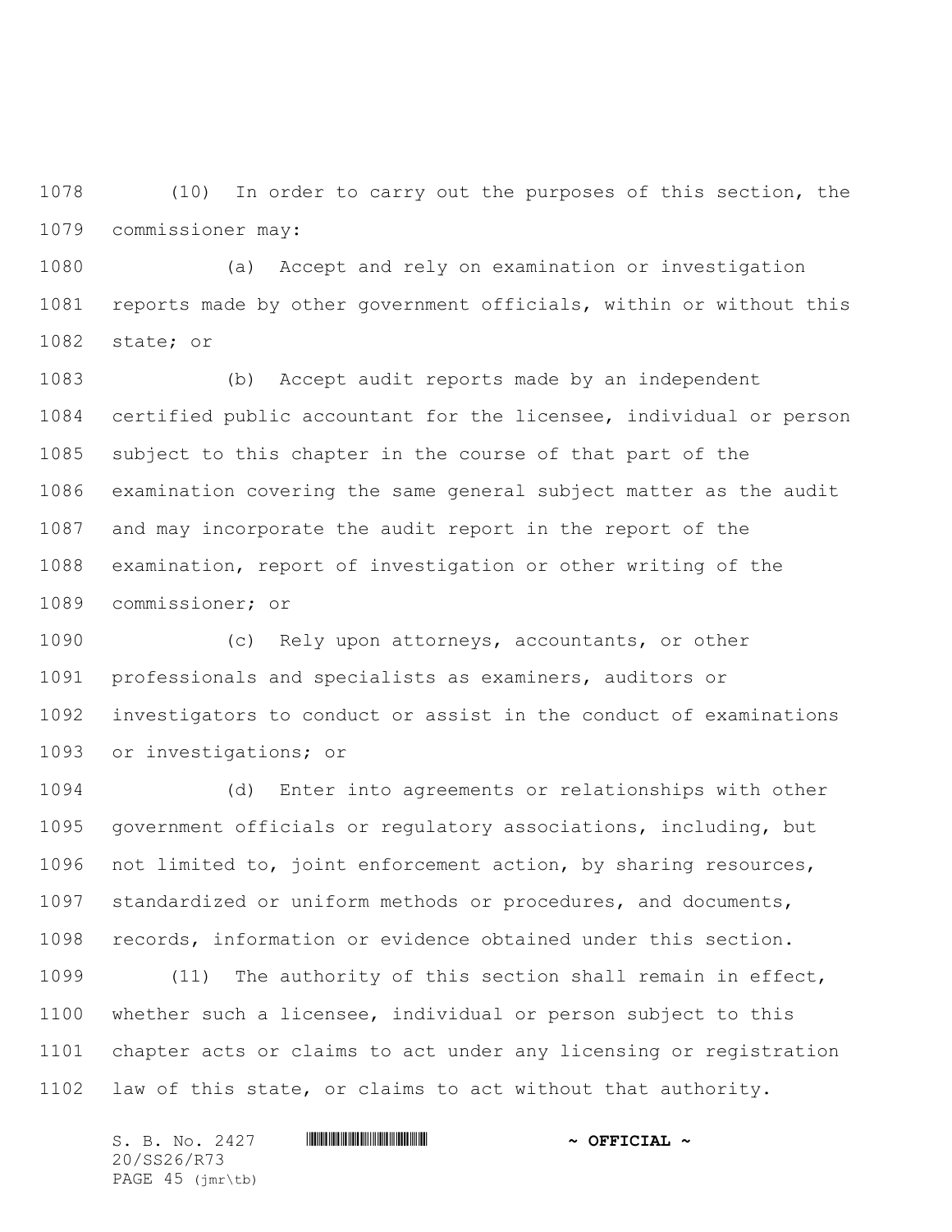(10) In order to carry out the purposes of this section, the commissioner may:

(a) Accept and rely on examination or investigation reports made by other government officials, within or without this state; or

(b) Accept audit reports made by an independent certified public accountant for the licensee, individual or person subject to this chapter in the course of that part of the examination covering the same general subject matter as the audit and may incorporate the audit report in the report of the examination, report of investigation or other writing of the commissioner; or

(c) Rely upon attorneys, accountants, or other professionals and specialists as examiners, auditors or investigators to conduct or assist in the conduct of examinations or investigations; or

(d) Enter into agreements or relationships with other government officials or regulatory associations, including, but not limited to, joint enforcement action, by sharing resources, standardized or uniform methods or procedures, and documents, records, information or evidence obtained under this section.

(11) The authority of this section shall remain in effect, whether such a licensee, individual or person subject to this chapter acts or claims to act under any licensing or registration law of this state, or claims to act without that authority.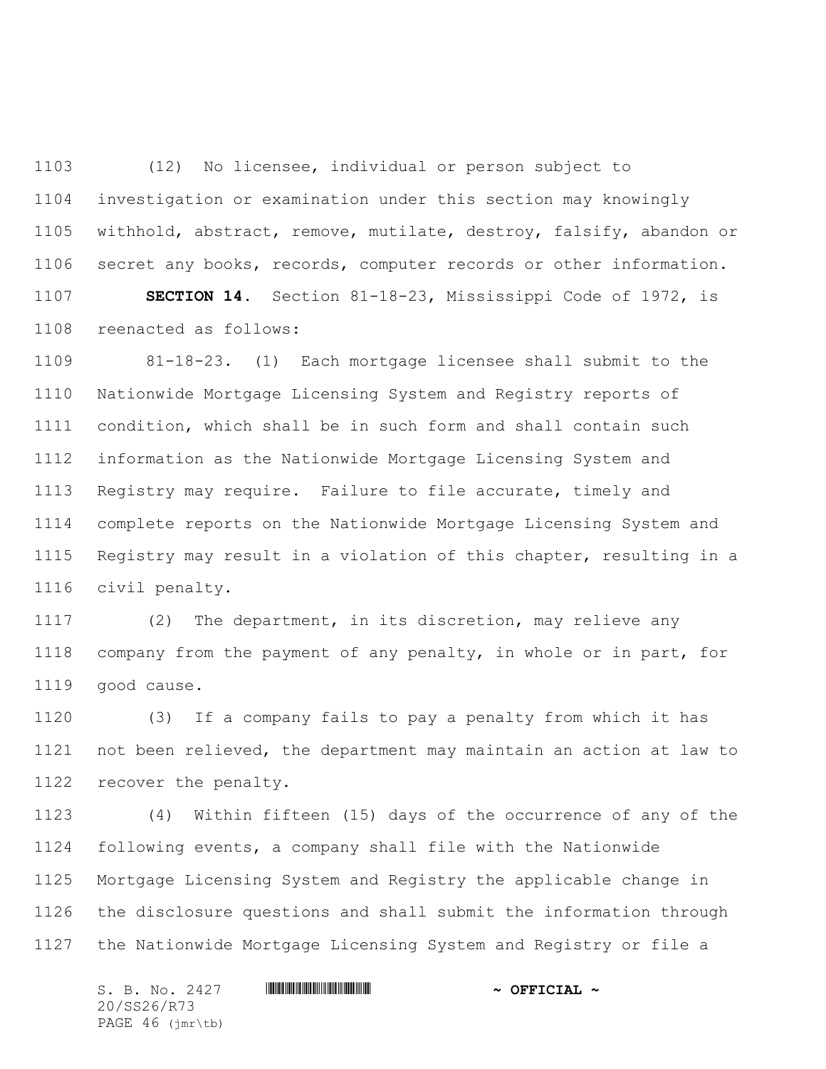(12) No licensee, individual or person subject to investigation or examination under this section may knowingly withhold, abstract, remove, mutilate, destroy, falsify, abandon or secret any books, records, computer records or other information.

**SECTION 14.** Section 81-18-23, Mississippi Code of 1972, is reenacted as follows:

81-18-23. (1) Each mortgage licensee shall submit to the Nationwide Mortgage Licensing System and Registry reports of condition, which shall be in such form and shall contain such information as the Nationwide Mortgage Licensing System and Registry may require. Failure to file accurate, timely and complete reports on the Nationwide Mortgage Licensing System and Registry may result in a violation of this chapter, resulting in a civil penalty.

(2) The department, in its discretion, may relieve any company from the payment of any penalty, in whole or in part, for good cause.

(3) If a company fails to pay a penalty from which it has not been relieved, the department may maintain an action at law to recover the penalty.

(4) Within fifteen (15) days of the occurrence of any of the following events, a company shall file with the Nationwide Mortgage Licensing System and Registry the applicable change in the disclosure questions and shall submit the information through the Nationwide Mortgage Licensing System and Registry or file a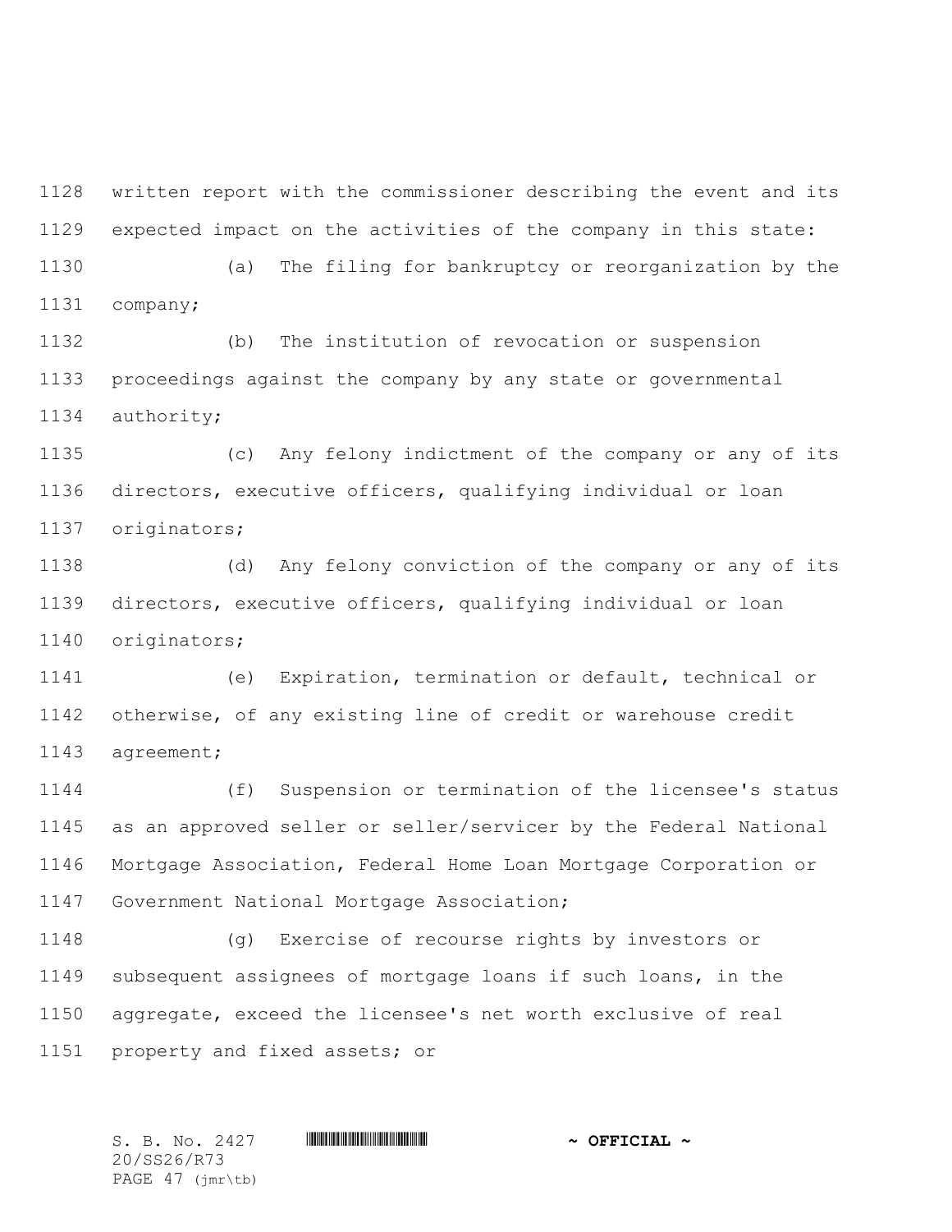written report with the commissioner describing the event and its expected impact on the activities of the company in this state:

(a) The filing for bankruptcy or reorganization by the company;

(b) The institution of revocation or suspension proceedings against the company by any state or governmental authority;

(c) Any felony indictment of the company or any of its directors, executive officers, qualifying individual or loan originators;

(d) Any felony conviction of the company or any of its directors, executive officers, qualifying individual or loan originators;

(e) Expiration, termination or default, technical or otherwise, of any existing line of credit or warehouse credit agreement;

(f) Suspension or termination of the licensee's status as an approved seller or seller/servicer by the Federal National Mortgage Association, Federal Home Loan Mortgage Corporation or Government National Mortgage Association;

(g) Exercise of recourse rights by investors or subsequent assignees of mortgage loans if such loans, in the aggregate, exceed the licensee's net worth exclusive of real property and fixed assets; or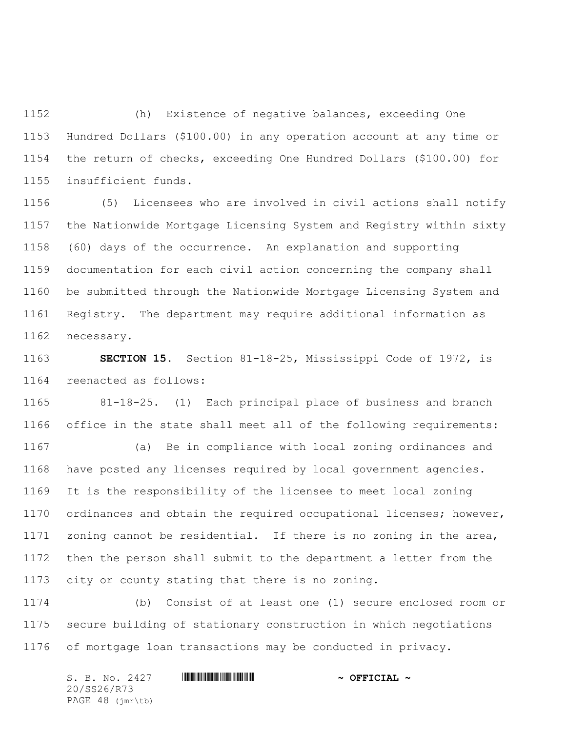(h) Existence of negative balances, exceeding One Hundred Dollars ($100.00) in any operation account at any time or the return of checks, exceeding One Hundred Dollars ($100.00) for insufficient funds.

(5) Licensees who are involved in civil actions shall notify the Nationwide Mortgage Licensing System and Registry within sixty (60) days of the occurrence. An explanation and supporting documentation for each civil action concerning the company shall be submitted through the Nationwide Mortgage Licensing System and Registry. The department may require additional information as necessary.

**SECTION 15.** Section 81-18-25, Mississippi Code of 1972, is reenacted as follows:

81-18-25. (1) Each principal place of business and branch office in the state shall meet all of the following requirements:

(a) Be in compliance with local zoning ordinances and have posted any licenses required by local government agencies. It is the responsibility of the licensee to meet local zoning ordinances and obtain the required occupational licenses; however, zoning cannot be residential. If there is no zoning in the area, then the person shall submit to the department a letter from the city or county stating that there is no zoning.

(b) Consist of at least one (1) secure enclosed room or secure building of stationary construction in which negotiations of mortgage loan transactions may be conducted in privacy.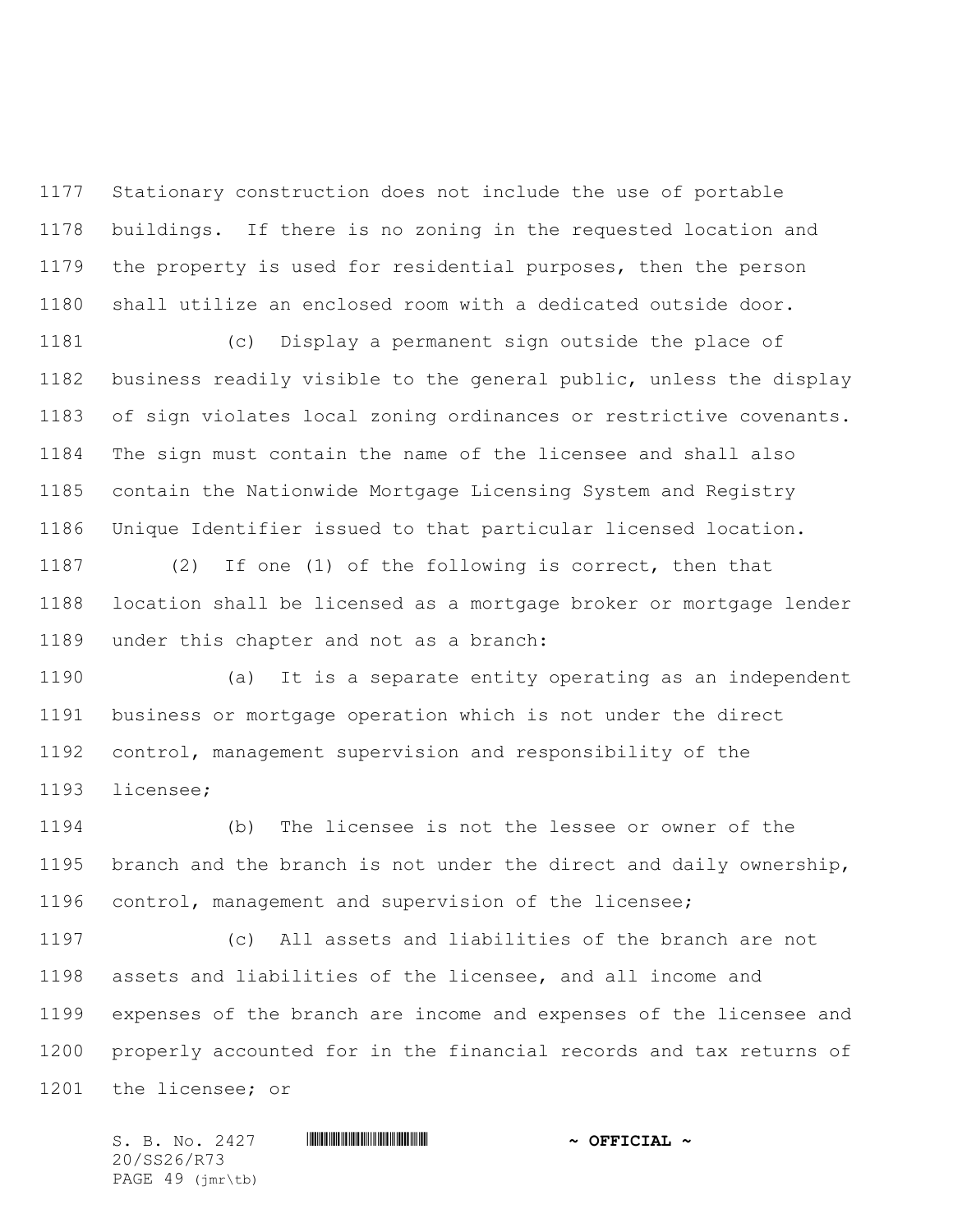Stationary construction does not include the use of portable buildings. If there is no zoning in the requested location and the property is used for residential purposes, then the person shall utilize an enclosed room with a dedicated outside door.

(c) Display a permanent sign outside the place of business readily visible to the general public, unless the display of sign violates local zoning ordinances or restrictive covenants. The sign must contain the name of the licensee and shall also contain the Nationwide Mortgage Licensing System and Registry Unique Identifier issued to that particular licensed location.

(2) If one (1) of the following is correct, then that location shall be licensed as a mortgage broker or mortgage lender under this chapter and not as a branch:

(a) It is a separate entity operating as an independent business or mortgage operation which is not under the direct control, management supervision and responsibility of the licensee;

(b) The licensee is not the lessee or owner of the branch and the branch is not under the direct and daily ownership, control, management and supervision of the licensee;

(c) All assets and liabilities of the branch are not assets and liabilities of the licensee, and all income and expenses of the branch are income and expenses of the licensee and properly accounted for in the financial records and tax returns of the licensee; or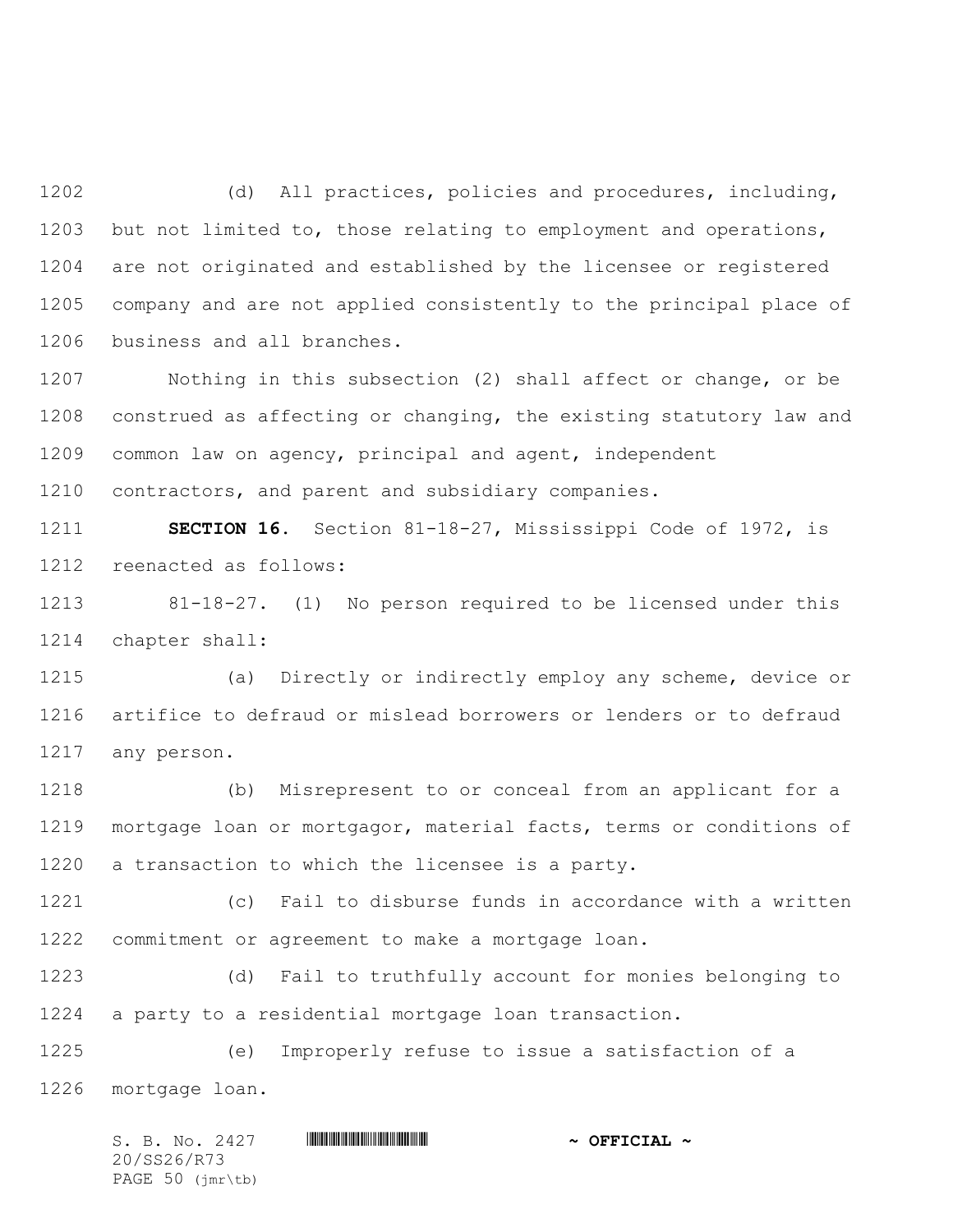(d) All practices, policies and procedures, including, but not limited to, those relating to employment and operations, are not originated and established by the licensee or registered company and are not applied consistently to the principal place of business and all branches.

Nothing in this subsection (2) shall affect or change, or be construed as affecting or changing, the existing statutory law and common law on agency, principal and agent, independent contractors, and parent and subsidiary companies.

**SECTION 16.** Section 81-18-27, Mississippi Code of 1972, is reenacted as follows:

81-18-27. (1) No person required to be licensed under this chapter shall:

(a) Directly or indirectly employ any scheme, device or artifice to defraud or mislead borrowers or lenders or to defraud any person.

(b) Misrepresent to or conceal from an applicant for a mortgage loan or mortgagor, material facts, terms or conditions of a transaction to which the licensee is a party.

(c) Fail to disburse funds in accordance with a written commitment or agreement to make a mortgage loan.

(d) Fail to truthfully account for monies belonging to a party to a residential mortgage loan transaction.

(e) Improperly refuse to issue a satisfaction of a mortgage loan.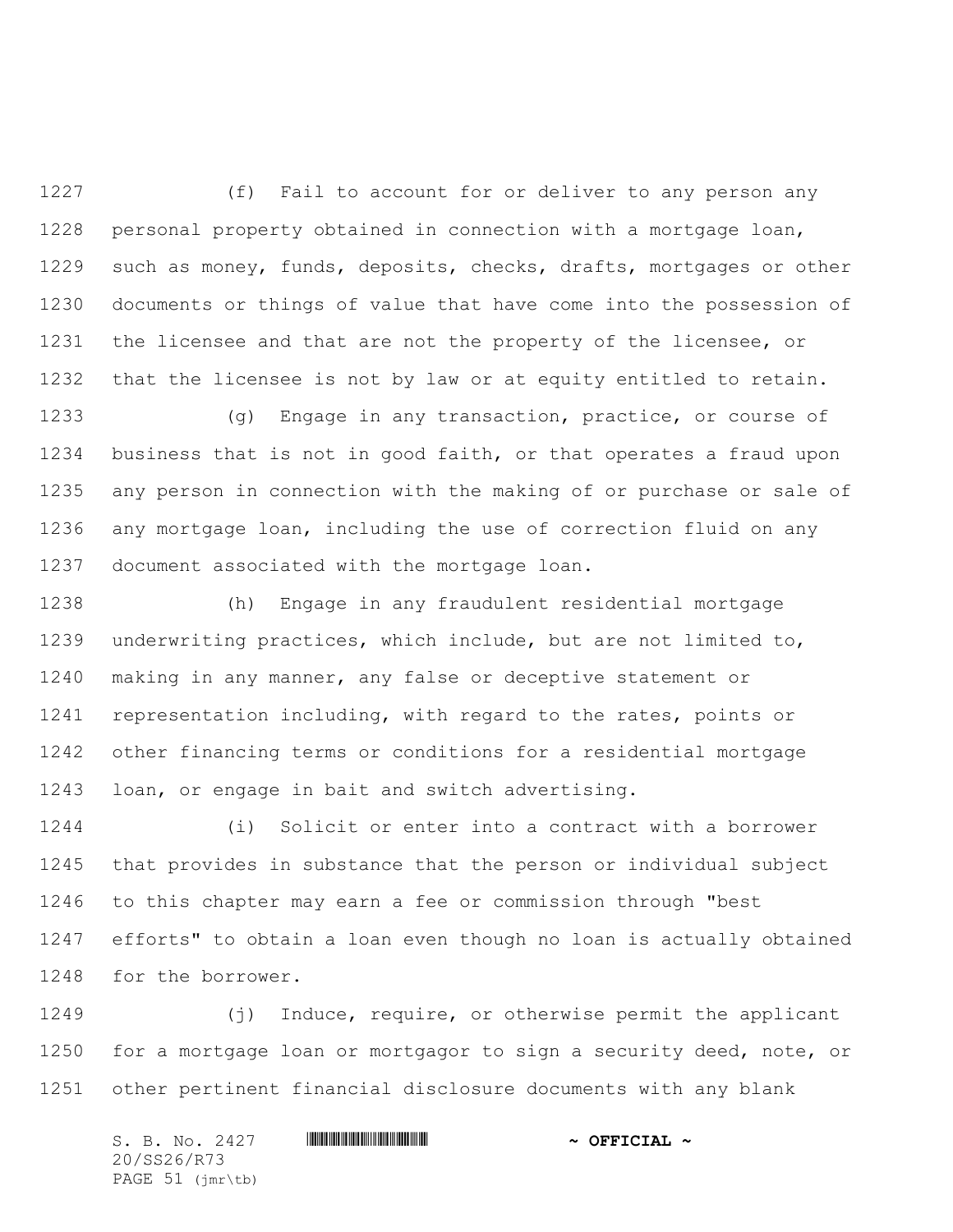(f) Fail to account for or deliver to any person any personal property obtained in connection with a mortgage loan, such as money, funds, deposits, checks, drafts, mortgages or other documents or things of value that have come into the possession of the licensee and that are not the property of the licensee, or that the licensee is not by law or at equity entitled to retain.

(g) Engage in any transaction, practice, or course of business that is not in good faith, or that operates a fraud upon any person in connection with the making of or purchase or sale of any mortgage loan, including the use of correction fluid on any document associated with the mortgage loan.

(h) Engage in any fraudulent residential mortgage underwriting practices, which include, but are not limited to, making in any manner, any false or deceptive statement or representation including, with regard to the rates, points or other financing terms or conditions for a residential mortgage loan, or engage in bait and switch advertising.

(i) Solicit or enter into a contract with a borrower that provides in substance that the person or individual subject to this chapter may earn a fee or commission through "best efforts" to obtain a loan even though no loan is actually obtained for the borrower.

(j) Induce, require, or otherwise permit the applicant for a mortgage loan or mortgagor to sign a security deed, note, or other pertinent financial disclosure documents with any blank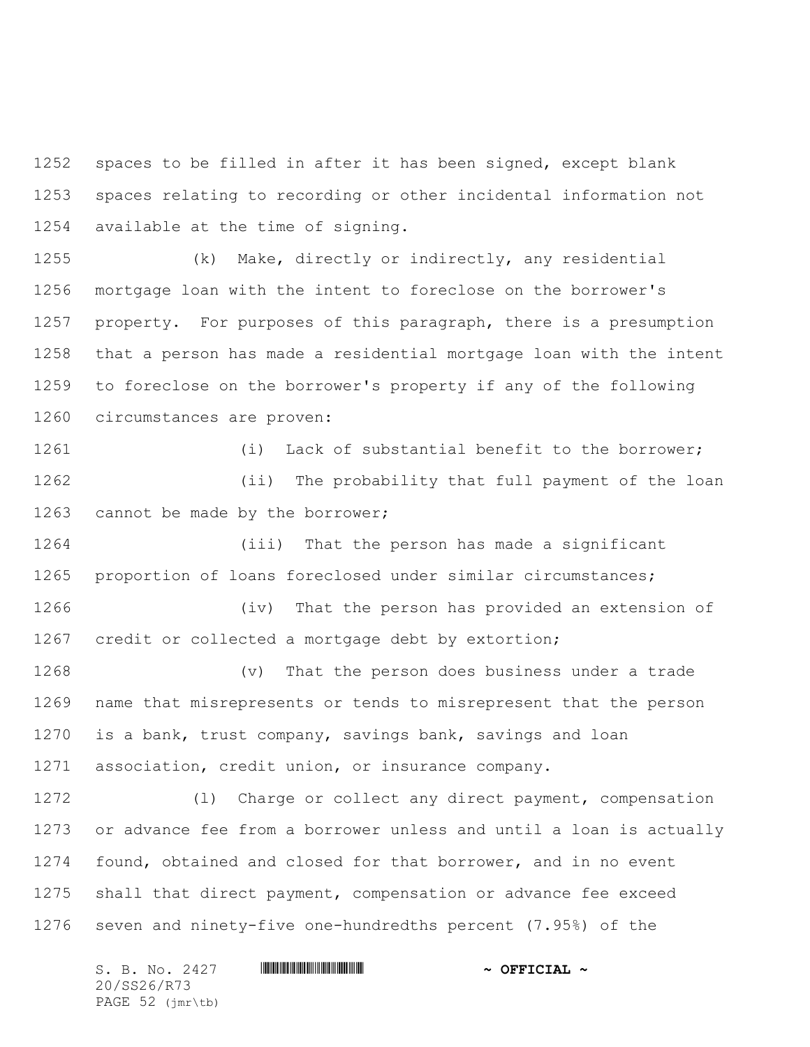spaces to be filled in after it has been signed, except blank spaces relating to recording or other incidental information not available at the time of signing.

(k) Make, directly or indirectly, any residential mortgage loan with the intent to foreclose on the borrower's property. For purposes of this paragraph, there is a presumption that a person has made a residential mortgage loan with the intent to foreclose on the borrower's property if any of the following circumstances are proven:

(i) Lack of substantial benefit to the borrower;

(ii) The probability that full payment of the loan cannot be made by the borrower;

(iii) That the person has made a significant proportion of loans foreclosed under similar circumstances;

(iv) That the person has provided an extension of credit or collected a mortgage debt by extortion;

(v) That the person does business under a trade name that misrepresents or tends to misrepresent that the person is a bank, trust company, savings bank, savings and loan association, credit union, or insurance company.

(l) Charge or collect any direct payment, compensation or advance fee from a borrower unless and until a loan is actually found, obtained and closed for that borrower, and in no event shall that direct payment, compensation or advance fee exceed seven and ninety-five one-hundredths percent (7.95%) of the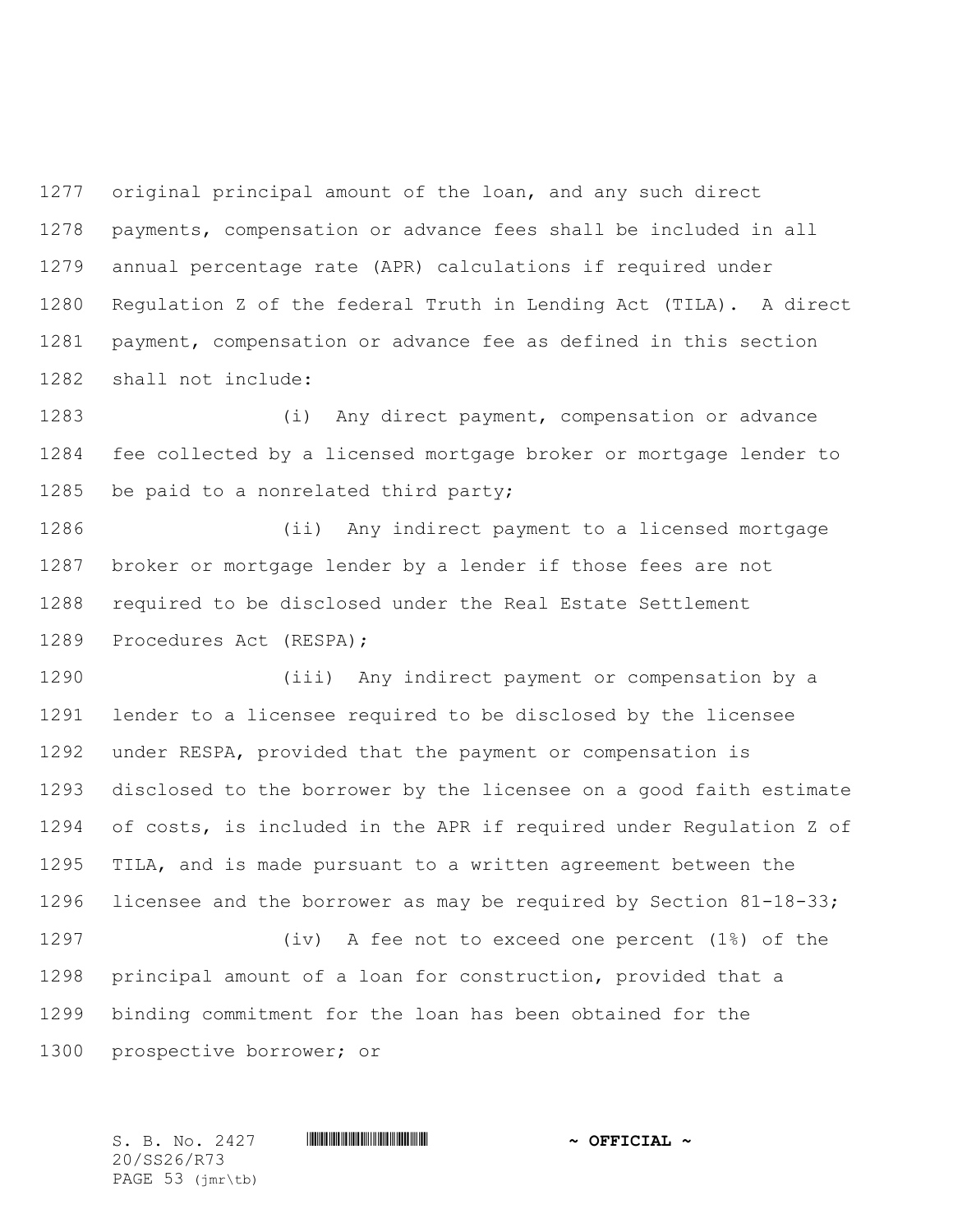original principal amount of the loan, and any such direct payments, compensation or advance fees shall be included in all annual percentage rate (APR) calculations if required under Regulation Z of the federal Truth in Lending Act (TILA). A direct payment, compensation or advance fee as defined in this section shall not include:

(i) Any direct payment, compensation or advance fee collected by a licensed mortgage broker or mortgage lender to be paid to a nonrelated third party;

(ii) Any indirect payment to a licensed mortgage broker or mortgage lender by a lender if those fees are not required to be disclosed under the Real Estate Settlement Procedures Act (RESPA);

(iii) Any indirect payment or compensation by a lender to a licensee required to be disclosed by the licensee under RESPA, provided that the payment or compensation is disclosed to the borrower by the licensee on a good faith estimate of costs, is included in the APR if required under Regulation Z of TILA, and is made pursuant to a written agreement between the licensee and the borrower as may be required by Section 81-18-33;

(iv) A fee not to exceed one percent (1%) of the principal amount of a loan for construction, provided that a binding commitment for the loan has been obtained for the prospective borrower; or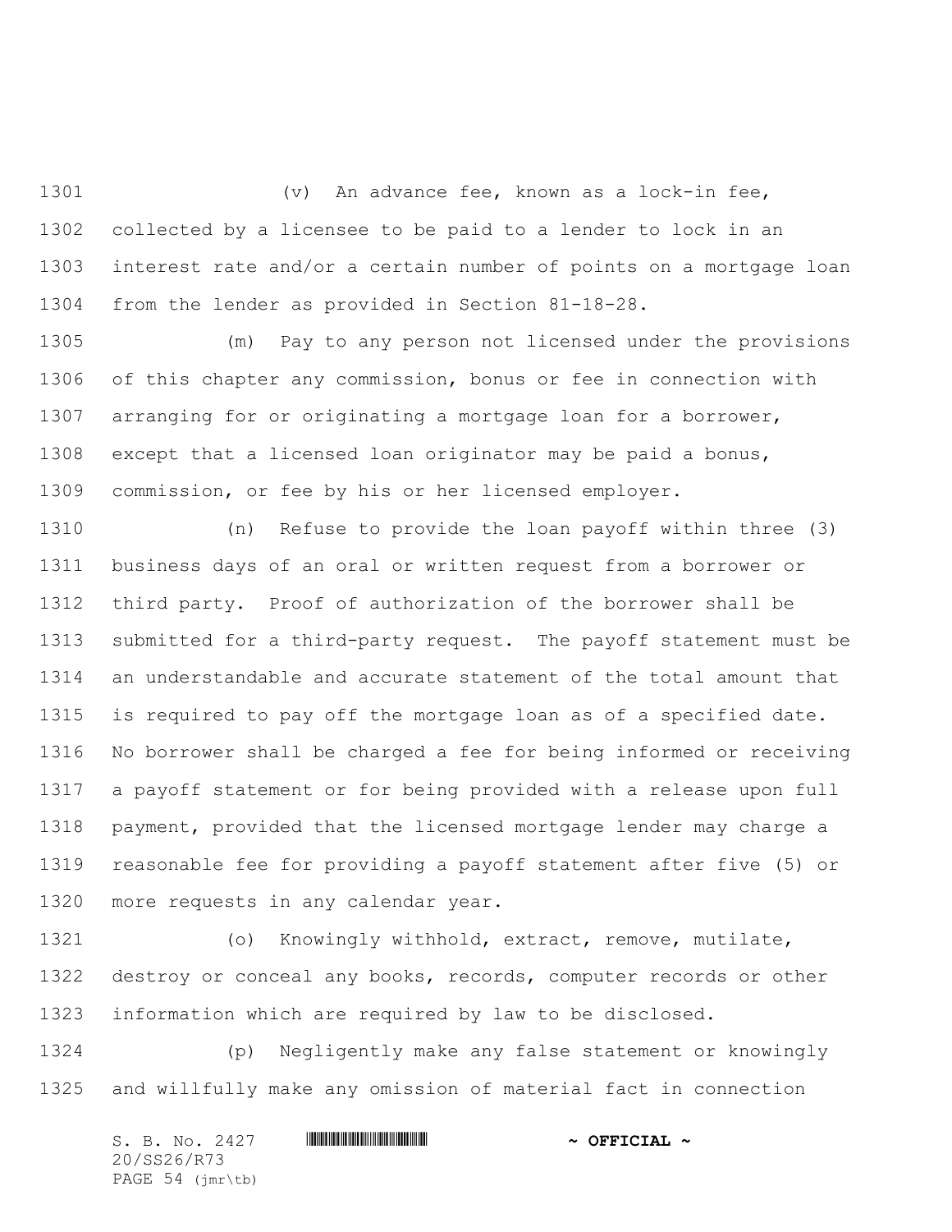(v) An advance fee, known as a lock-in fee, collected by a licensee to be paid to a lender to lock in an interest rate and/or a certain number of points on a mortgage loan from the lender as provided in Section 81-18-28.

(m) Pay to any person not licensed under the provisions of this chapter any commission, bonus or fee in connection with arranging for or originating a mortgage loan for a borrower, except that a licensed loan originator may be paid a bonus, commission, or fee by his or her licensed employer.

(n) Refuse to provide the loan payoff within three (3) business days of an oral or written request from a borrower or third party. Proof of authorization of the borrower shall be submitted for a third-party request. The payoff statement must be an understandable and accurate statement of the total amount that is required to pay off the mortgage loan as of a specified date. No borrower shall be charged a fee for being informed or receiving a payoff statement or for being provided with a release upon full payment, provided that the licensed mortgage lender may charge a reasonable fee for providing a payoff statement after five (5) or more requests in any calendar year.

(o) Knowingly withhold, extract, remove, mutilate, destroy or conceal any books, records, computer records or other information which are required by law to be disclosed.

(p) Negligently make any false statement or knowingly and willfully make any omission of material fact in connection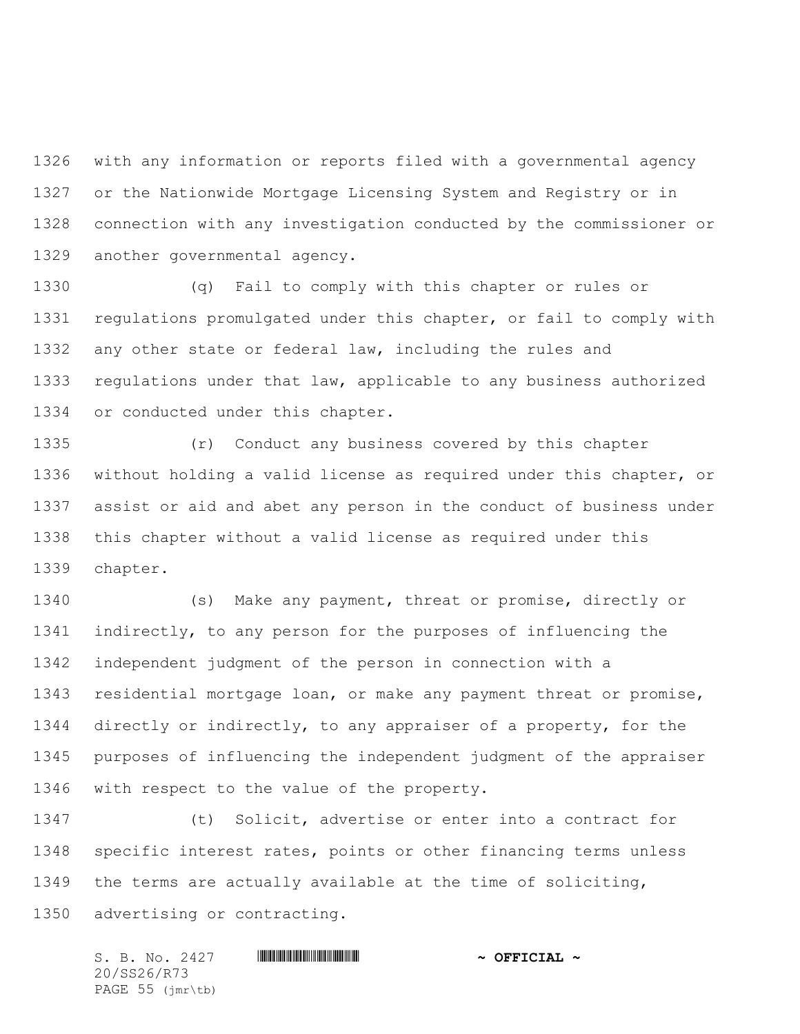with any information or reports filed with a governmental agency or the Nationwide Mortgage Licensing System and Registry or in connection with any investigation conducted by the commissioner or another governmental agency.

(q) Fail to comply with this chapter or rules or regulations promulgated under this chapter, or fail to comply with any other state or federal law, including the rules and regulations under that law, applicable to any business authorized or conducted under this chapter.

(r) Conduct any business covered by this chapter without holding a valid license as required under this chapter, or assist or aid and abet any person in the conduct of business under this chapter without a valid license as required under this chapter.

(s) Make any payment, threat or promise, directly or indirectly, to any person for the purposes of influencing the independent judgment of the person in connection with a residential mortgage loan, or make any payment threat or promise, directly or indirectly, to any appraiser of a property, for the purposes of influencing the independent judgment of the appraiser with respect to the value of the property.

(t) Solicit, advertise or enter into a contract for specific interest rates, points or other financing terms unless the terms are actually available at the time of soliciting, advertising or contracting.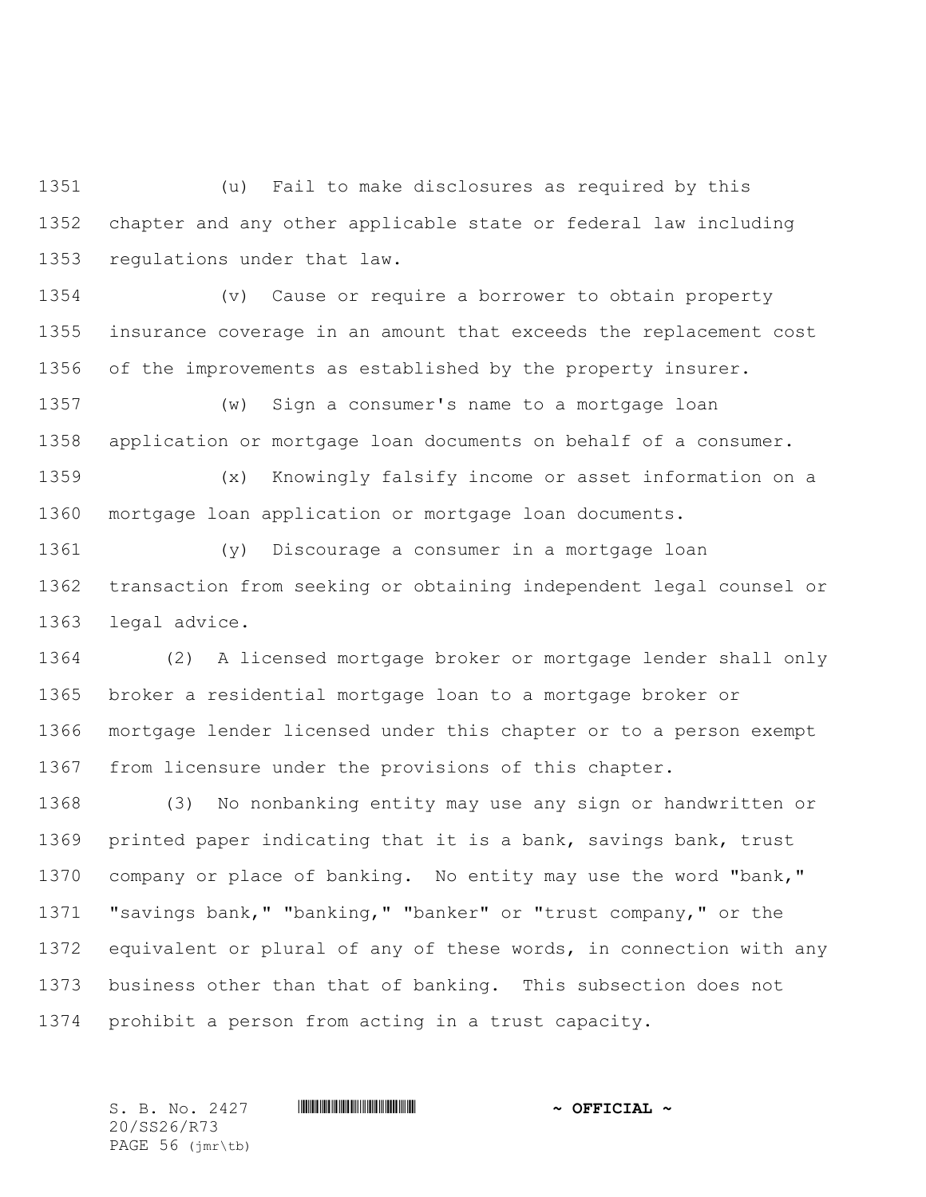(u) Fail to make disclosures as required by this chapter and any other applicable state or federal law including regulations under that law.

(v) Cause or require a borrower to obtain property insurance coverage in an amount that exceeds the replacement cost of the improvements as established by the property insurer.

(w) Sign a consumer's name to a mortgage loan application or mortgage loan documents on behalf of a consumer.

(x) Knowingly falsify income or asset information on a mortgage loan application or mortgage loan documents.

(y) Discourage a consumer in a mortgage loan transaction from seeking or obtaining independent legal counsel or legal advice.

(2) A licensed mortgage broker or mortgage lender shall only broker a residential mortgage loan to a mortgage broker or mortgage lender licensed under this chapter or to a person exempt from licensure under the provisions of this chapter.

(3) No nonbanking entity may use any sign or handwritten or printed paper indicating that it is a bank, savings bank, trust company or place of banking. No entity may use the word "bank," "savings bank," "banking," "banker" or "trust company," or the equivalent or plural of any of these words, in connection with any business other than that of banking. This subsection does not prohibit a person from acting in a trust capacity.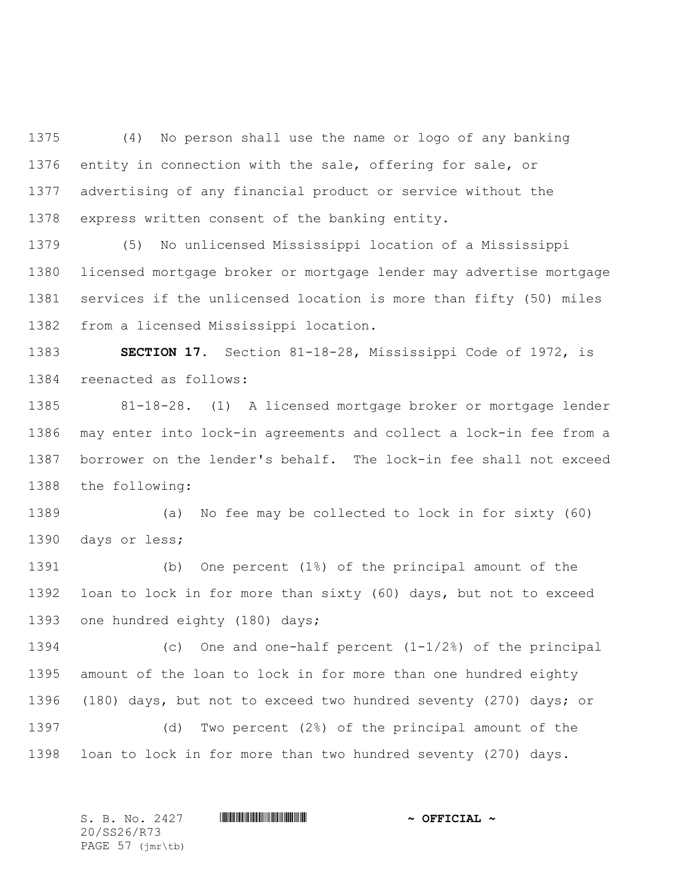(4) No person shall use the name or logo of any banking entity in connection with the sale, offering for sale, or advertising of any financial product or service without the express written consent of the banking entity.

(5) No unlicensed Mississippi location of a Mississippi licensed mortgage broker or mortgage lender may advertise mortgage services if the unlicensed location is more than fifty (50) miles from a licensed Mississippi location.

**SECTION 17.** Section 81-18-28, Mississippi Code of 1972, is reenacted as follows:

81-18-28. (1) A licensed mortgage broker or mortgage lender may enter into lock-in agreements and collect a lock-in fee from a borrower on the lender's behalf. The lock-in fee shall not exceed the following:

(a) No fee may be collected to lock in for sixty (60) days or less;

(b) One percent (1%) of the principal amount of the loan to lock in for more than sixty (60) days, but not to exceed one hundred eighty (180) days;

(c) One and one-half percent (1-1/2%) of the principal amount of the loan to lock in for more than one hundred eighty (180) days, but not to exceed two hundred seventy (270) days; or

(d) Two percent (2%) of the principal amount of the loan to lock in for more than two hundred seventy (270) days.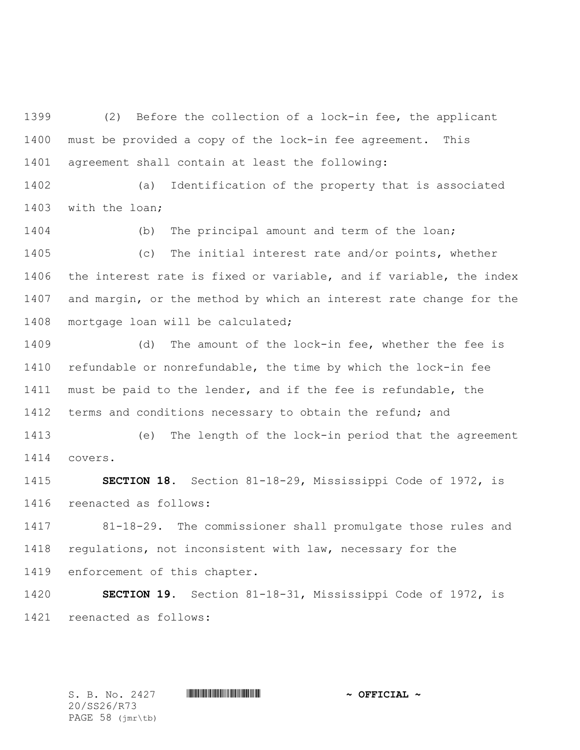(2) Before the collection of a lock-in fee, the applicant must be provided a copy of the lock-in fee agreement. This agreement shall contain at least the following:

(a) Identification of the property that is associated with the loan;

(b) The principal amount and term of the loan;

(c) The initial interest rate and/or points, whether the interest rate is fixed or variable, and if variable, the index and margin, or the method by which an interest rate change for the mortgage loan will be calculated;

(d) The amount of the lock-in fee, whether the fee is refundable or nonrefundable, the time by which the lock-in fee must be paid to the lender, and if the fee is refundable, the terms and conditions necessary to obtain the refund; and

(e) The length of the lock-in period that the agreement covers.

**SECTION 18.** Section 81-18-29, Mississippi Code of 1972, is reenacted as follows:

81-18-29. The commissioner shall promulgate those rules and regulations, not inconsistent with law, necessary for the enforcement of this chapter.

**SECTION 19.** Section 81-18-31, Mississippi Code of 1972, is reenacted as follows: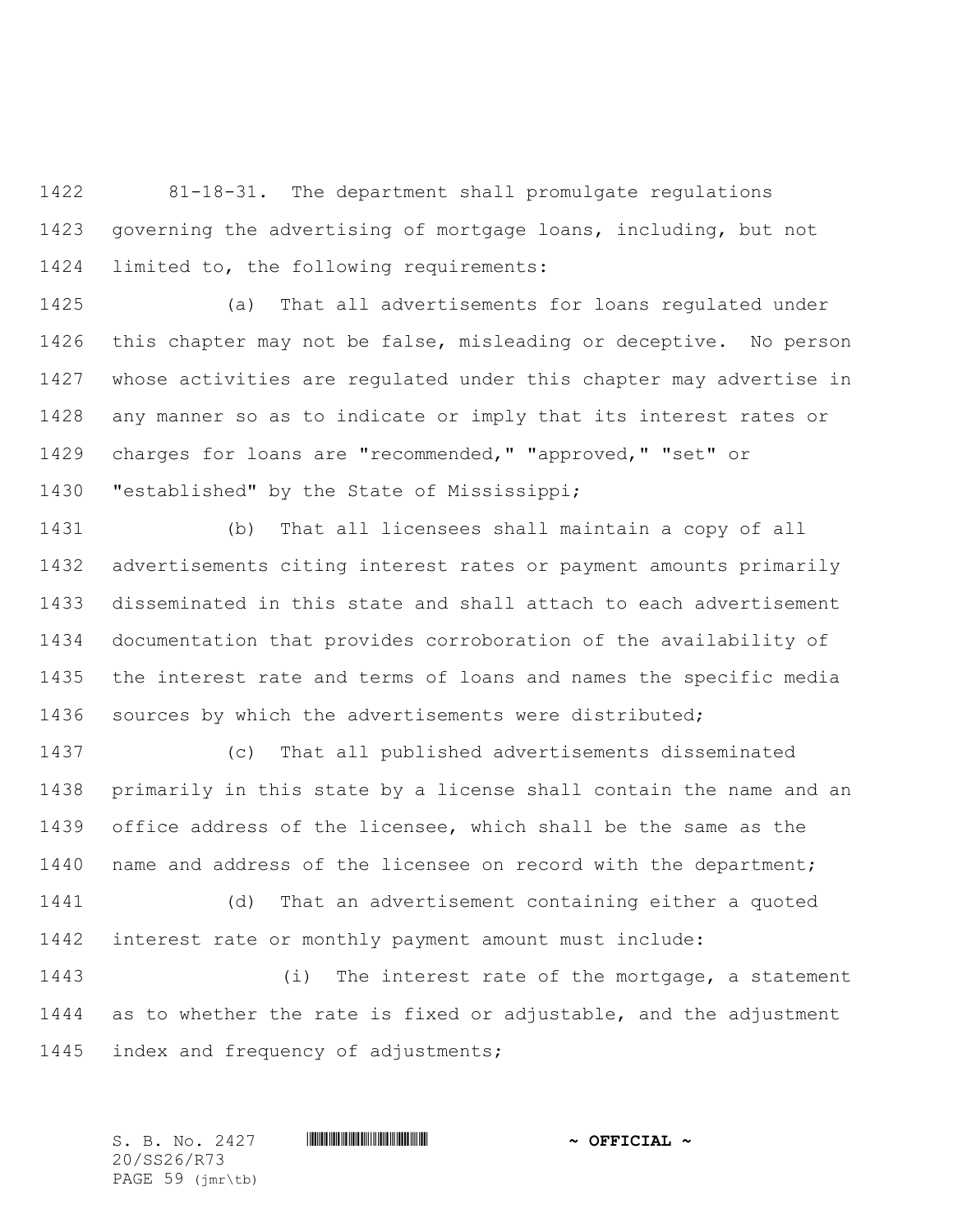81-18-31. The department shall promulgate regulations governing the advertising of mortgage loans, including, but not limited to, the following requirements:

(a) That all advertisements for loans regulated under this chapter may not be false, misleading or deceptive. No person whose activities are regulated under this chapter may advertise in any manner so as to indicate or imply that its interest rates or charges for loans are "recommended," "approved," "set" or "established" by the State of Mississippi;

(b) That all licensees shall maintain a copy of all advertisements citing interest rates or payment amounts primarily disseminated in this state and shall attach to each advertisement documentation that provides corroboration of the availability of the interest rate and terms of loans and names the specific media sources by which the advertisements were distributed;

(c) That all published advertisements disseminated primarily in this state by a license shall contain the name and an office address of the licensee, which shall be the same as the name and address of the licensee on record with the department;

(d) That an advertisement containing either a quoted interest rate or monthly payment amount must include:

(i) The interest rate of the mortgage, a statement as to whether the rate is fixed or adjustable, and the adjustment index and frequency of adjustments;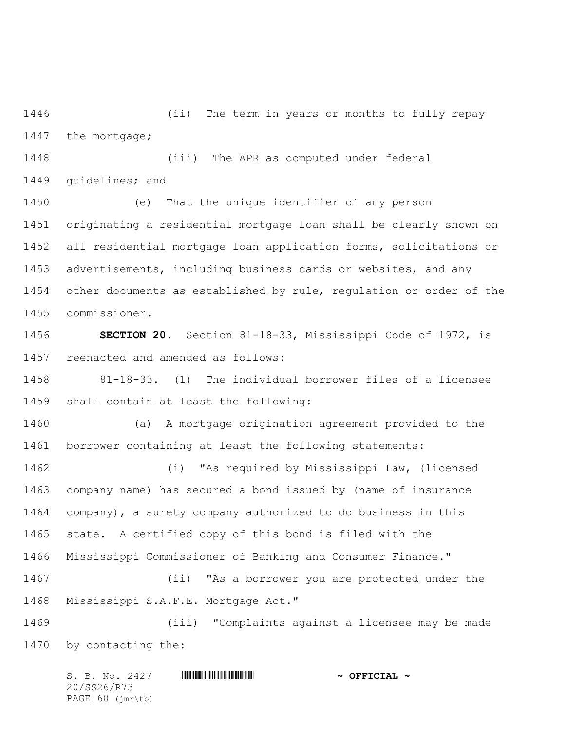(ii) The term in years or months to fully repay the mortgage;

(iii) The APR as computed under federal guidelines; and

(e) That the unique identifier of any person originating a residential mortgage loan shall be clearly shown on all residential mortgage loan application forms, solicitations or advertisements, including business cards or websites, and any other documents as established by rule, regulation or order of the commissioner.

**SECTION 20.** Section 81-18-33, Mississippi Code of 1972, is reenacted and amended as follows:

81-18-33. (1) The individual borrower files of a licensee shall contain at least the following:

(a) A mortgage origination agreement provided to the borrower containing at least the following statements:

(i) "As required by Mississippi Law, (licensed company name) has secured a bond issued by (name of insurance company), a surety company authorized to do business in this state. A certified copy of this bond is filed with the Mississippi Commissioner of Banking and Consumer Finance."

(ii) "As a borrower you are protected under the Mississippi S.A.F.E. Mortgage Act."

(iii) "Complaints against a licensee may be made by contacting the: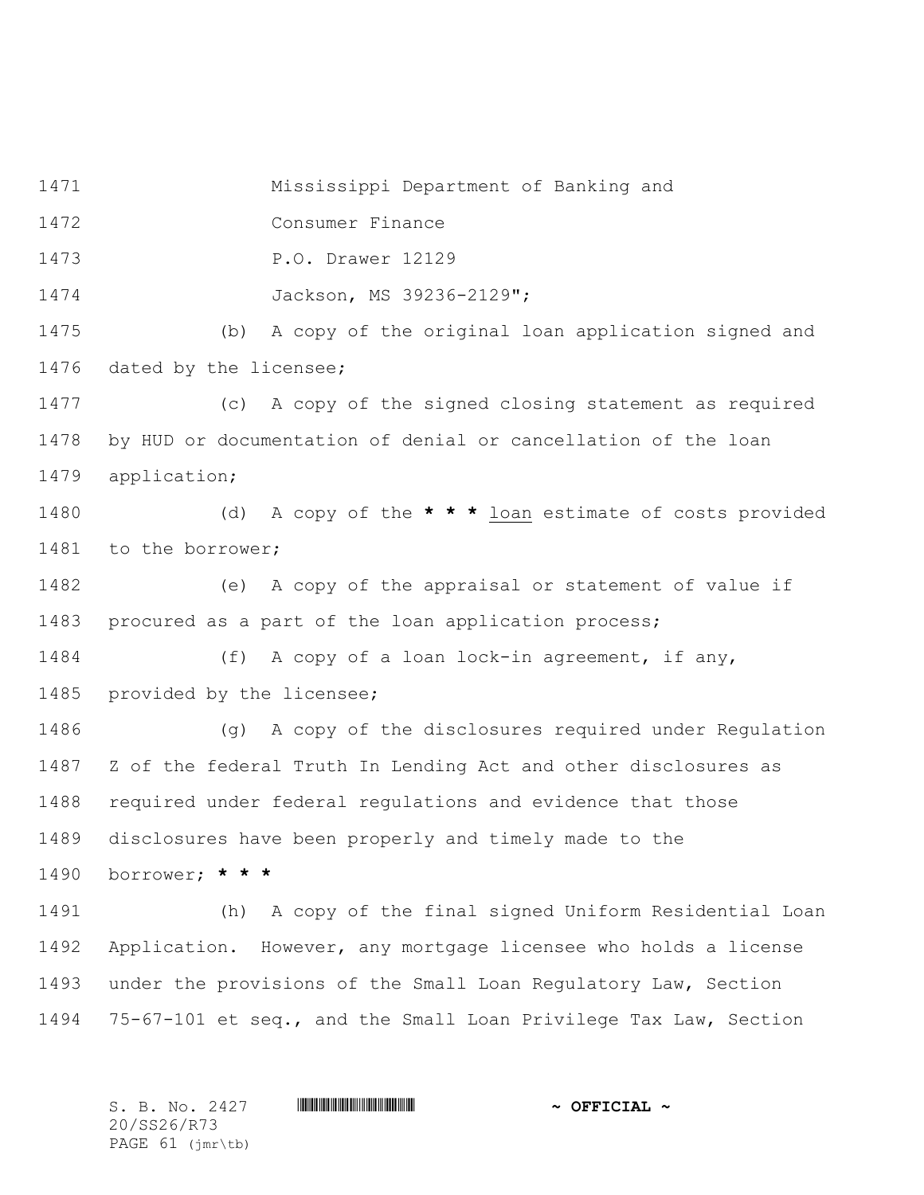Mississippi Department of Banking and

Consumer Finance

P.O. Drawer 12129

Jackson, MS 39236-2129";

(b) A copy of the original loan application signed and dated by the licensee;

(c) A copy of the signed closing statement as required by HUD or documentation of denial or cancellation of the loan application;

(d) A copy of the **\* \* \*** <u>loan</u> estimate of costs provided to the borrower;

(e) A copy of the appraisal or statement of value if procured as a part of the loan application process;

(f) A copy of a loan lock-in agreement, if any, provided by the licensee;

(g) A copy of the disclosures required under Regulation Z of the federal Truth In Lending Act and other disclosures as required under federal regulations and evidence that those disclosures have been properly and timely made to the borrower; **\* \* \***

(h) A copy of the final signed Uniform Residential Loan Application. However, any mortgage licensee who holds a license under the provisions of the Small Loan Regulatory Law, Section 75-67-101 et seq., and the Small Loan Privilege Tax Law, Section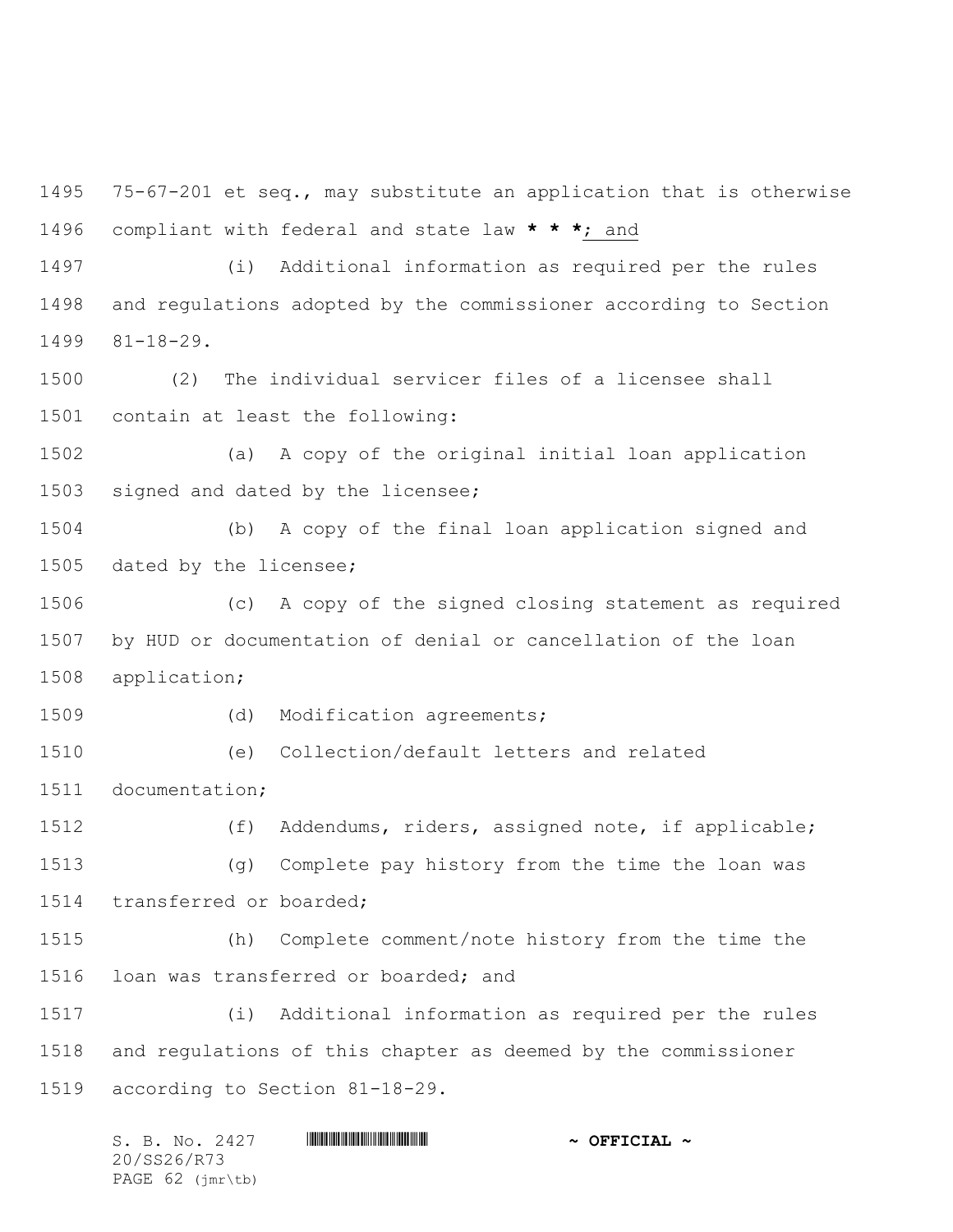75-67-201 et seq., may substitute an application that is otherwise compliant with federal and state law **\* \* \***; and

(i) Additional information as required per the rules and regulations adopted by the commissioner according to Section 81-18-29.

(2) The individual servicer files of a licensee shall contain at least the following:

(a) A copy of the original initial loan application signed and dated by the licensee;

(b) A copy of the final loan application signed and dated by the licensee;

(c) A copy of the signed closing statement as required by HUD or documentation of denial or cancellation of the loan application;

(d) Modification agreements;

(e) Collection/default letters and related documentation;

(f) Addendums, riders, assigned note, if applicable;

(g) Complete pay history from the time the loan was transferred or boarded;

(h) Complete comment/note history from the time the loan was transferred or boarded; and

(i) Additional information as required per the rules and regulations of this chapter as deemed by the commissioner according to Section 81-18-29.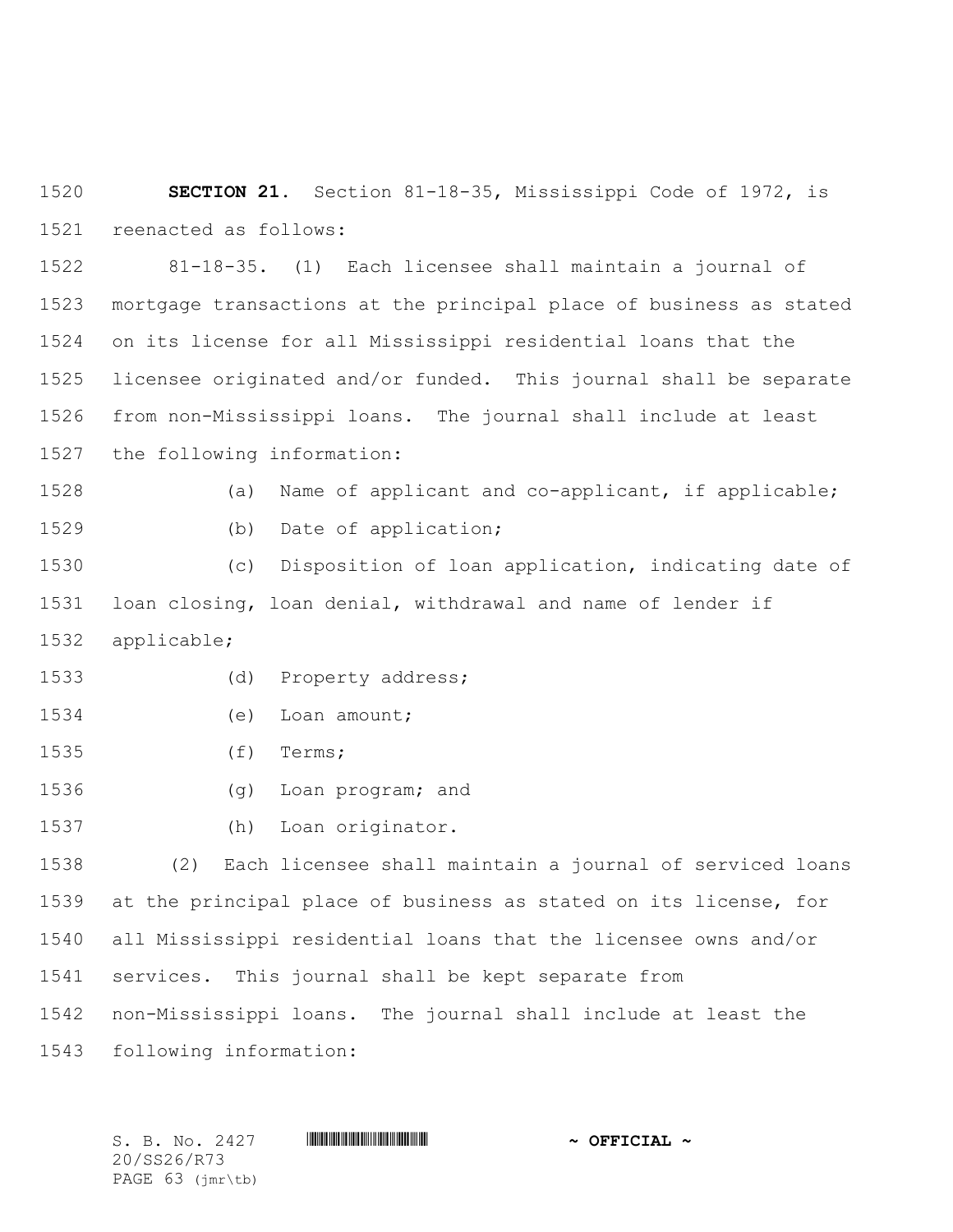**SECTION 21.** Section 81-18-35, Mississippi Code of 1972, is reenacted as follows:

81-18-35. (1) Each licensee shall maintain a journal of mortgage transactions at the principal place of business as stated on its license for all Mississippi residential loans that the licensee originated and/or funded. This journal shall be separate from non-Mississippi loans. The journal shall include at least the following information:

(a) Name of applicant and co-applicant, if applicable;

(b) Date of application;

(c) Disposition of loan application, indicating date of loan closing, loan denial, withdrawal and name of lender if applicable;

(d) Property address;

(e) Loan amount;

(f) Terms;

(g) Loan program; and

(h) Loan originator.

(2) Each licensee shall maintain a journal of serviced loans at the principal place of business as stated on its license, for all Mississippi residential loans that the licensee owns and/or services. This journal shall be kept separate from non-Mississippi loans. The journal shall include at least the following information: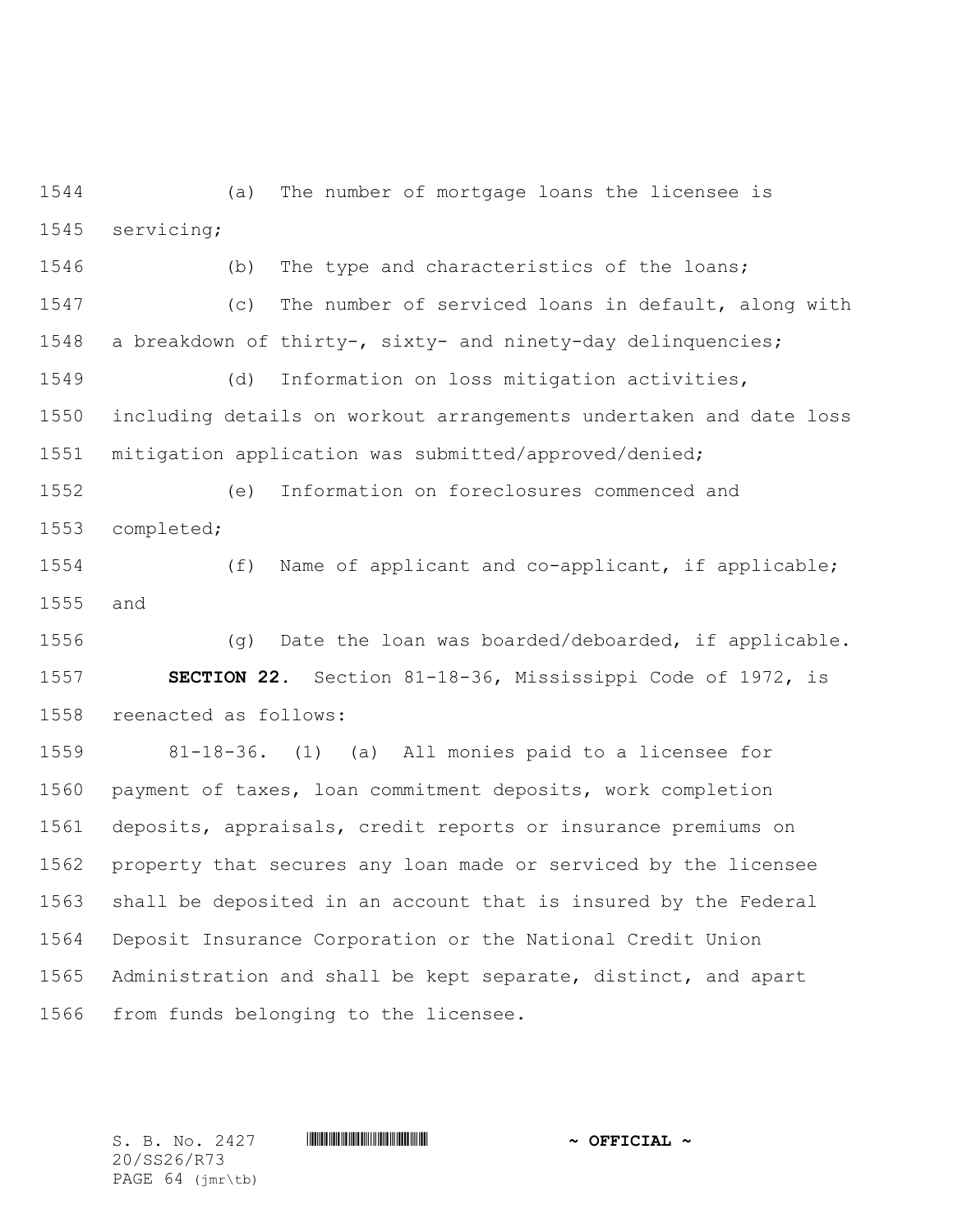(a) The number of mortgage loans the licensee is servicing;

(b) The type and characteristics of the loans;

(c) The number of serviced loans in default, along with a breakdown of thirty-, sixty- and ninety-day delinquencies;

(d) Information on loss mitigation activities, including details on workout arrangements undertaken and date loss mitigation application was submitted/approved/denied;

(e) Information on foreclosures commenced and completed;

(f) Name of applicant and co-applicant, if applicable; and

(g) Date the loan was boarded/deboarded, if applicable.

**SECTION 22.** Section 81-18-36, Mississippi Code of 1972, is reenacted as follows:

81-18-36. (1) (a) All monies paid to a licensee for payment of taxes, loan commitment deposits, work completion deposits, appraisals, credit reports or insurance premiums on property that secures any loan made or serviced by the licensee shall be deposited in an account that is insured by the Federal Deposit Insurance Corporation or the National Credit Union Administration and shall be kept separate, distinct, and apart from funds belonging to the licensee.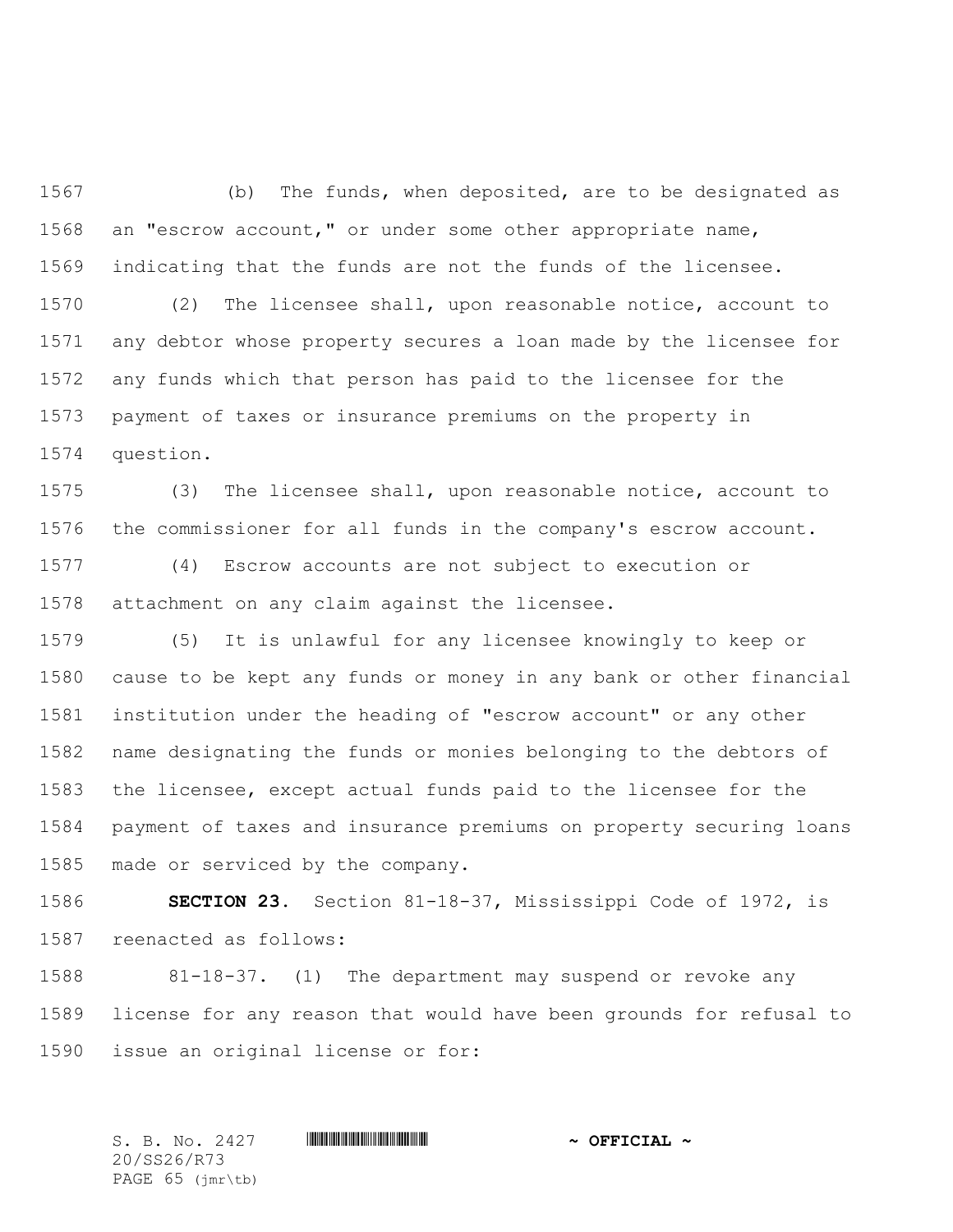(b) The funds, when deposited, are to be designated as an "escrow account," or under some other appropriate name, indicating that the funds are not the funds of the licensee.

(2) The licensee shall, upon reasonable notice, account to any debtor whose property secures a loan made by the licensee for any funds which that person has paid to the licensee for the payment of taxes or insurance premiums on the property in question.

(3) The licensee shall, upon reasonable notice, account to the commissioner for all funds in the company's escrow account.

(4) Escrow accounts are not subject to execution or attachment on any claim against the licensee.

(5) It is unlawful for any licensee knowingly to keep or cause to be kept any funds or money in any bank or other financial institution under the heading of "escrow account" or any other name designating the funds or monies belonging to the debtors of the licensee, except actual funds paid to the licensee for the payment of taxes and insurance premiums on property securing loans made or serviced by the company.

**SECTION 23.** Section 81-18-37, Mississippi Code of 1972, is reenacted as follows:

81-18-37. (1) The department may suspend or revoke any license for any reason that would have been grounds for refusal to issue an original license or for: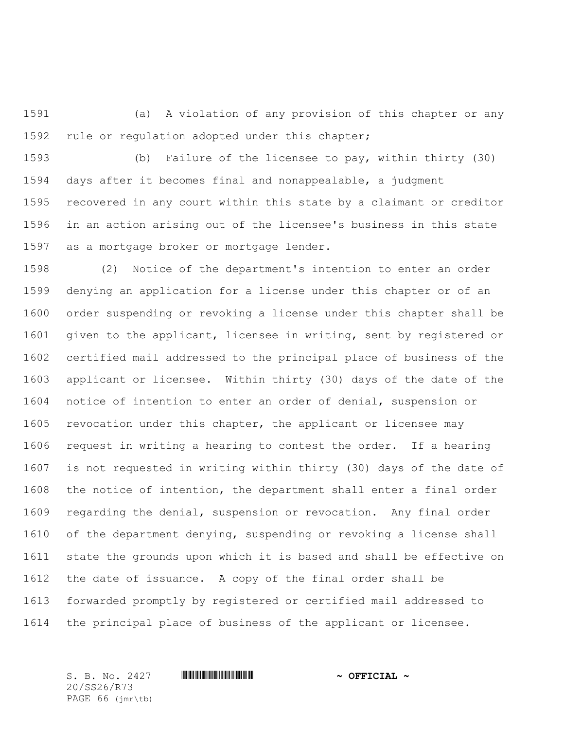(a) A violation of any provision of this chapter or any rule or regulation adopted under this chapter;

(b) Failure of the licensee to pay, within thirty (30) days after it becomes final and nonappealable, a judgment recovered in any court within this state by a claimant or creditor in an action arising out of the licensee's business in this state as a mortgage broker or mortgage lender.

(2) Notice of the department's intention to enter an order denying an application for a license under this chapter or of an order suspending or revoking a license under this chapter shall be given to the applicant, licensee in writing, sent by registered or certified mail addressed to the principal place of business of the applicant or licensee. Within thirty (30) days of the date of the notice of intention to enter an order of denial, suspension or revocation under this chapter, the applicant or licensee may request in writing a hearing to contest the order. If a hearing is not requested in writing within thirty (30) days of the date of the notice of intention, the department shall enter a final order regarding the denial, suspension or revocation. Any final order of the department denying, suspending or revoking a license shall state the grounds upon which it is based and shall be effective on the date of issuance. A copy of the final order shall be forwarded promptly by registered or certified mail addressed to the principal place of business of the applicant or licensee.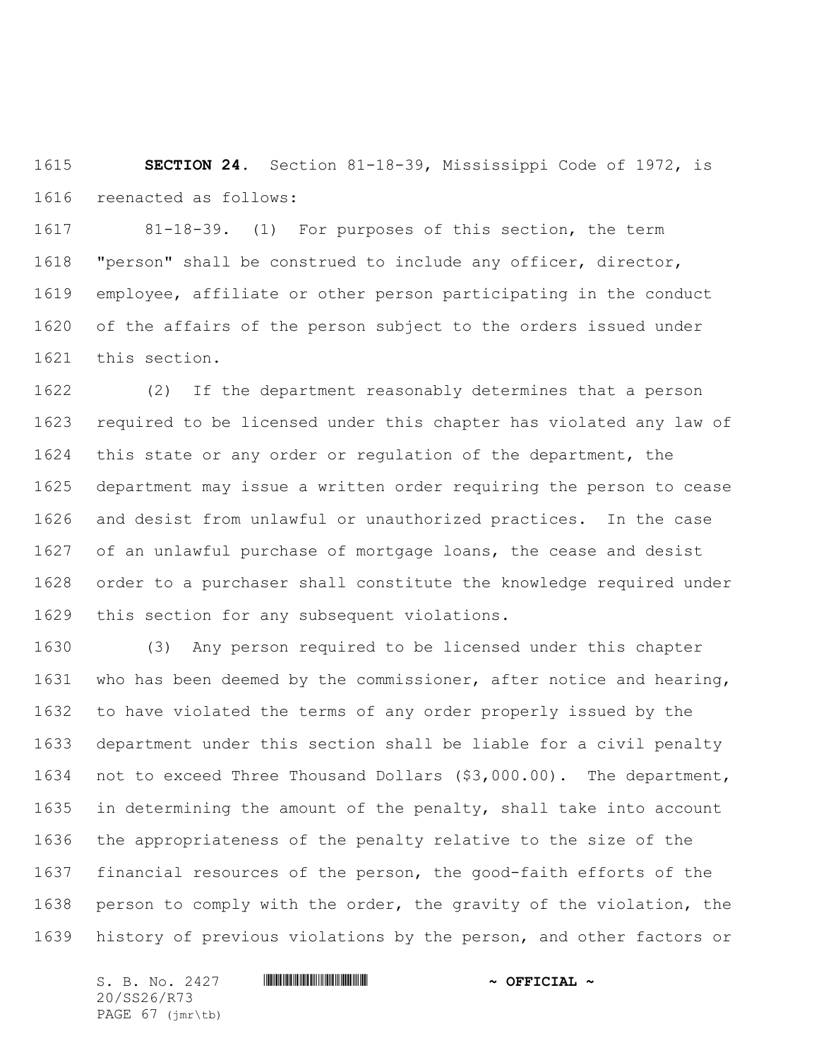**SECTION 24.** Section 81-18-39, Mississippi Code of 1972, is reenacted as follows:

81-18-39. (1) For purposes of this section, the term "person" shall be construed to include any officer, director, employee, affiliate or other person participating in the conduct of the affairs of the person subject to the orders issued under this section.

(2) If the department reasonably determines that a person required to be licensed under this chapter has violated any law of this state or any order or regulation of the department, the department may issue a written order requiring the person to cease and desist from unlawful or unauthorized practices. In the case of an unlawful purchase of mortgage loans, the cease and desist order to a purchaser shall constitute the knowledge required under this section for any subsequent violations.

(3) Any person required to be licensed under this chapter who has been deemed by the commissioner, after notice and hearing, to have violated the terms of any order properly issued by the department under this section shall be liable for a civil penalty not to exceed Three Thousand Dollars ($3,000.00). The department, in determining the amount of the penalty, shall take into account the appropriateness of the penalty relative to the size of the financial resources of the person, the good-faith efforts of the person to comply with the order, the gravity of the violation, the history of previous violations by the person, and other factors or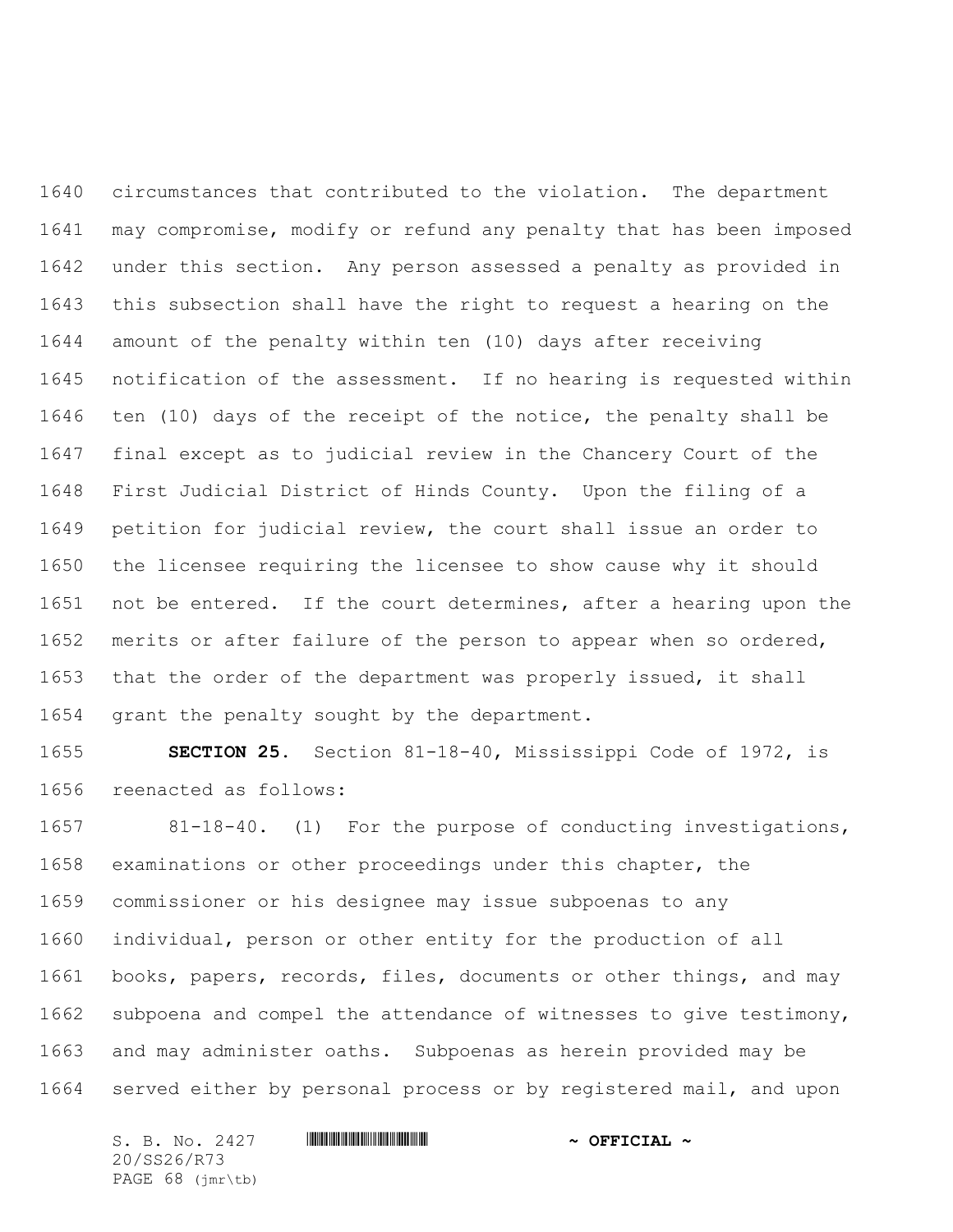circumstances that contributed to the violation. The department may compromise, modify or refund any penalty that has been imposed under this section. Any person assessed a penalty as provided in this subsection shall have the right to request a hearing on the amount of the penalty within ten (10) days after receiving notification of the assessment. If no hearing is requested within ten (10) days of the receipt of the notice, the penalty shall be final except as to judicial review in the Chancery Court of the First Judicial District of Hinds County. Upon the filing of a petition for judicial review, the court shall issue an order to the licensee requiring the licensee to show cause why it should not be entered. If the court determines, after a hearing upon the merits or after failure of the person to appear when so ordered, that the order of the department was properly issued, it shall grant the penalty sought by the department.

**SECTION 25.** Section 81-18-40, Mississippi Code of 1972, is reenacted as follows:

81-18-40. (1) For the purpose of conducting investigations, examinations or other proceedings under this chapter, the commissioner or his designee may issue subpoenas to any individual, person or other entity for the production of all books, papers, records, files, documents or other things, and may subpoena and compel the attendance of witnesses to give testimony, and may administer oaths. Subpoenas as herein provided may be served either by personal process or by registered mail, and upon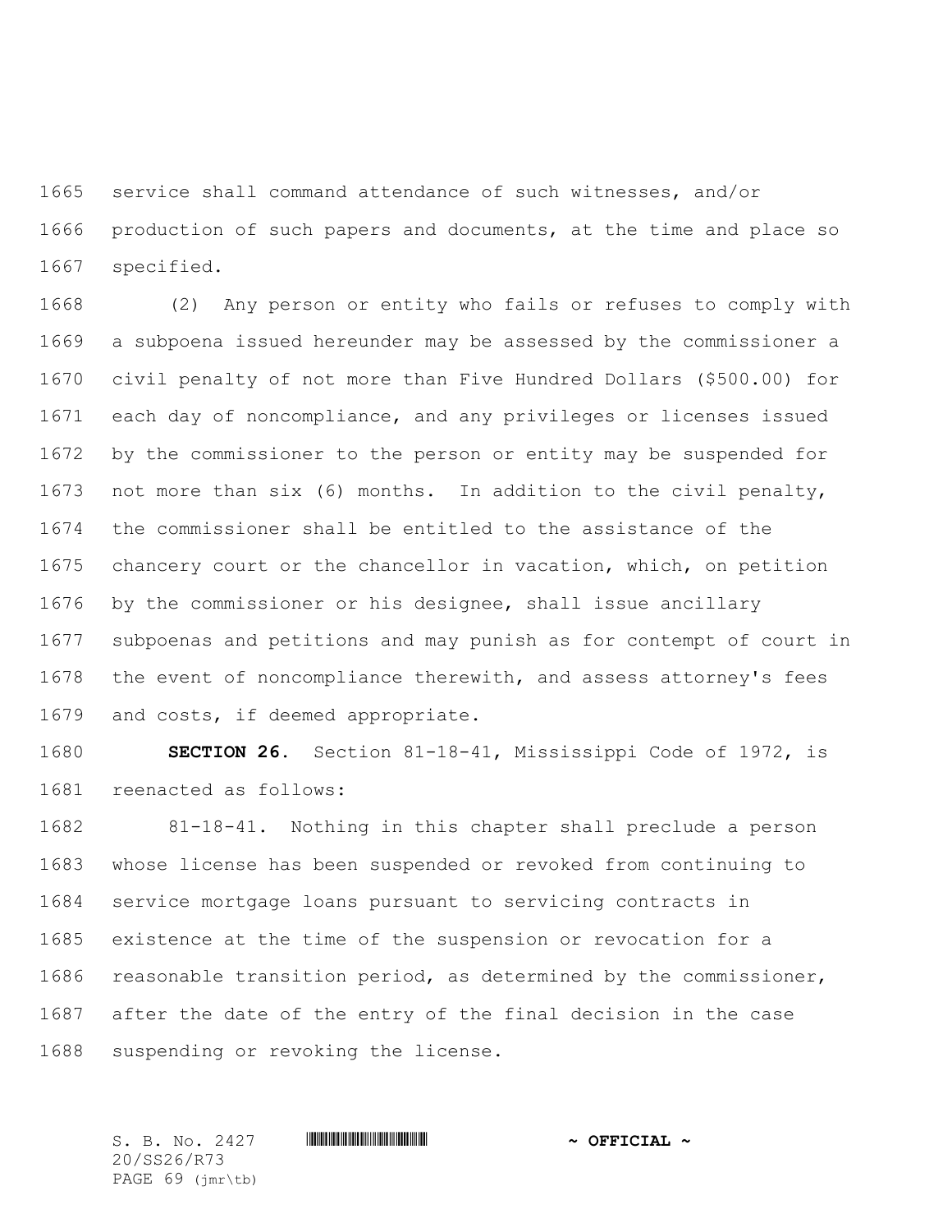service shall command attendance of such witnesses, and/or production of such papers and documents, at the time and place so specified.

(2) Any person or entity who fails or refuses to comply with a subpoena issued hereunder may be assessed by the commissioner a civil penalty of not more than Five Hundred Dollars ($500.00) for each day of noncompliance, and any privileges or licenses issued by the commissioner to the person or entity may be suspended for not more than six (6) months. In addition to the civil penalty, the commissioner shall be entitled to the assistance of the chancery court or the chancellor in vacation, which, on petition by the commissioner or his designee, shall issue ancillary subpoenas and petitions and may punish as for contempt of court in the event of noncompliance therewith, and assess attorney's fees and costs, if deemed appropriate.

**SECTION 26.** Section 81-18-41, Mississippi Code of 1972, is reenacted as follows:

81-18-41. Nothing in this chapter shall preclude a person whose license has been suspended or revoked from continuing to service mortgage loans pursuant to servicing contracts in existence at the time of the suspension or revocation for a reasonable transition period, as determined by the commissioner, after the date of the entry of the final decision in the case suspending or revoking the license.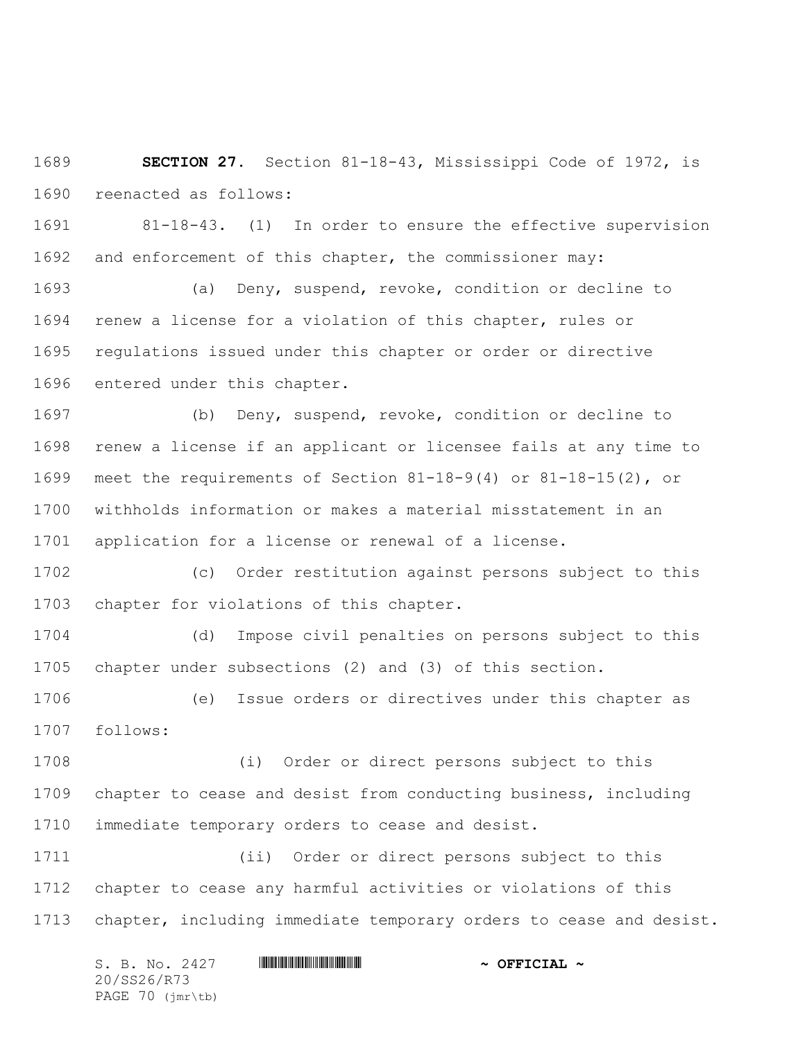**SECTION 27.** Section 81-18-43, Mississippi Code of 1972, is reenacted as follows:

81-18-43. (1) In order to ensure the effective supervision and enforcement of this chapter, the commissioner may:

(a) Deny, suspend, revoke, condition or decline to renew a license for a violation of this chapter, rules or regulations issued under this chapter or order or directive entered under this chapter.

(b) Deny, suspend, revoke, condition or decline to renew a license if an applicant or licensee fails at any time to meet the requirements of Section 81-18-9(4) or 81-18-15(2), or withholds information or makes a material misstatement in an application for a license or renewal of a license.

(c) Order restitution against persons subject to this chapter for violations of this chapter.

(d) Impose civil penalties on persons subject to this chapter under subsections (2) and (3) of this section.

(e) Issue orders or directives under this chapter as follows:

(i) Order or direct persons subject to this chapter to cease and desist from conducting business, including immediate temporary orders to cease and desist.

(ii) Order or direct persons subject to this chapter to cease any harmful activities or violations of this chapter, including immediate temporary orders to cease and desist.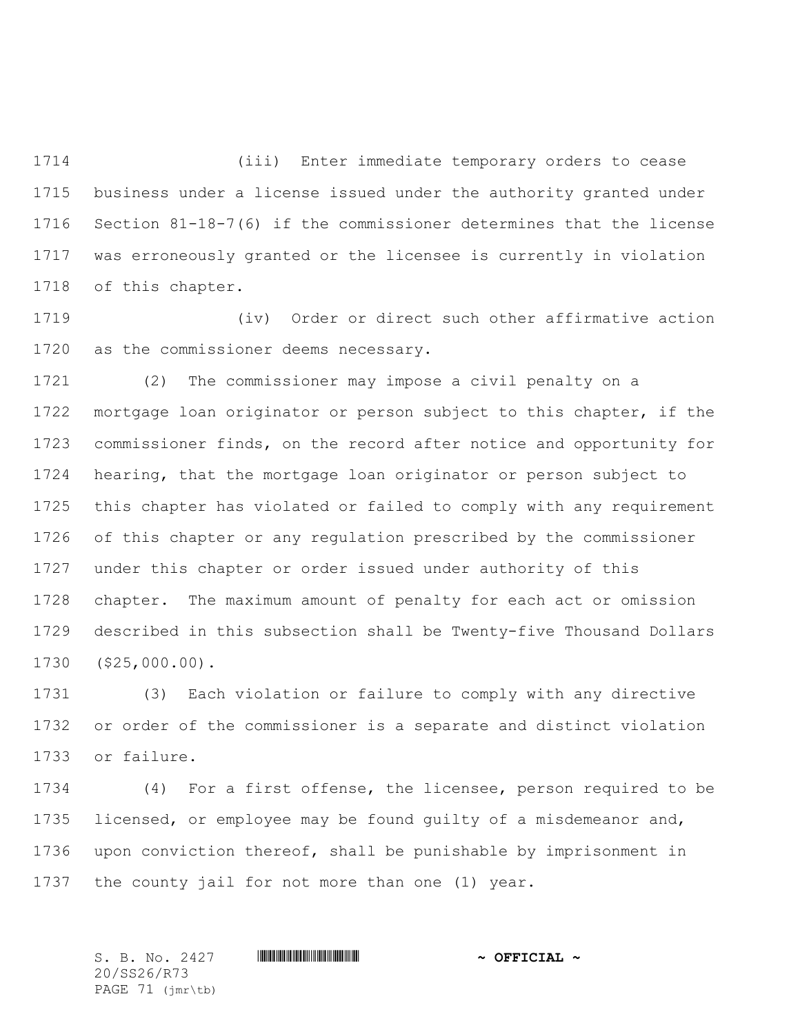(iii) Enter immediate temporary orders to cease business under a license issued under the authority granted under Section 81-18-7(6) if the commissioner determines that the license was erroneously granted or the licensee is currently in violation of this chapter.

(iv) Order or direct such other affirmative action as the commissioner deems necessary.

(2) The commissioner may impose a civil penalty on a mortgage loan originator or person subject to this chapter, if the commissioner finds, on the record after notice and opportunity for hearing, that the mortgage loan originator or person subject to this chapter has violated or failed to comply with any requirement of this chapter or any regulation prescribed by the commissioner under this chapter or order issued under authority of this chapter. The maximum amount of penalty for each act or omission described in this subsection shall be Twenty-five Thousand Dollars ($25,000.00).

(3) Each violation or failure to comply with any directive or order of the commissioner is a separate and distinct violation or failure.

(4) For a first offense, the licensee, person required to be licensed, or employee may be found guilty of a misdemeanor and, upon conviction thereof, shall be punishable by imprisonment in the county jail for not more than one (1) year.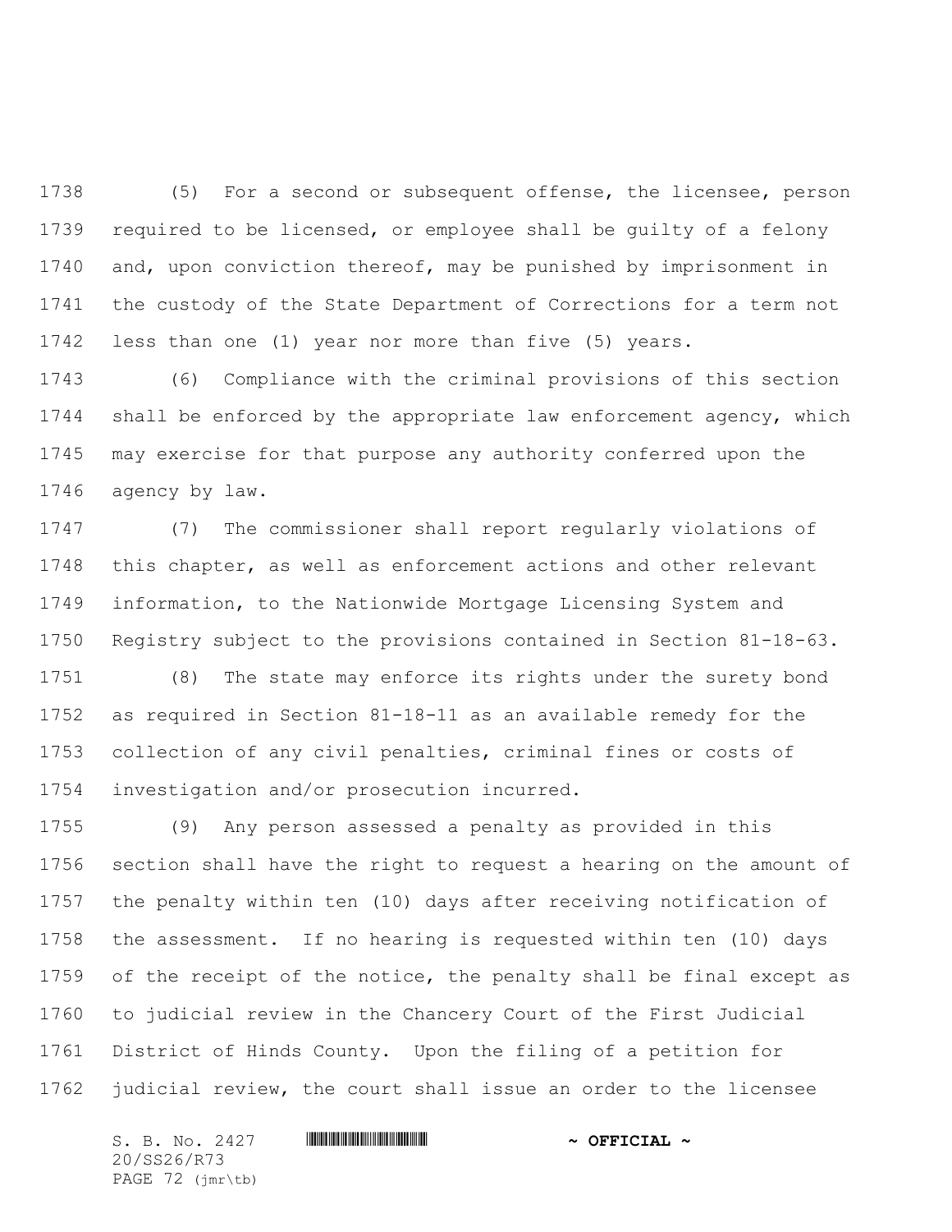(5) For a second or subsequent offense, the licensee, person required to be licensed, or employee shall be guilty of a felony and, upon conviction thereof, may be punished by imprisonment in the custody of the State Department of Corrections for a term not less than one (1) year nor more than five (5) years.

(6) Compliance with the criminal provisions of this section shall be enforced by the appropriate law enforcement agency, which may exercise for that purpose any authority conferred upon the agency by law.

(7) The commissioner shall report regularly violations of this chapter, as well as enforcement actions and other relevant information, to the Nationwide Mortgage Licensing System and Registry subject to the provisions contained in Section 81-18-63.

(8) The state may enforce its rights under the surety bond as required in Section 81-18-11 as an available remedy for the collection of any civil penalties, criminal fines or costs of investigation and/or prosecution incurred.

(9) Any person assessed a penalty as provided in this section shall have the right to request a hearing on the amount of the penalty within ten (10) days after receiving notification of the assessment. If no hearing is requested within ten (10) days of the receipt of the notice, the penalty shall be final except as to judicial review in the Chancery Court of the First Judicial District of Hinds County. Upon the filing of a petition for judicial review, the court shall issue an order to the licensee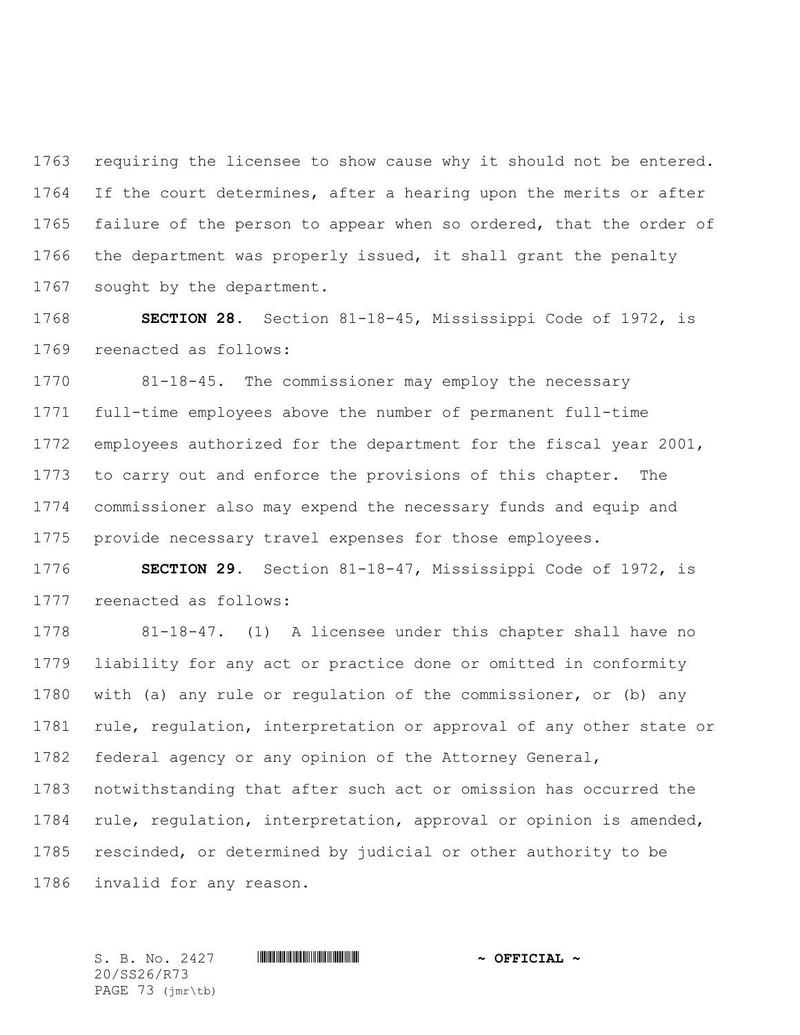requiring the licensee to show cause why it should not be entered. If the court determines, after a hearing upon the merits or after failure of the person to appear when so ordered, that the order of the department was properly issued, it shall grant the penalty sought by the department.

**SECTION 28.** Section 81-18-45, Mississippi Code of 1972, is reenacted as follows:

81-18-45. The commissioner may employ the necessary full-time employees above the number of permanent full-time employees authorized for the department for the fiscal year 2001, to carry out and enforce the provisions of this chapter. The commissioner also may expend the necessary funds and equip and provide necessary travel expenses for those employees.

**SECTION 29.** Section 81-18-47, Mississippi Code of 1972, is reenacted as follows:

81-18-47. (1) A licensee under this chapter shall have no liability for any act or practice done or omitted in conformity with (a) any rule or regulation of the commissioner, or (b) any rule, regulation, interpretation or approval of any other state or federal agency or any opinion of the Attorney General, notwithstanding that after such act or omission has occurred the rule, regulation, interpretation, approval or opinion is amended, rescinded, or determined by judicial or other authority to be invalid for any reason.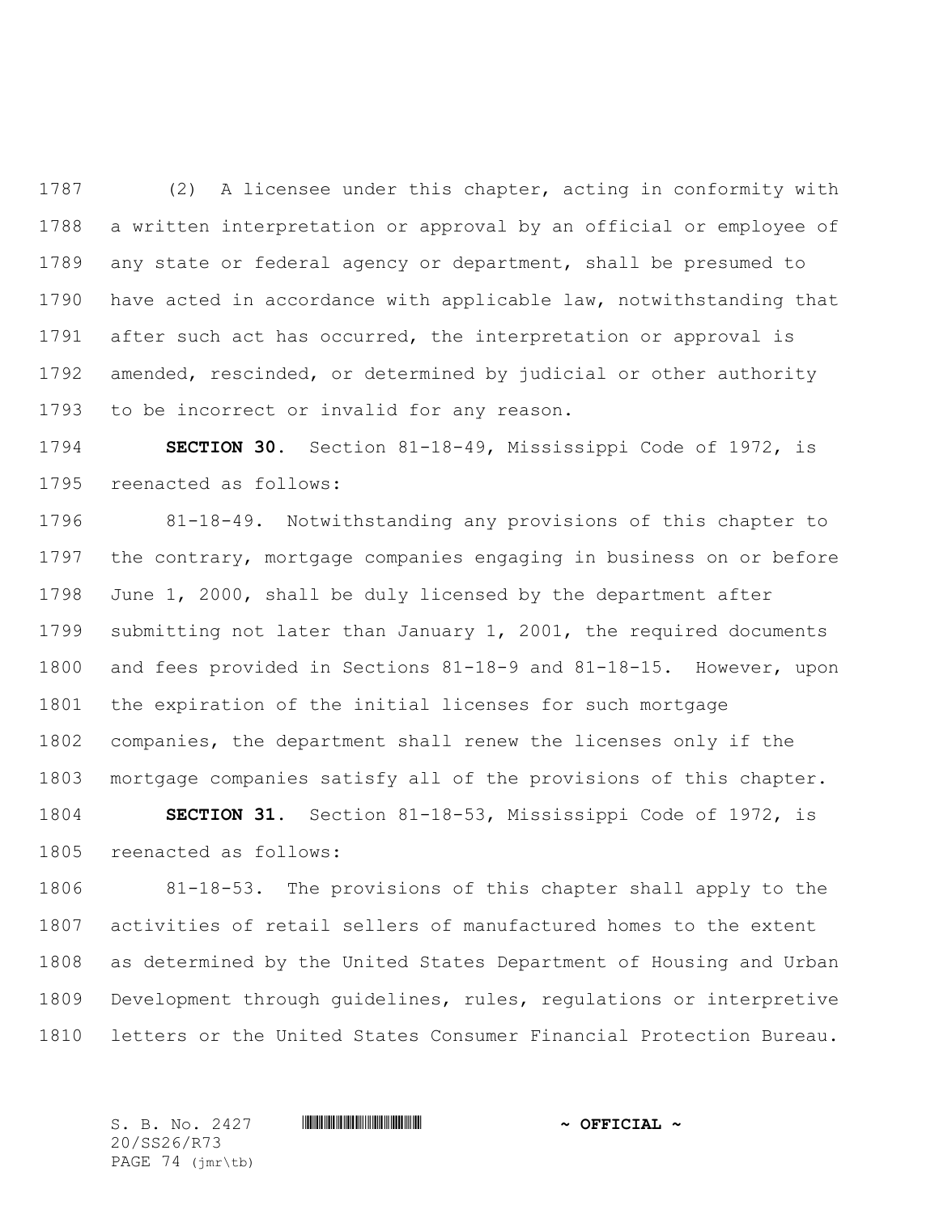(2) A licensee under this chapter, acting in conformity with a written interpretation or approval by an official or employee of any state or federal agency or department, shall be presumed to have acted in accordance with applicable law, notwithstanding that after such act has occurred, the interpretation or approval is amended, rescinded, or determined by judicial or other authority to be incorrect or invalid for any reason.

**SECTION 30.** Section 81-18-49, Mississippi Code of 1972, is reenacted as follows:

81-18-49. Notwithstanding any provisions of this chapter to the contrary, mortgage companies engaging in business on or before June 1, 2000, shall be duly licensed by the department after submitting not later than January 1, 2001, the required documents and fees provided in Sections 81-18-9 and 81-18-15. However, upon the expiration of the initial licenses for such mortgage companies, the department shall renew the licenses only if the mortgage companies satisfy all of the provisions of this chapter.

**SECTION 31.** Section 81-18-53, Mississippi Code of 1972, is reenacted as follows:

81-18-53. The provisions of this chapter shall apply to the activities of retail sellers of manufactured homes to the extent as determined by the United States Department of Housing and Urban Development through guidelines, rules, regulations or interpretive letters or the United States Consumer Financial Protection Bureau.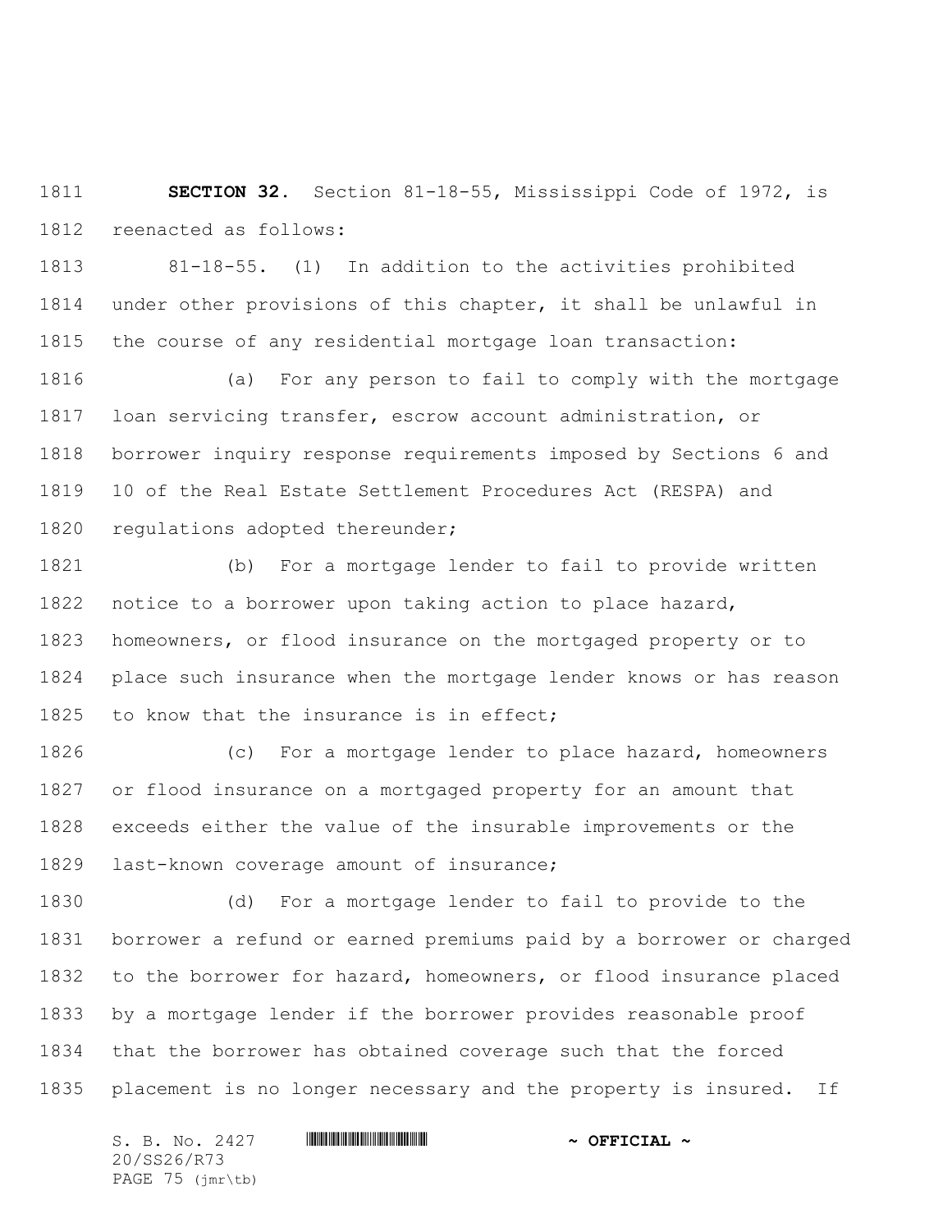**SECTION 32.** Section 81-18-55, Mississippi Code of 1972, is reenacted as follows:

81-18-55. (1) In addition to the activities prohibited under other provisions of this chapter, it shall be unlawful in the course of any residential mortgage loan transaction:

(a) For any person to fail to comply with the mortgage loan servicing transfer, escrow account administration, or borrower inquiry response requirements imposed by Sections 6 and 10 of the Real Estate Settlement Procedures Act (RESPA) and regulations adopted thereunder;

(b) For a mortgage lender to fail to provide written notice to a borrower upon taking action to place hazard, homeowners, or flood insurance on the mortgaged property or to place such insurance when the mortgage lender knows or has reason to know that the insurance is in effect;

(c) For a mortgage lender to place hazard, homeowners or flood insurance on a mortgaged property for an amount that exceeds either the value of the insurable improvements or the last-known coverage amount of insurance;

(d) For a mortgage lender to fail to provide to the borrower a refund or earned premiums paid by a borrower or charged to the borrower for hazard, homeowners, or flood insurance placed by a mortgage lender if the borrower provides reasonable proof that the borrower has obtained coverage such that the forced placement is no longer necessary and the property is insured. If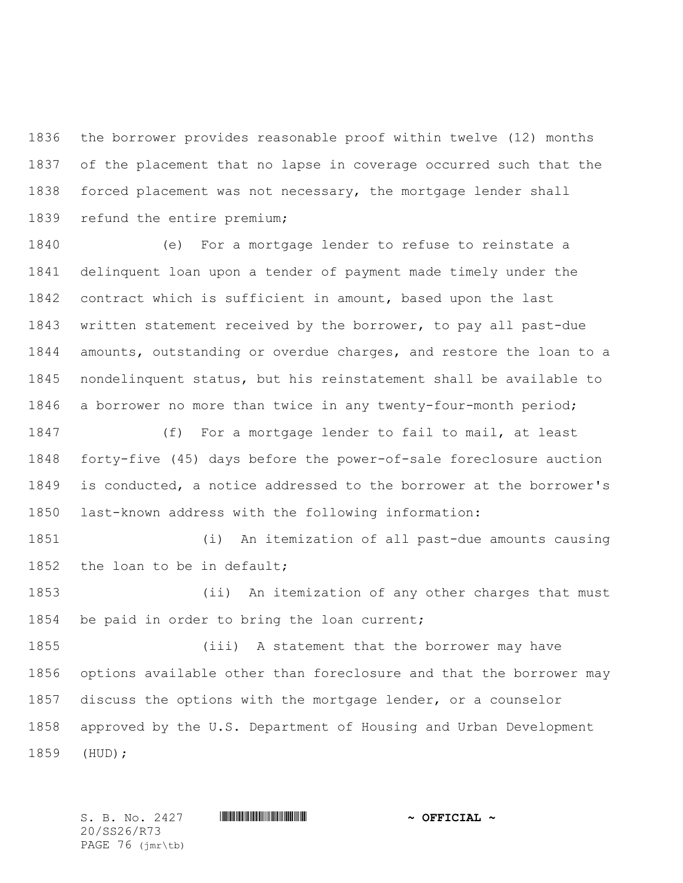the borrower provides reasonable proof within twelve (12) months of the placement that no lapse in coverage occurred such that the forced placement was not necessary, the mortgage lender shall refund the entire premium;

(e) For a mortgage lender to refuse to reinstate a delinquent loan upon a tender of payment made timely under the contract which is sufficient in amount, based upon the last written statement received by the borrower, to pay all past-due amounts, outstanding or overdue charges, and restore the loan to a nondelinquent status, but his reinstatement shall be available to a borrower no more than twice in any twenty-four-month period;

(f) For a mortgage lender to fail to mail, at least forty-five (45) days before the power-of-sale foreclosure auction is conducted, a notice addressed to the borrower at the borrower's last-known address with the following information:

(i) An itemization of all past-due amounts causing the loan to be in default;

(ii) An itemization of any other charges that must be paid in order to bring the loan current;

(iii) A statement that the borrower may have options available other than foreclosure and that the borrower may discuss the options with the mortgage lender, or a counselor approved by the U.S. Department of Housing and Urban Development (HUD);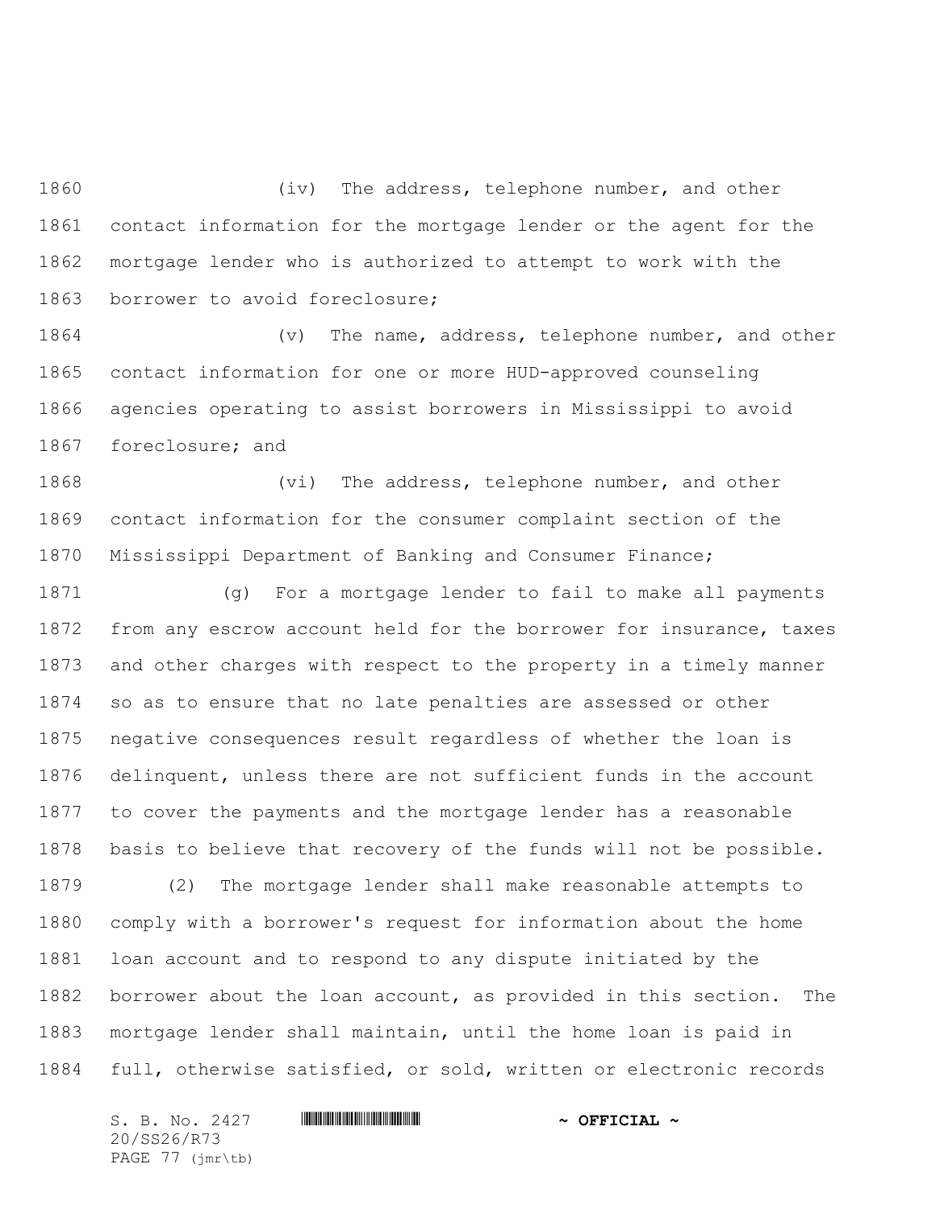(iv) The address, telephone number, and other contact information for the mortgage lender or the agent for the mortgage lender who is authorized to attempt to work with the borrower to avoid foreclosure;

(v) The name, address, telephone number, and other contact information for one or more HUD-approved counseling agencies operating to assist borrowers in Mississippi to avoid foreclosure; and

(vi) The address, telephone number, and other contact information for the consumer complaint section of the Mississippi Department of Banking and Consumer Finance;

(g) For a mortgage lender to fail to make all payments from any escrow account held for the borrower for insurance, taxes and other charges with respect to the property in a timely manner so as to ensure that no late penalties are assessed or other negative consequences result regardless of whether the loan is delinquent, unless there are not sufficient funds in the account to cover the payments and the mortgage lender has a reasonable basis to believe that recovery of the funds will not be possible.

(2) The mortgage lender shall make reasonable attempts to comply with a borrower's request for information about the home loan account and to respond to any dispute initiated by the borrower about the loan account, as provided in this section. The mortgage lender shall maintain, until the home loan is paid in full, otherwise satisfied, or sold, written or electronic records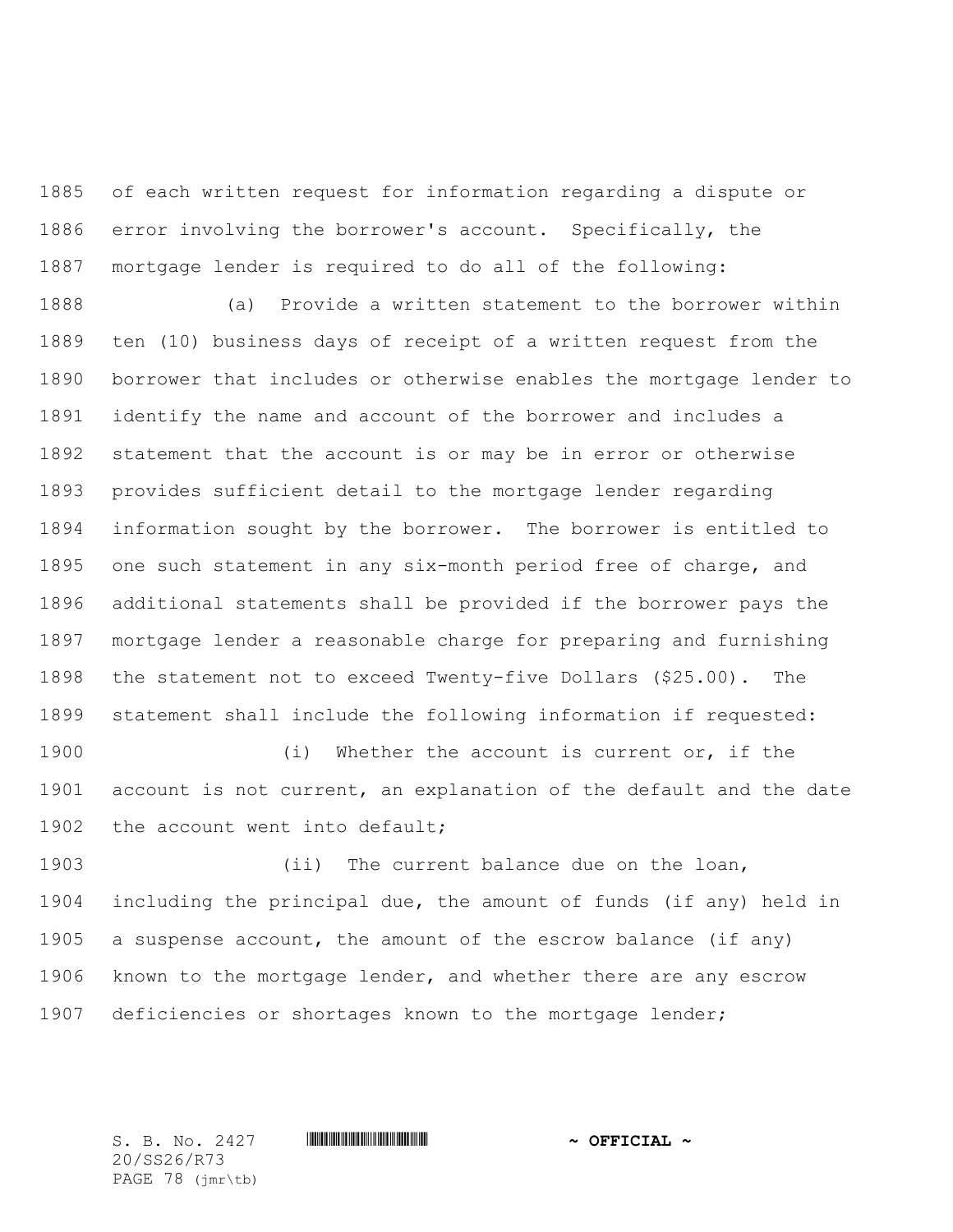of each written request for information regarding a dispute or error involving the borrower's account. Specifically, the mortgage lender is required to do all of the following:

(a) Provide a written statement to the borrower within ten (10) business days of receipt of a written request from the borrower that includes or otherwise enables the mortgage lender to identify the name and account of the borrower and includes a statement that the account is or may be in error or otherwise provides sufficient detail to the mortgage lender regarding information sought by the borrower. The borrower is entitled to one such statement in any six-month period free of charge, and additional statements shall be provided if the borrower pays the mortgage lender a reasonable charge for preparing and furnishing the statement not to exceed Twenty-five Dollars ($25.00). The statement shall include the following information if requested:

(i) Whether the account is current or, if the account is not current, an explanation of the default and the date the account went into default;

(ii) The current balance due on the loan, including the principal due, the amount of funds (if any) held in a suspense account, the amount of the escrow balance (if any) known to the mortgage lender, and whether there are any escrow deficiencies or shortages known to the mortgage lender;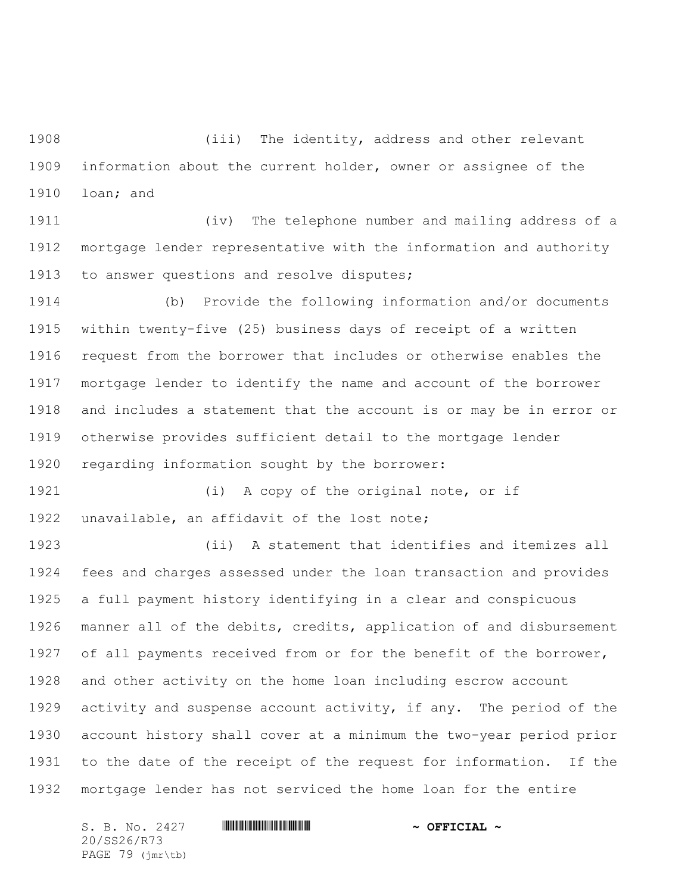(iii) The identity, address and other relevant information about the current holder, owner or assignee of the loan; and

(iv) The telephone number and mailing address of a mortgage lender representative with the information and authority to answer questions and resolve disputes;

(b) Provide the following information and/or documents within twenty-five (25) business days of receipt of a written request from the borrower that includes or otherwise enables the mortgage lender to identify the name and account of the borrower and includes a statement that the account is or may be in error or otherwise provides sufficient detail to the mortgage lender regarding information sought by the borrower:

(i) A copy of the original note, or if unavailable, an affidavit of the lost note;

(ii) A statement that identifies and itemizes all fees and charges assessed under the loan transaction and provides a full payment history identifying in a clear and conspicuous manner all of the debits, credits, application of and disbursement of all payments received from or for the benefit of the borrower, and other activity on the home loan including escrow account activity and suspense account activity, if any. The period of the account history shall cover at a minimum the two-year period prior to the date of the receipt of the request for information. If the mortgage lender has not serviced the home loan for the entire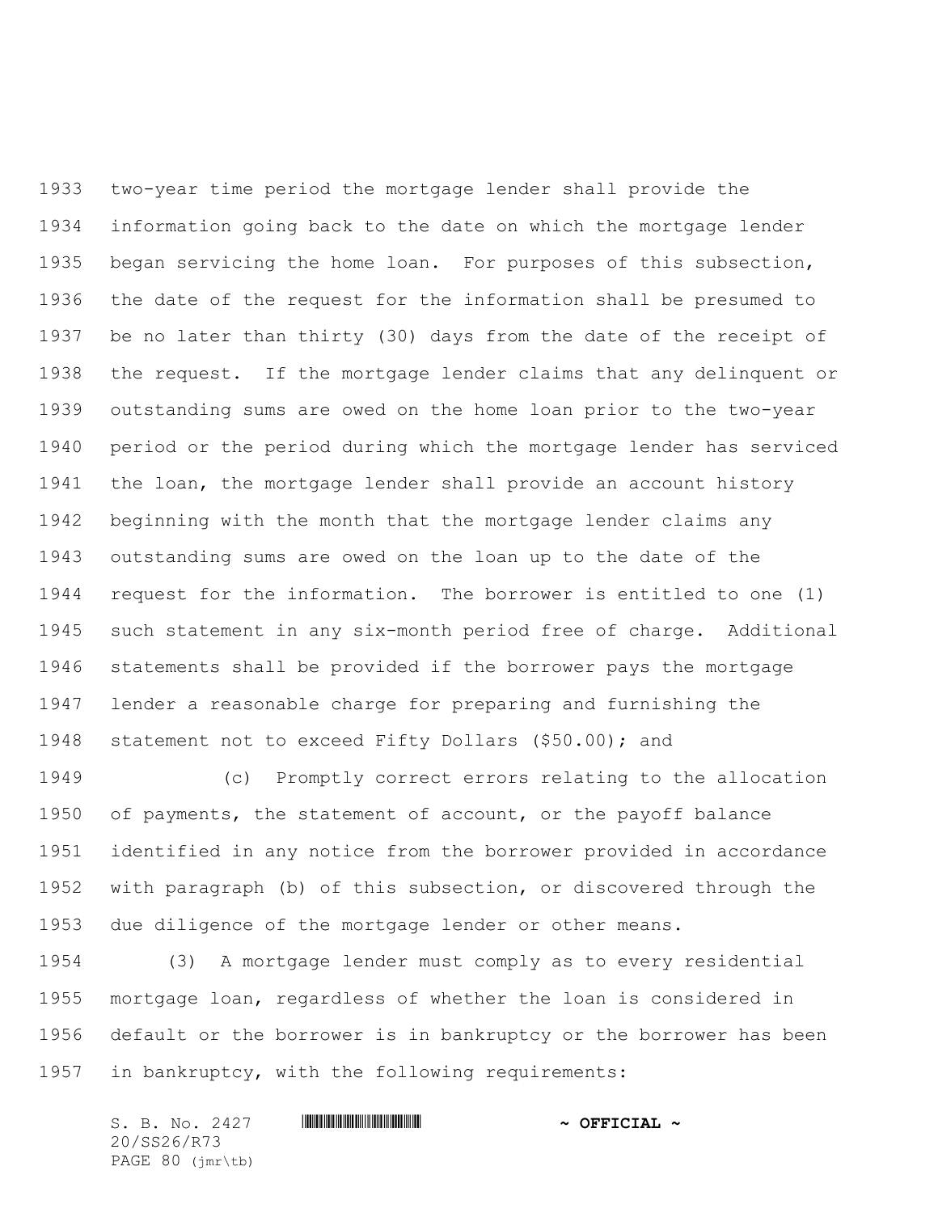two-year time period the mortgage lender shall provide the information going back to the date on which the mortgage lender began servicing the home loan. For purposes of this subsection, the date of the request for the information shall be presumed to be no later than thirty (30) days from the date of the receipt of the request. If the mortgage lender claims that any delinquent or outstanding sums are owed on the home loan prior to the two-year period or the period during which the mortgage lender has serviced the loan, the mortgage lender shall provide an account history beginning with the month that the mortgage lender claims any outstanding sums are owed on the loan up to the date of the request for the information. The borrower is entitled to one (1) such statement in any six-month period free of charge. Additional statements shall be provided if the borrower pays the mortgage lender a reasonable charge for preparing and furnishing the statement not to exceed Fifty Dollars ($50.00); and

(c) Promptly correct errors relating to the allocation of payments, the statement of account, or the payoff balance identified in any notice from the borrower provided in accordance with paragraph (b) of this subsection, or discovered through the due diligence of the mortgage lender or other means.

(3) A mortgage lender must comply as to every residential mortgage loan, regardless of whether the loan is considered in default or the borrower is in bankruptcy or the borrower has been in bankruptcy, with the following requirements: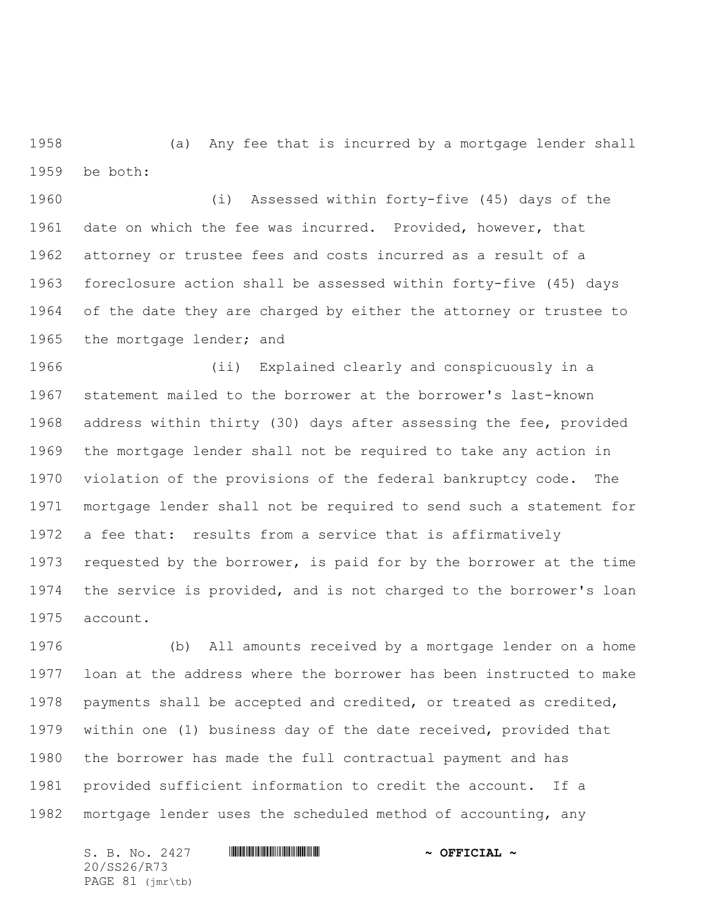(a) Any fee that is incurred by a mortgage lender shall be both:

(i) Assessed within forty-five (45) days of the date on which the fee was incurred. Provided, however, that attorney or trustee fees and costs incurred as a result of a foreclosure action shall be assessed within forty-five (45) days of the date they are charged by either the attorney or trustee to the mortgage lender; and

(ii) Explained clearly and conspicuously in a statement mailed to the borrower at the borrower's last-known address within thirty (30) days after assessing the fee, provided the mortgage lender shall not be required to take any action in violation of the provisions of the federal bankruptcy code. The mortgage lender shall not be required to send such a statement for a fee that: results from a service that is affirmatively requested by the borrower, is paid for by the borrower at the time the service is provided, and is not charged to the borrower's loan account.

(b) All amounts received by a mortgage lender on a home loan at the address where the borrower has been instructed to make payments shall be accepted and credited, or treated as credited, within one (1) business day of the date received, provided that the borrower has made the full contractual payment and has provided sufficient information to credit the account. If a mortgage lender uses the scheduled method of accounting, any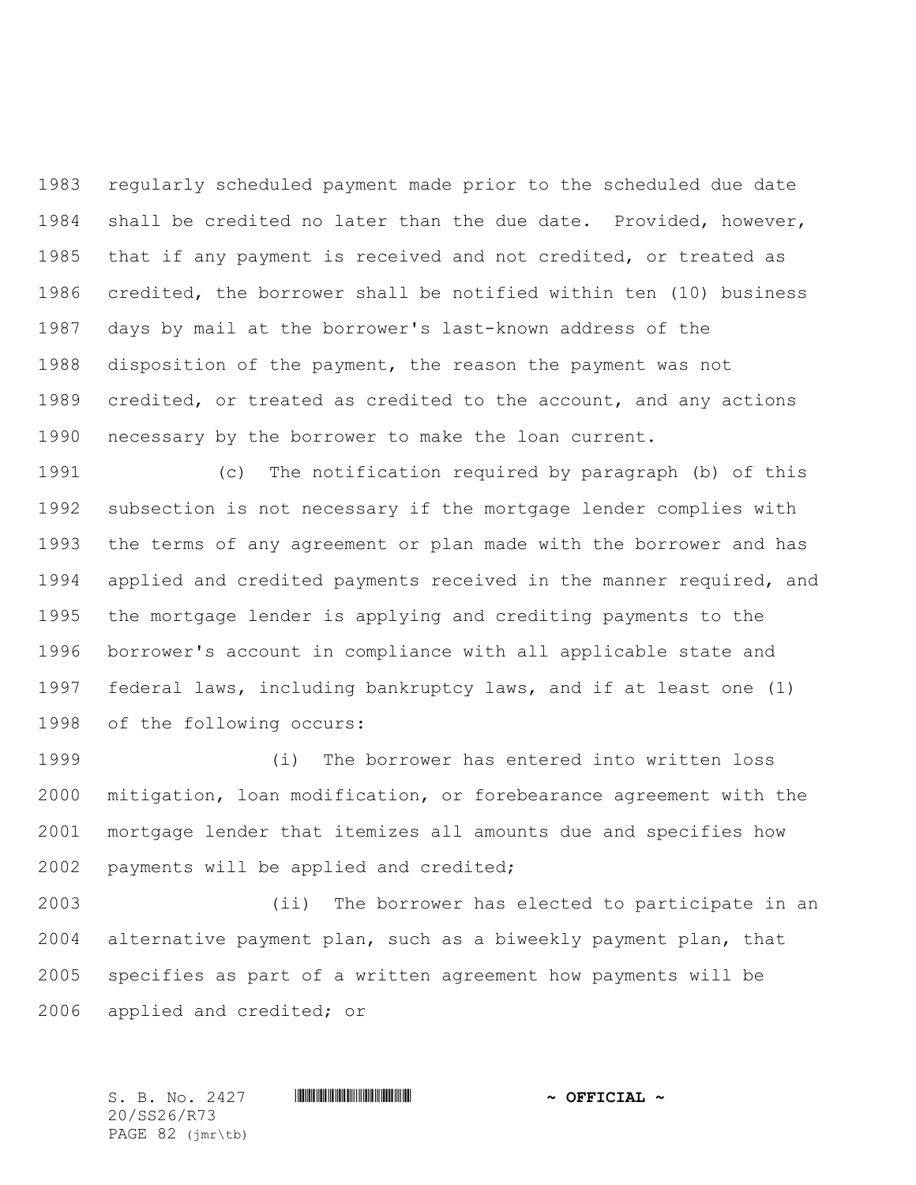regularly scheduled payment made prior to the scheduled due date shall be credited no later than the due date. Provided, however, that if any payment is received and not credited, or treated as credited, the borrower shall be notified within ten (10) business days by mail at the borrower's last-known address of the disposition of the payment, the reason the payment was not credited, or treated as credited to the account, and any actions necessary by the borrower to make the loan current.

(c) The notification required by paragraph (b) of this subsection is not necessary if the mortgage lender complies with the terms of any agreement or plan made with the borrower and has applied and credited payments received in the manner required, and the mortgage lender is applying and crediting payments to the borrower's account in compliance with all applicable state and federal laws, including bankruptcy laws, and if at least one (1) of the following occurs:

(i) The borrower has entered into written loss mitigation, loan modification, or forebearance agreement with the mortgage lender that itemizes all amounts due and specifies how payments will be applied and credited;

(ii) The borrower has elected to participate in an alternative payment plan, such as a biweekly payment plan, that specifies as part of a written agreement how payments will be applied and credited; or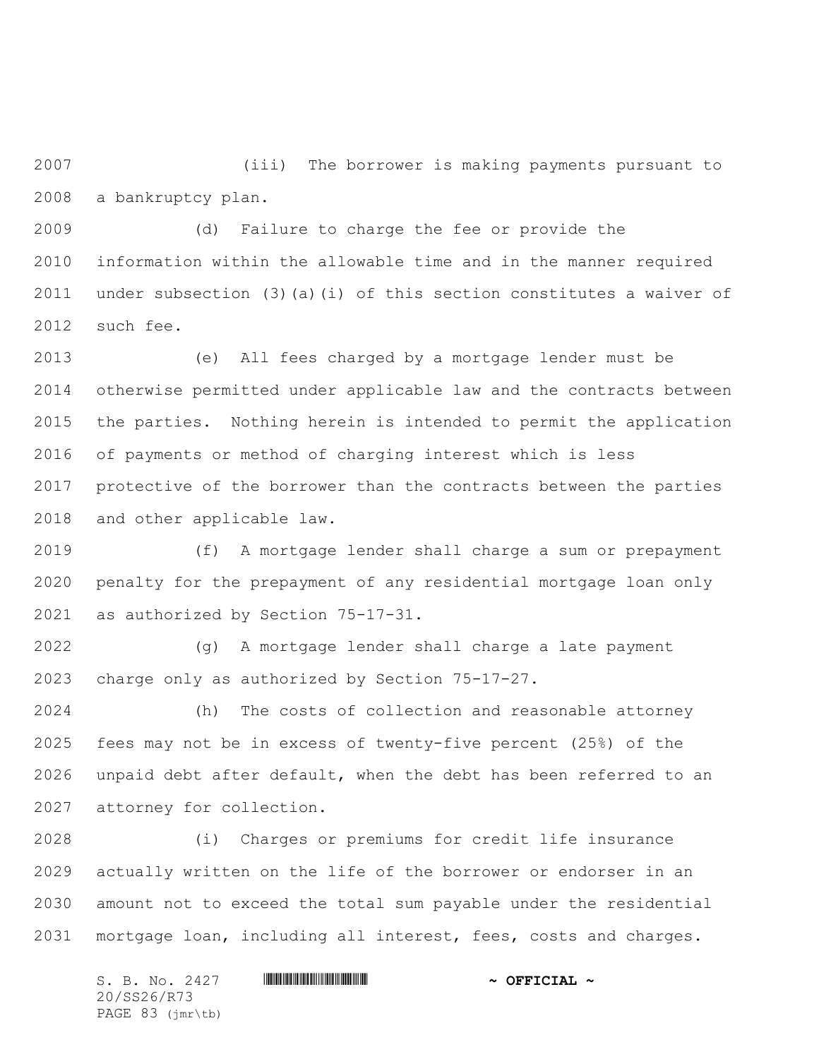(iii) The borrower is making payments pursuant to a bankruptcy plan.

(d) Failure to charge the fee or provide the information within the allowable time and in the manner required under subsection (3)(a)(i) of this section constitutes a waiver of such fee.

(e) All fees charged by a mortgage lender must be otherwise permitted under applicable law and the contracts between the parties. Nothing herein is intended to permit the application of payments or method of charging interest which is less protective of the borrower than the contracts between the parties and other applicable law.

(f) A mortgage lender shall charge a sum or prepayment penalty for the prepayment of any residential mortgage loan only as authorized by Section 75-17-31.

(g) A mortgage lender shall charge a late payment charge only as authorized by Section 75-17-27.

(h) The costs of collection and reasonable attorney fees may not be in excess of twenty-five percent (25%) of the unpaid debt after default, when the debt has been referred to an attorney for collection.

(i) Charges or premiums for credit life insurance actually written on the life of the borrower or endorser in an amount not to exceed the total sum payable under the residential mortgage loan, including all interest, fees, costs and charges.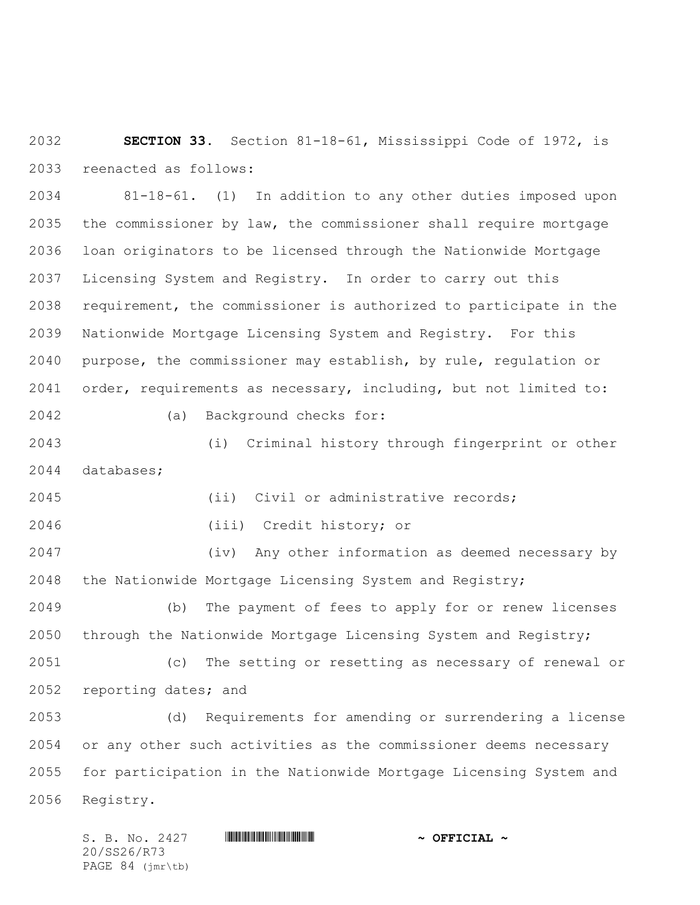**SECTION 33.** Section 81-18-61, Mississippi Code of 1972, is reenacted as follows:

81-18-61. (1) In addition to any other duties imposed upon the commissioner by law, the commissioner shall require mortgage loan originators to be licensed through the Nationwide Mortgage Licensing System and Registry. In order to carry out this requirement, the commissioner is authorized to participate in the Nationwide Mortgage Licensing System and Registry. For this purpose, the commissioner may establish, by rule, regulation or order, requirements as necessary, including, but not limited to:

(a) Background checks for:

(i) Criminal history through fingerprint or other databases;

(ii) Civil or administrative records;

(iii) Credit history; or

(iv) Any other information as deemed necessary by the Nationwide Mortgage Licensing System and Registry;

(b) The payment of fees to apply for or renew licenses through the Nationwide Mortgage Licensing System and Registry;

(c) The setting or resetting as necessary of renewal or reporting dates; and

(d) Requirements for amending or surrendering a license or any other such activities as the commissioner deems necessary for participation in the Nationwide Mortgage Licensing System and Registry.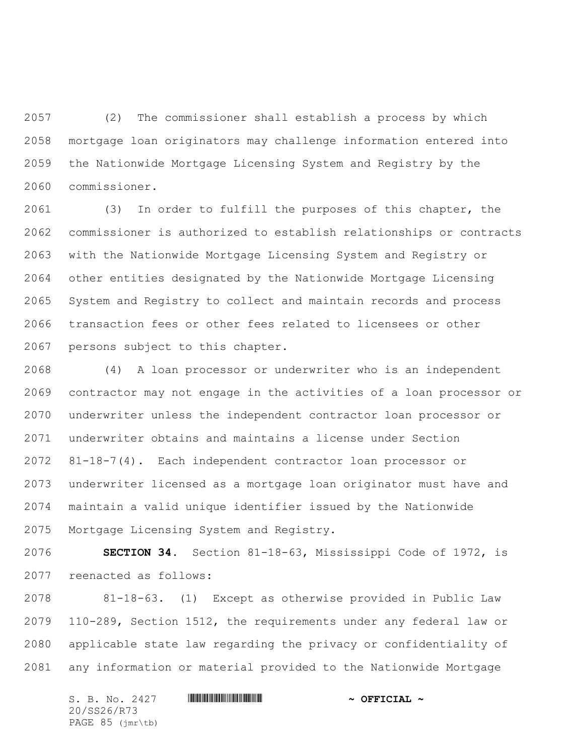(2) The commissioner shall establish a process by which mortgage loan originators may challenge information entered into the Nationwide Mortgage Licensing System and Registry by the commissioner.

(3) In order to fulfill the purposes of this chapter, the commissioner is authorized to establish relationships or contracts with the Nationwide Mortgage Licensing System and Registry or other entities designated by the Nationwide Mortgage Licensing System and Registry to collect and maintain records and process transaction fees or other fees related to licensees or other persons subject to this chapter.

(4) A loan processor or underwriter who is an independent contractor may not engage in the activities of a loan processor or underwriter unless the independent contractor loan processor or underwriter obtains and maintains a license under Section 81-18-7(4). Each independent contractor loan processor or underwriter licensed as a mortgage loan originator must have and maintain a valid unique identifier issued by the Nationwide Mortgage Licensing System and Registry.

**SECTION 34.** Section 81-18-63, Mississippi Code of 1972, is reenacted as follows:

81-18-63. (1) Except as otherwise provided in Public Law 110-289, Section 1512, the requirements under any federal law or applicable state law regarding the privacy or confidentiality of any information or material provided to the Nationwide Mortgage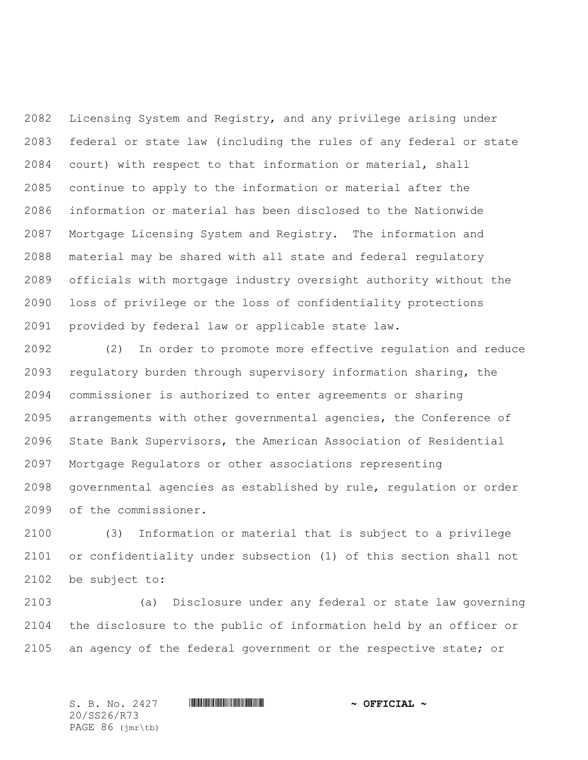Licensing System and Registry, and any privilege arising under federal or state law (including the rules of any federal or state court) with respect to that information or material, shall continue to apply to the information or material after the information or material has been disclosed to the Nationwide Mortgage Licensing System and Registry. The information and material may be shared with all state and federal regulatory officials with mortgage industry oversight authority without the loss of privilege or the loss of confidentiality protections provided by federal law or applicable state law.

(2) In order to promote more effective regulation and reduce regulatory burden through supervisory information sharing, the commissioner is authorized to enter agreements or sharing arrangements with other governmental agencies, the Conference of State Bank Supervisors, the American Association of Residential Mortgage Regulators or other associations representing governmental agencies as established by rule, regulation or order of the commissioner.

(3) Information or material that is subject to a privilege or confidentiality under subsection (1) of this section shall not be subject to:

(a) Disclosure under any federal or state law governing the disclosure to the public of information held by an officer or an agency of the federal government or the respective state; or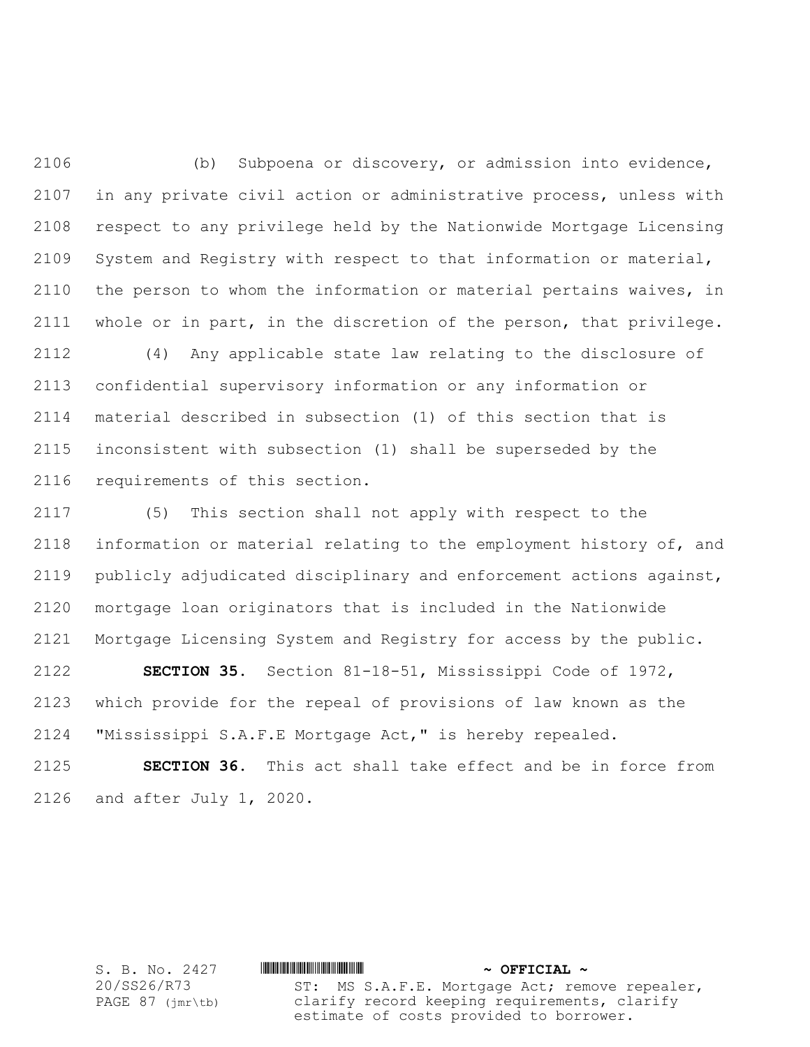(b) Subpoena or discovery, or admission into evidence, in any private civil action or administrative process, unless with respect to any privilege held by the Nationwide Mortgage Licensing System and Registry with respect to that information or material, the person to whom the information or material pertains waives, in whole or in part, in the discretion of the person, that privilege.

(4) Any applicable state law relating to the disclosure of confidential supervisory information or any information or material described in subsection (1) of this section that is inconsistent with subsection (1) shall be superseded by the requirements of this section.

(5) This section shall not apply with respect to the information or material relating to the employment history of, and publicly adjudicated disciplinary and enforcement actions against, mortgage loan originators that is included in the Nationwide Mortgage Licensing System and Registry for access by the public.

**SECTION 35.** Section 81-18-51, Mississippi Code of 1972, which provide for the repeal of provisions of law known as the "Mississippi S.A.F.E Mortgage Act," is hereby repealed.

**SECTION 36.** This act shall take effect and be in force from and after July 1, 2020.

ST: MS S.A.F.E. Mortgage Act; remove repealer, clarify record keeping requirements, clarify estimate of costs provided to borrower.